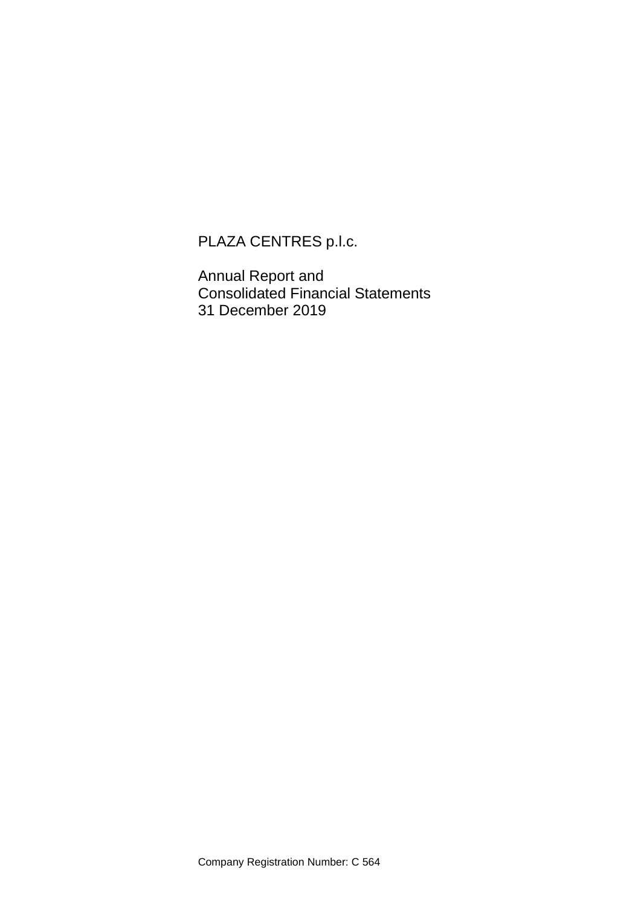# PLAZA CENTRES p.l.c.

Annual Report and
Consolidated Financial Statements
31 December 2019

Company Registration Number: C 564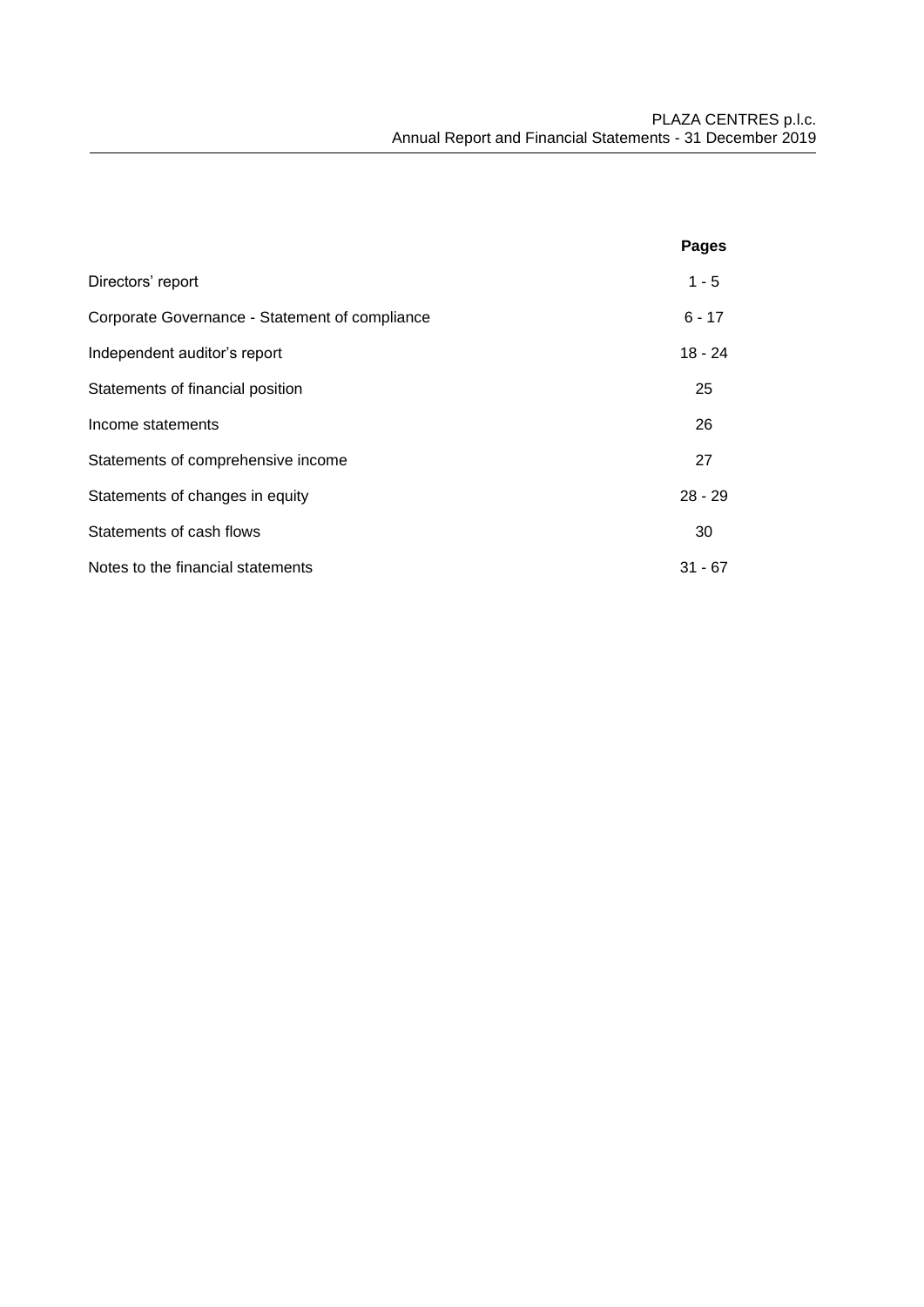| | Pages |
|---|---|
| Directors' report | 1 - 5 |
| Corporate Governance - Statement of compliance | 6 - 17 |
| Independent auditor's report | 18 - 24 |
| Statements of financial position | 25 |
| Income statements | 26 |
| Statements of comprehensive income | 27 |
| Statements of changes in equity | 28 - 29 |
| Statements of cash flows | 30 |
| Notes to the financial statements | 31 - 67 |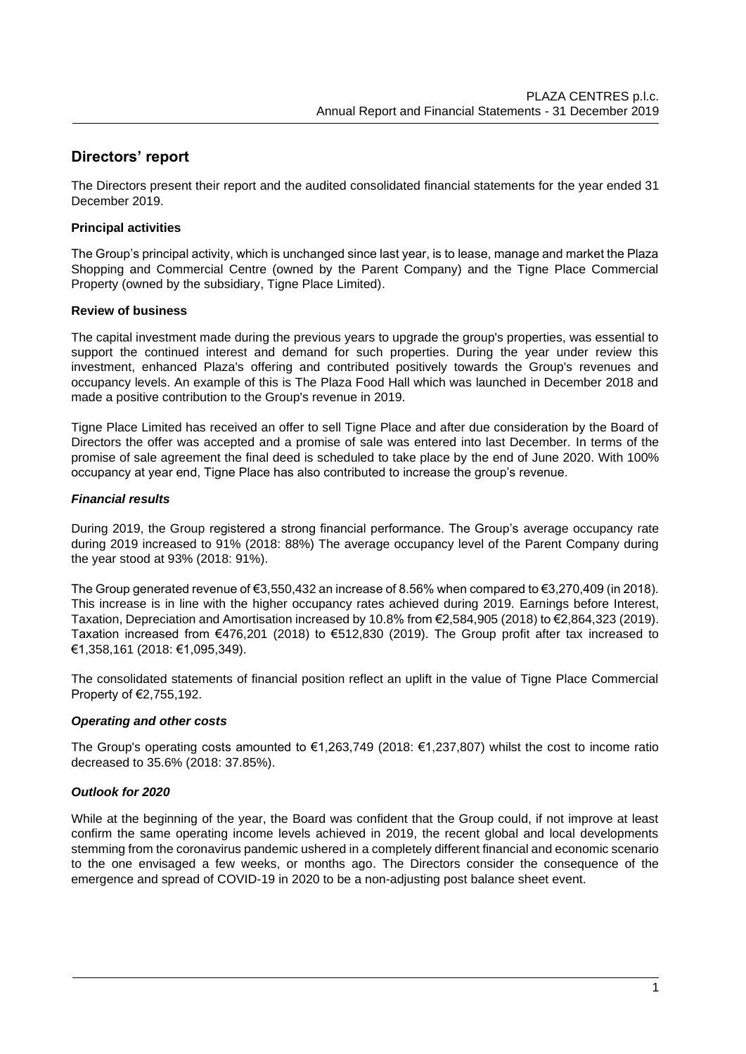## Directors' report

The Directors present their report and the audited consolidated financial statements for the year ended 31 December 2019.

**Principal activities**

The Group's principal activity, which is unchanged since last year, is to lease, manage and market the Plaza Shopping and Commercial Centre (owned by the Parent Company) and the Tigne Place Commercial Property (owned by the subsidiary, Tigne Place Limited).

**Review of business**

The capital investment made during the previous years to upgrade the group's properties, was essential to support the continued interest and demand for such properties. During the year under review this investment, enhanced Plaza's offering and contributed positively towards the Group's revenues and occupancy levels. An example of this is The Plaza Food Hall which was launched in December 2018 and made a positive contribution to the Group's revenue in 2019.

Tigne Place Limited has received an offer to sell Tigne Place and after due consideration by the Board of Directors the offer was accepted and a promise of sale was entered into last December. In terms of the promise of sale agreement the final deed is scheduled to take place by the end of June 2020. With 100% occupancy at year end, Tigne Place has also contributed to increase the group's revenue.

***Financial results***

During 2019, the Group registered a strong financial performance. The Group's average occupancy rate during 2019 increased to 91% (2018: 88%) The average occupancy level of the Parent Company during the year stood at 93% (2018: 91%).

The Group generated revenue of €3,550,432 an increase of 8.56% when compared to €3,270,409 (in 2018). This increase is in line with the higher occupancy rates achieved during 2019. Earnings before Interest, Taxation, Depreciation and Amortisation increased by 10.8% from €2,584,905 (2018) to €2,864,323 (2019). Taxation increased from €476,201 (2018) to €512,830 (2019). The Group profit after tax increased to €1,358,161 (2018: €1,095,349).

The consolidated statements of financial position reflect an uplift in the value of Tigne Place Commercial Property of €2,755,192.

***Operating and other costs***

The Group's operating costs amounted to €1,263,749 (2018: €1,237,807) whilst the cost to income ratio decreased to 35.6% (2018: 37.85%).

***Outlook for 2020***

While at the beginning of the year, the Board was confident that the Group could, if not improve at least confirm the same operating income levels achieved in 2019, the recent global and local developments stemming from the coronavirus pandemic ushered in a completely different financial and economic scenario to the one envisaged a few weeks, or months ago. The Directors consider the consequence of the emergence and spread of COVID-19 in 2020 to be a non-adjusting post balance sheet event.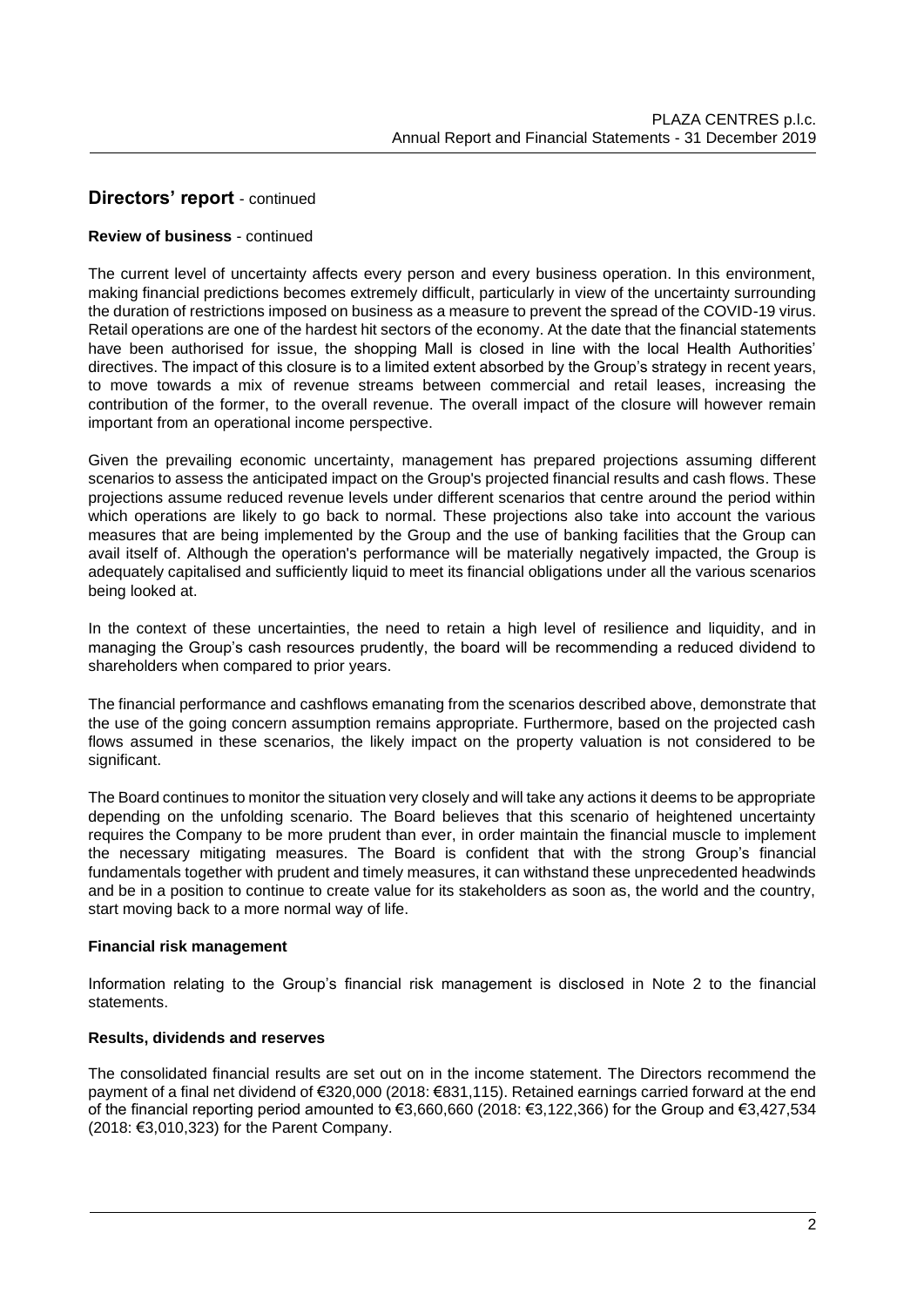## Directors' report - continued

**Review of business** - continued

The current level of uncertainty affects every person and every business operation. In this environment, making financial predictions becomes extremely difficult, particularly in view of the uncertainty surrounding the duration of restrictions imposed on business as a measure to prevent the spread of the COVID-19 virus. Retail operations are one of the hardest hit sectors of the economy. At the date that the financial statements have been authorised for issue, the shopping Mall is closed in line with the local Health Authorities' directives. The impact of this closure is to a limited extent absorbed by the Group's strategy in recent years, to move towards a mix of revenue streams between commercial and retail leases, increasing the contribution of the former, to the overall revenue. The overall impact of the closure will however remain important from an operational income perspective.

Given the prevailing economic uncertainty, management has prepared projections assuming different scenarios to assess the anticipated impact on the Group's projected financial results and cash flows. These projections assume reduced revenue levels under different scenarios that centre around the period within which operations are likely to go back to normal. These projections also take into account the various measures that are being implemented by the Group and the use of banking facilities that the Group can avail itself of. Although the operation's performance will be materially negatively impacted, the Group is adequately capitalised and sufficiently liquid to meet its financial obligations under all the various scenarios being looked at.

In the context of these uncertainties, the need to retain a high level of resilience and liquidity, and in managing the Group's cash resources prudently, the board will be recommending a reduced dividend to shareholders when compared to prior years.

The financial performance and cashflows emanating from the scenarios described above, demonstrate that the use of the going concern assumption remains appropriate. Furthermore, based on the projected cash flows assumed in these scenarios, the likely impact on the property valuation is not considered to be significant.

The Board continues to monitor the situation very closely and will take any actions it deems to be appropriate depending on the unfolding scenario. The Board believes that this scenario of heightened uncertainty requires the Company to be more prudent than ever, in order maintain the financial muscle to implement the necessary mitigating measures. The Board is confident that with the strong Group's financial fundamentals together with prudent and timely measures, it can withstand these unprecedented headwinds and be in a position to continue to create value for its stakeholders as soon as, the world and the country, start moving back to a more normal way of life.

**Financial risk management**

Information relating to the Group's financial risk management is disclosed in Note 2 to the financial statements.

**Results, dividends and reserves**

The consolidated financial results are set out on in the income statement. The Directors recommend the payment of a final net dividend of €320,000 (2018: €831,115). Retained earnings carried forward at the end of the financial reporting period amounted to €3,660,660 (2018: €3,122,366) for the Group and €3,427,534 (2018: €3,010,323) for the Parent Company.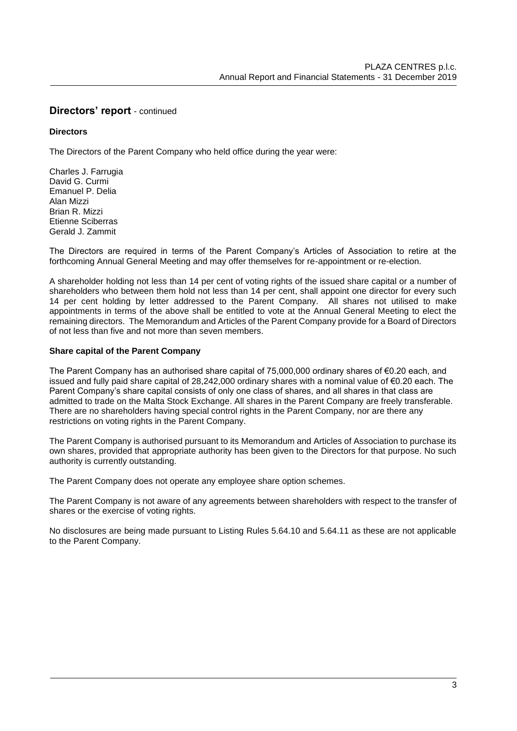## Directors' report - continued

### Directors

The Directors of the Parent Company who held office during the year were:

Charles J. Farrugia
David G. Curmi
Emanuel P. Delia
Alan Mizzi
Brian R. Mizzi
Etienne Sciberras
Gerald J. Zammit

The Directors are required in terms of the Parent Company's Articles of Association to retire at the forthcoming Annual General Meeting and may offer themselves for re-appointment or re-election.

A shareholder holding not less than 14 per cent of voting rights of the issued share capital or a number of shareholders who between them hold not less than 14 per cent, shall appoint one director for every such 14 per cent holding by letter addressed to the Parent Company. All shares not utilised to make appointments in terms of the above shall be entitled to vote at the Annual General Meeting to elect the remaining directors. The Memorandum and Articles of the Parent Company provide for a Board of Directors of not less than five and not more than seven members.

### Share capital of the Parent Company

The Parent Company has an authorised share capital of 75,000,000 ordinary shares of €0.20 each, and issued and fully paid share capital of 28,242,000 ordinary shares with a nominal value of €0.20 each. The Parent Company's share capital consists of only one class of shares, and all shares in that class are admitted to trade on the Malta Stock Exchange. All shares in the Parent Company are freely transferable. There are no shareholders having special control rights in the Parent Company, nor are there any restrictions on voting rights in the Parent Company.

The Parent Company is authorised pursuant to its Memorandum and Articles of Association to purchase its own shares, provided that appropriate authority has been given to the Directors for that purpose. No such authority is currently outstanding.

The Parent Company does not operate any employee share option schemes.

The Parent Company is not aware of any agreements between shareholders with respect to the transfer of shares or the exercise of voting rights.

No disclosures are being made pursuant to Listing Rules 5.64.10 and 5.64.11 as these are not applicable to the Parent Company.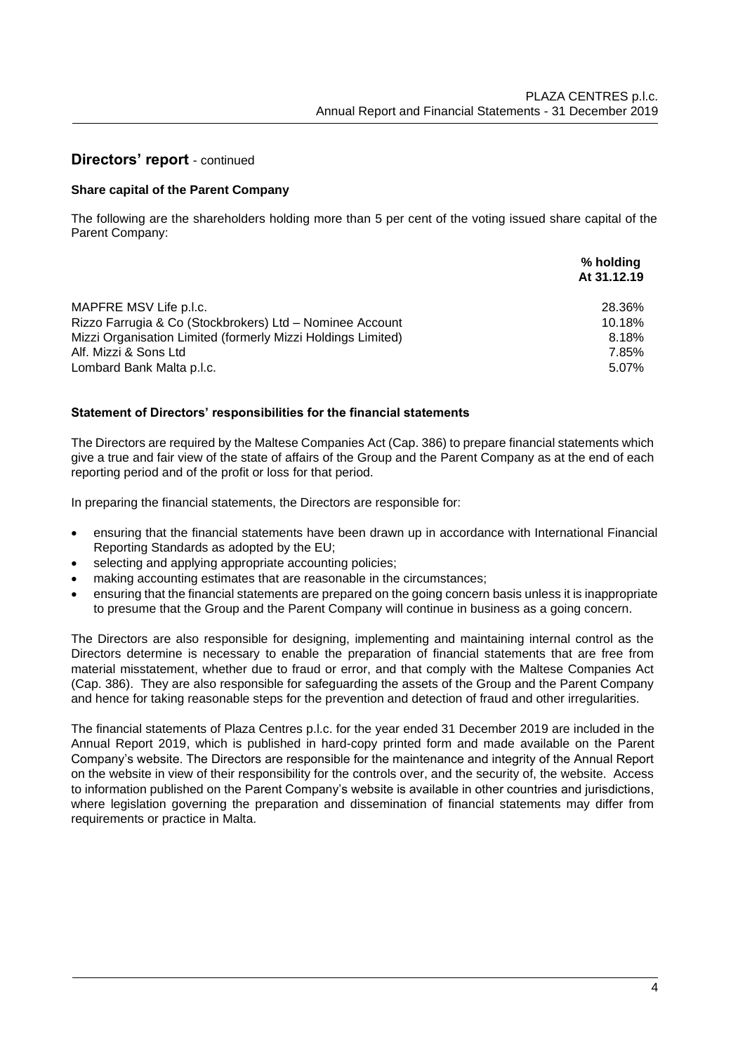## Directors' report - continued

### Share capital of the Parent Company

The following are the shareholders holding more than 5 per cent of the voting issued share capital of the Parent Company:

| | % holding At 31.12.19 |
|---|---|
| MAPFRE MSV Life p.l.c. | 28.36% |
| Rizzo Farrugia & Co (Stockbrokers) Ltd – Nominee Account | 10.18% |
| Mizzi Organisation Limited (formerly Mizzi Holdings Limited) | 8.18% |
| Alf. Mizzi & Sons Ltd | 7.85% |
| Lombard Bank Malta p.l.c. | 5.07% |

### Statement of Directors' responsibilities for the financial statements

The Directors are required by the Maltese Companies Act (Cap. 386) to prepare financial statements which give a true and fair view of the state of affairs of the Group and the Parent Company as at the end of each reporting period and of the profit or loss for that period.

In preparing the financial statements, the Directors are responsible for:

- ensuring that the financial statements have been drawn up in accordance with International Financial Reporting Standards as adopted by the EU;
- selecting and applying appropriate accounting policies;
- making accounting estimates that are reasonable in the circumstances;
- ensuring that the financial statements are prepared on the going concern basis unless it is inappropriate to presume that the Group and the Parent Company will continue in business as a going concern.

The Directors are also responsible for designing, implementing and maintaining internal control as the Directors determine is necessary to enable the preparation of financial statements that are free from material misstatement, whether due to fraud or error, and that comply with the Maltese Companies Act (Cap. 386). They are also responsible for safeguarding the assets of the Group and the Parent Company and hence for taking reasonable steps for the prevention and detection of fraud and other irregularities.

The financial statements of Plaza Centres p.l.c. for the year ended 31 December 2019 are included in the Annual Report 2019, which is published in hard-copy printed form and made available on the Parent Company's website. The Directors are responsible for the maintenance and integrity of the Annual Report on the website in view of their responsibility for the controls over, and the security of, the website. Access to information published on the Parent Company's website is available in other countries and jurisdictions, where legislation governing the preparation and dissemination of financial statements may differ from requirements or practice in Malta.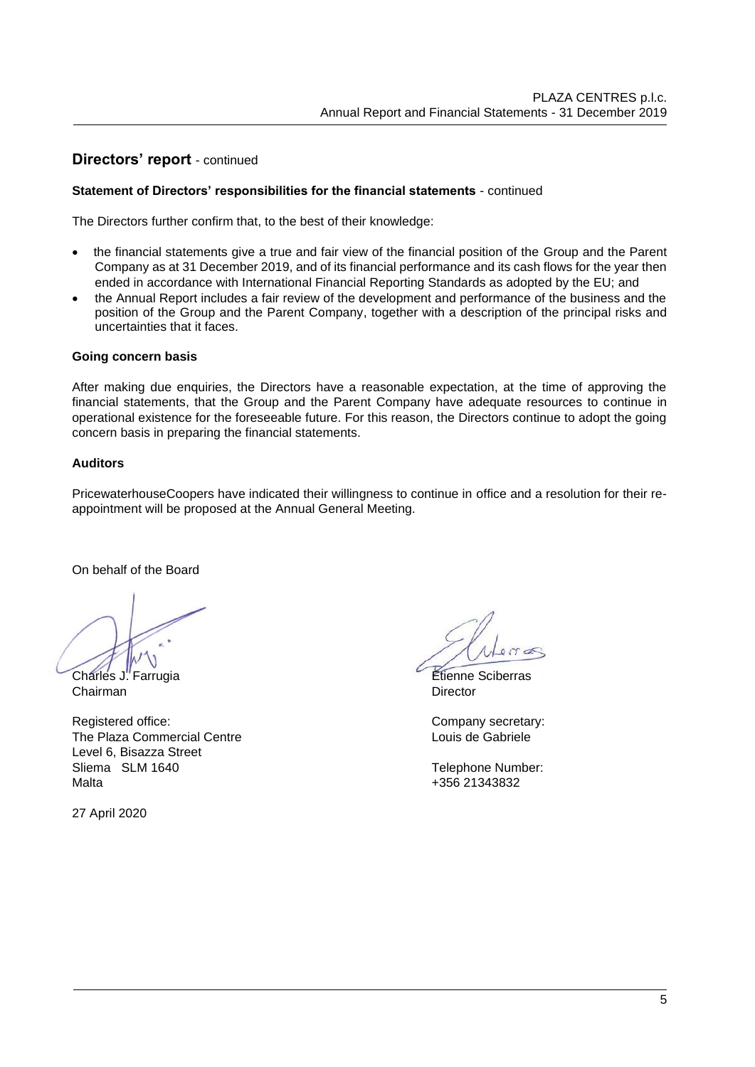## Directors' report - continued

### Statement of Directors' responsibilities for the financial statements - continued

The Directors further confirm that, to the best of their knowledge:

- the financial statements give a true and fair view of the financial position of the Group and the Parent Company as at 31 December 2019, and of its financial performance and its cash flows for the year then ended in accordance with International Financial Reporting Standards as adopted by the EU; and
- the Annual Report includes a fair review of the development and performance of the business and the position of the Group and the Parent Company, together with a description of the principal risks and uncertainties that it faces.

### Going concern basis

After making due enquiries, the Directors have a reasonable expectation, at the time of approving the financial statements, that the Group and the Parent Company have adequate resources to continue in operational existence for the foreseeable future. For this reason, the Directors continue to adopt the going concern basis in preparing the financial statements.

### Auditors

PricewaterhouseCoopers have indicated their willingness to continue in office and a resolution for their re-appointment will be proposed at the Annual General Meeting.

On behalf of the Board

Charles J. Farrugia
Chairman

Etienne Sciberras
Director

Registered office:
The Plaza Commercial Centre
Level 6, Bisazza Street
Sliema SLM 1640
Malta

Company secretary:
Louis de Gabriele

Telephone Number:
+356 21343832

27 April 2020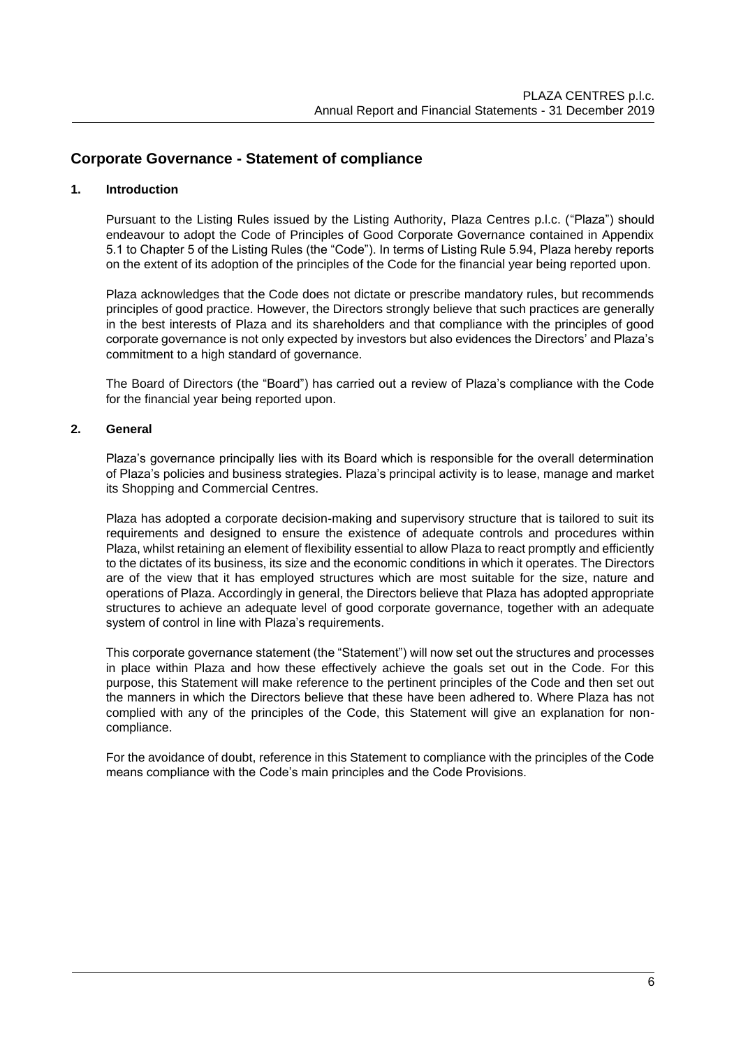# Corporate Governance - Statement of compliance

## 1. Introduction

Pursuant to the Listing Rules issued by the Listing Authority, Plaza Centres p.l.c. ("Plaza") should endeavour to adopt the Code of Principles of Good Corporate Governance contained in Appendix 5.1 to Chapter 5 of the Listing Rules (the "Code"). In terms of Listing Rule 5.94, Plaza hereby reports on the extent of its adoption of the principles of the Code for the financial year being reported upon.

Plaza acknowledges that the Code does not dictate or prescribe mandatory rules, but recommends principles of good practice. However, the Directors strongly believe that such practices are generally in the best interests of Plaza and its shareholders and that compliance with the principles of good corporate governance is not only expected by investors but also evidences the Directors' and Plaza's commitment to a high standard of governance.

The Board of Directors (the "Board") has carried out a review of Plaza's compliance with the Code for the financial year being reported upon.

## 2. General

Plaza's governance principally lies with its Board which is responsible for the overall determination of Plaza's policies and business strategies. Plaza's principal activity is to lease, manage and market its Shopping and Commercial Centres.

Plaza has adopted a corporate decision-making and supervisory structure that is tailored to suit its requirements and designed to ensure the existence of adequate controls and procedures within Plaza, whilst retaining an element of flexibility essential to allow Plaza to react promptly and efficiently to the dictates of its business, its size and the economic conditions in which it operates. The Directors are of the view that it has employed structures which are most suitable for the size, nature and operations of Plaza. Accordingly in general, the Directors believe that Plaza has adopted appropriate structures to achieve an adequate level of good corporate governance, together with an adequate system of control in line with Plaza's requirements.

This corporate governance statement (the "Statement") will now set out the structures and processes in place within Plaza and how these effectively achieve the goals set out in the Code. For this purpose, this Statement will make reference to the pertinent principles of the Code and then set out the manners in which the Directors believe that these have been adhered to. Where Plaza has not complied with any of the principles of the Code, this Statement will give an explanation for non-compliance.

For the avoidance of doubt, reference in this Statement to compliance with the principles of the Code means compliance with the Code's main principles and the Code Provisions.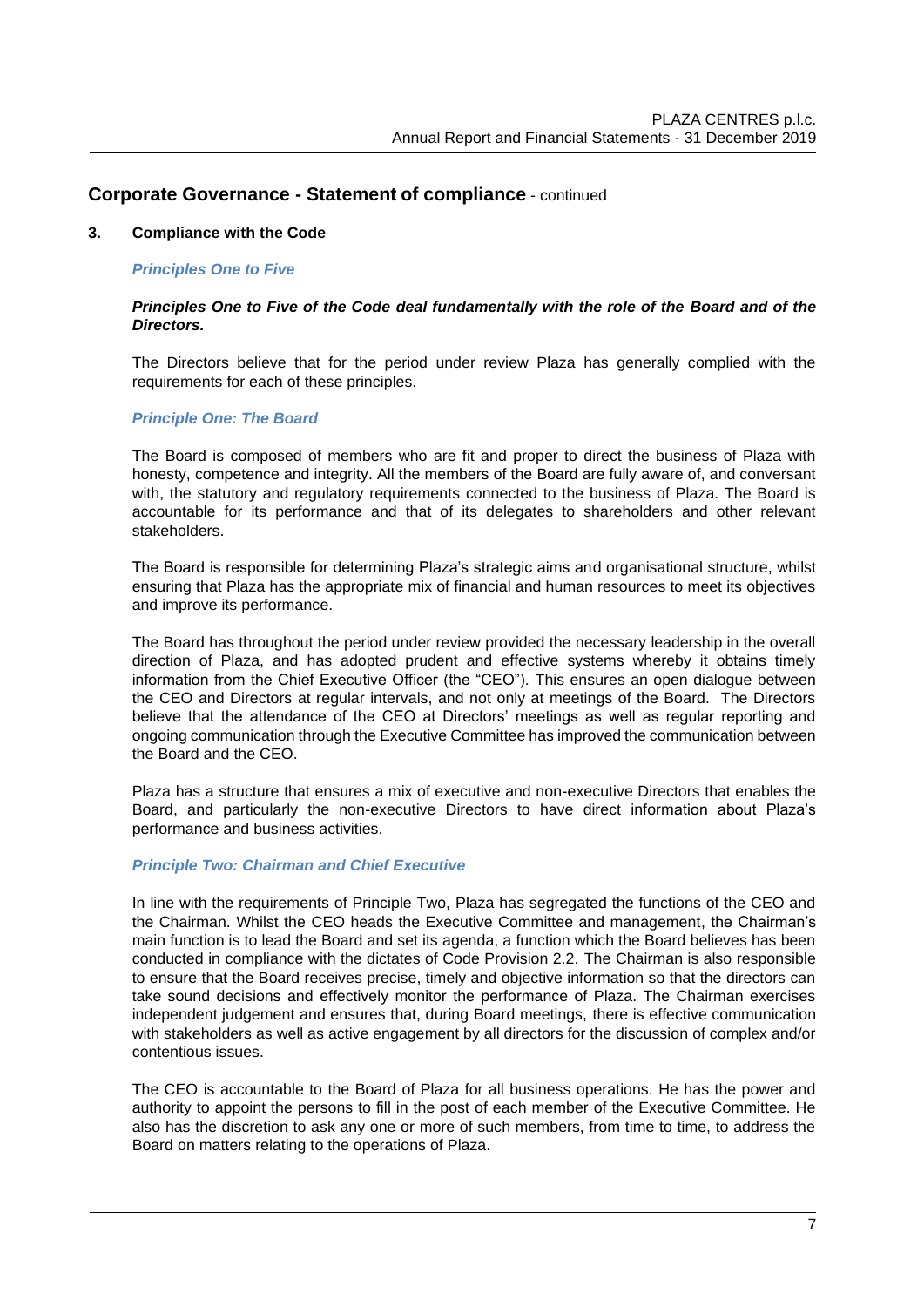## Corporate Governance - Statement of compliance - continued

### 3. Compliance with the Code

***Principles One to Five***

***Principles One to Five of the Code deal fundamentally with the role of the Board and of the Directors.***

The Directors believe that for the period under review Plaza has generally complied with the requirements for each of these principles.

***Principle One: The Board***

The Board is composed of members who are fit and proper to direct the business of Plaza with honesty, competence and integrity. All the members of the Board are fully aware of, and conversant with, the statutory and regulatory requirements connected to the business of Plaza. The Board is accountable for its performance and that of its delegates to shareholders and other relevant stakeholders.

The Board is responsible for determining Plaza's strategic aims and organisational structure, whilst ensuring that Plaza has the appropriate mix of financial and human resources to meet its objectives and improve its performance.

The Board has throughout the period under review provided the necessary leadership in the overall direction of Plaza, and has adopted prudent and effective systems whereby it obtains timely information from the Chief Executive Officer (the "CEO"). This ensures an open dialogue between the CEO and Directors at regular intervals, and not only at meetings of the Board. The Directors believe that the attendance of the CEO at Directors' meetings as well as regular reporting and ongoing communication through the Executive Committee has improved the communication between the Board and the CEO.

Plaza has a structure that ensures a mix of executive and non-executive Directors that enables the Board, and particularly the non-executive Directors to have direct information about Plaza's performance and business activities.

***Principle Two: Chairman and Chief Executive***

In line with the requirements of Principle Two, Plaza has segregated the functions of the CEO and the Chairman. Whilst the CEO heads the Executive Committee and management, the Chairman's main function is to lead the Board and set its agenda, a function which the Board believes has been conducted in compliance with the dictates of Code Provision 2.2. The Chairman is also responsible to ensure that the Board receives precise, timely and objective information so that the directors can take sound decisions and effectively monitor the performance of Plaza. The Chairman exercises independent judgement and ensures that, during Board meetings, there is effective communication with stakeholders as well as active engagement by all directors for the discussion of complex and/or contentious issues.

The CEO is accountable to the Board of Plaza for all business operations. He has the power and authority to appoint the persons to fill in the post of each member of the Executive Committee. He also has the discretion to ask any one or more of such members, from time to time, to address the Board on matters relating to the operations of Plaza.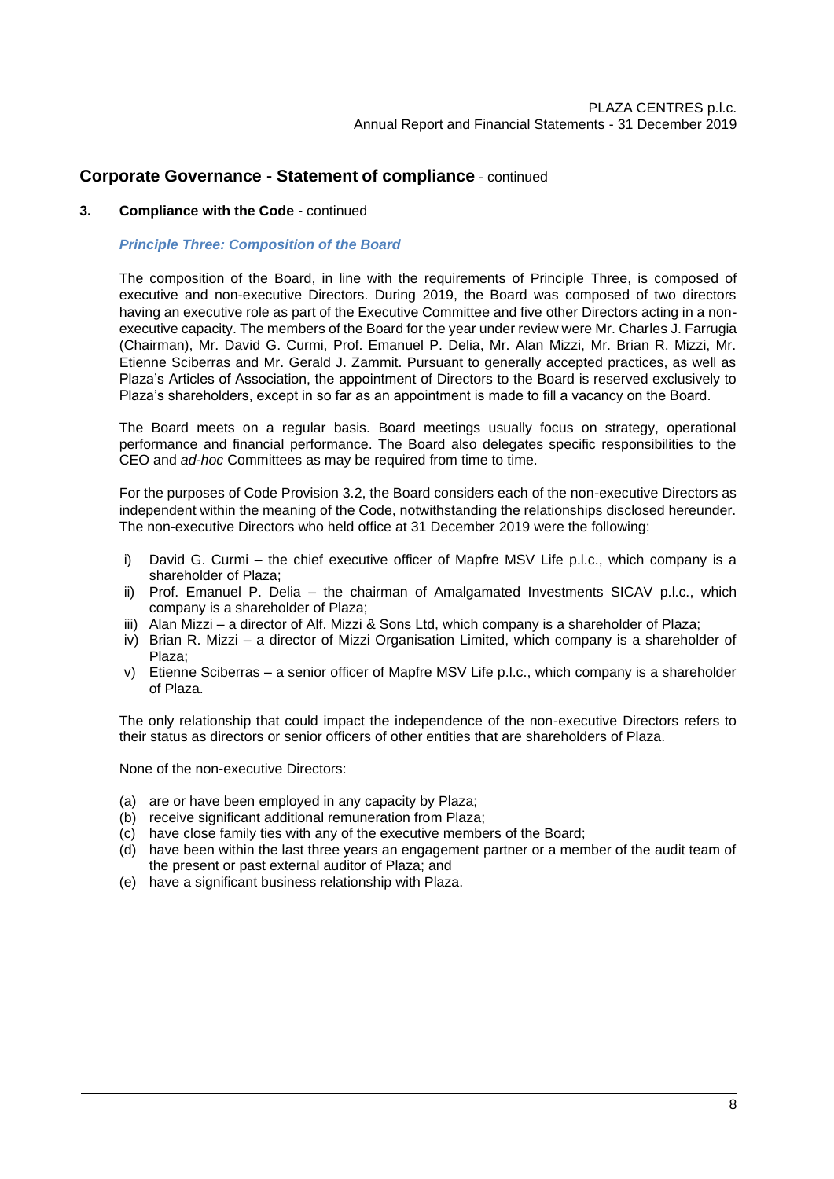## Corporate Governance - Statement of compliance - continued

### 3. Compliance with the Code - continued

***Principle Three: Composition of the Board***

The composition of the Board, in line with the requirements of Principle Three, is composed of executive and non-executive Directors. During 2019, the Board was composed of two directors having an executive role as part of the Executive Committee and five other Directors acting in a non-executive capacity. The members of the Board for the year under review were Mr. Charles J. Farrugia (Chairman), Mr. David G. Curmi, Prof. Emanuel P. Delia, Mr. Alan Mizzi, Mr. Brian R. Mizzi, Mr. Etienne Sciberras and Mr. Gerald J. Zammit. Pursuant to generally accepted practices, as well as Plaza's Articles of Association, the appointment of Directors to the Board is reserved exclusively to Plaza's shareholders, except in so far as an appointment is made to fill a vacancy on the Board.

The Board meets on a regular basis. Board meetings usually focus on strategy, operational performance and financial performance. The Board also delegates specific responsibilities to the CEO and *ad-hoc* Committees as may be required from time to time.

For the purposes of Code Provision 3.2, the Board considers each of the non-executive Directors as independent within the meaning of the Code, notwithstanding the relationships disclosed hereunder. The non-executive Directors who held office at 31 December 2019 were the following:

i) David G. Curmi – the chief executive officer of Mapfre MSV Life p.l.c., which company is a shareholder of Plaza;
ii) Prof. Emanuel P. Delia – the chairman of Amalgamated Investments SICAV p.l.c., which company is a shareholder of Plaza;
iii) Alan Mizzi – a director of Alf. Mizzi & Sons Ltd, which company is a shareholder of Plaza;
iv) Brian R. Mizzi – a director of Mizzi Organisation Limited, which company is a shareholder of Plaza;
v) Etienne Sciberras – a senior officer of Mapfre MSV Life p.l.c., which company is a shareholder of Plaza.

The only relationship that could impact the independence of the non-executive Directors refers to their status as directors or senior officers of other entities that are shareholders of Plaza.

None of the non-executive Directors:

(a) are or have been employed in any capacity by Plaza;
(b) receive significant additional remuneration from Plaza;
(c) have close family ties with any of the executive members of the Board;
(d) have been within the last three years an engagement partner or a member of the audit team of the present or past external auditor of Plaza; and
(e) have a significant business relationship with Plaza.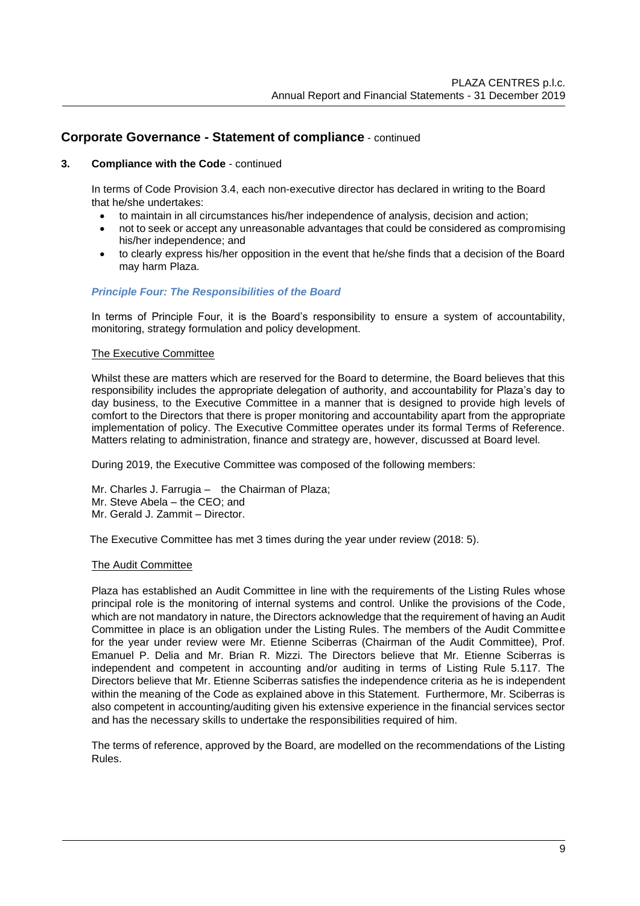## Corporate Governance - Statement of compliance - continued

### 3. Compliance with the Code - continued

In terms of Code Provision 3.4, each non-executive director has declared in writing to the Board that he/she undertakes:

- to maintain in all circumstances his/her independence of analysis, decision and action;
- not to seek or accept any unreasonable advantages that could be considered as compromising his/her independence; and
- to clearly express his/her opposition in the event that he/she finds that a decision of the Board may harm Plaza.

***Principle Four: The Responsibilities of the Board***

In terms of Principle Four, it is the Board's responsibility to ensure a system of accountability, monitoring, strategy formulation and policy development.

The Executive Committee

Whilst these are matters which are reserved for the Board to determine, the Board believes that this responsibility includes the appropriate delegation of authority, and accountability for Plaza's day to day business, to the Executive Committee in a manner that is designed to provide high levels of comfort to the Directors that there is proper monitoring and accountability apart from the appropriate implementation of policy. The Executive Committee operates under its formal Terms of Reference. Matters relating to administration, finance and strategy are, however, discussed at Board level.

During 2019, the Executive Committee was composed of the following members:

Mr. Charles J. Farrugia – the Chairman of Plaza;
Mr. Steve Abela – the CEO; and
Mr. Gerald J. Zammit – Director.

The Executive Committee has met 3 times during the year under review (2018: 5).

The Audit Committee

Plaza has established an Audit Committee in line with the requirements of the Listing Rules whose principal role is the monitoring of internal systems and control. Unlike the provisions of the Code, which are not mandatory in nature, the Directors acknowledge that the requirement of having an Audit Committee in place is an obligation under the Listing Rules. The members of the Audit Committee for the year under review were Mr. Etienne Sciberras (Chairman of the Audit Committee), Prof. Emanuel P. Delia and Mr. Brian R. Mizzi. The Directors believe that Mr. Etienne Sciberras is independent and competent in accounting and/or auditing in terms of Listing Rule 5.117. The Directors believe that Mr. Etienne Sciberras satisfies the independence criteria as he is independent within the meaning of the Code as explained above in this Statement. Furthermore, Mr. Sciberras is also competent in accounting/auditing given his extensive experience in the financial services sector and has the necessary skills to undertake the responsibilities required of him.

The terms of reference, approved by the Board, are modelled on the recommendations of the Listing Rules.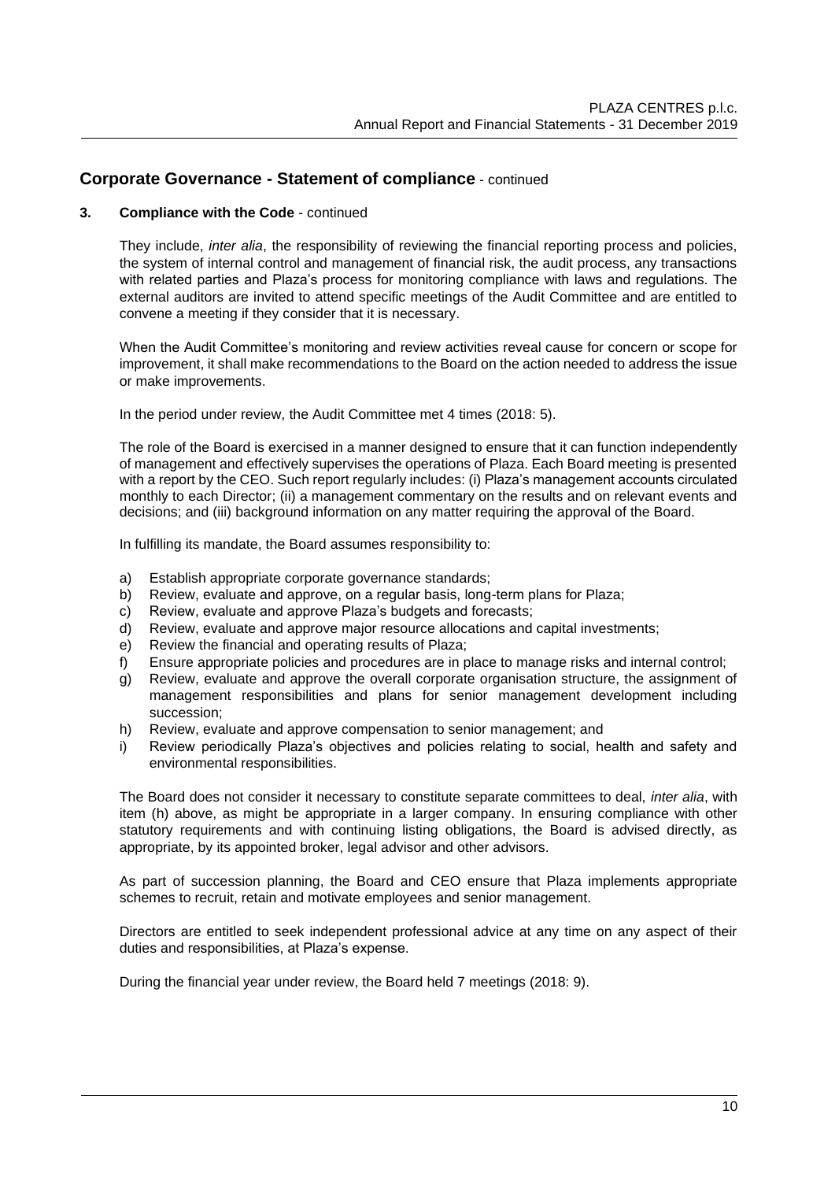## Corporate Governance - Statement of compliance - continued

### 3. Compliance with the Code - continued

They include, *inter alia*, the responsibility of reviewing the financial reporting process and policies, the system of internal control and management of financial risk, the audit process, any transactions with related parties and Plaza's process for monitoring compliance with laws and regulations. The external auditors are invited to attend specific meetings of the Audit Committee and are entitled to convene a meeting if they consider that it is necessary.

When the Audit Committee's monitoring and review activities reveal cause for concern or scope for improvement, it shall make recommendations to the Board on the action needed to address the issue or make improvements.

In the period under review, the Audit Committee met 4 times (2018: 5).

The role of the Board is exercised in a manner designed to ensure that it can function independently of management and effectively supervises the operations of Plaza. Each Board meeting is presented with a report by the CEO. Such report regularly includes: (i) Plaza's management accounts circulated monthly to each Director; (ii) a management commentary on the results and on relevant events and decisions; and (iii) background information on any matter requiring the approval of the Board.

In fulfilling its mandate, the Board assumes responsibility to:

a) Establish appropriate corporate governance standards;
b) Review, evaluate and approve, on a regular basis, long-term plans for Plaza;
c) Review, evaluate and approve Plaza's budgets and forecasts;
d) Review, evaluate and approve major resource allocations and capital investments;
e) Review the financial and operating results of Plaza;
f) Ensure appropriate policies and procedures are in place to manage risks and internal control;
g) Review, evaluate and approve the overall corporate organisation structure, the assignment of management responsibilities and plans for senior management development including succession;
h) Review, evaluate and approve compensation to senior management; and
i) Review periodically Plaza's objectives and policies relating to social, health and safety and environmental responsibilities.

The Board does not consider it necessary to constitute separate committees to deal, *inter alia*, with item (h) above, as might be appropriate in a larger company. In ensuring compliance with other statutory requirements and with continuing listing obligations, the Board is advised directly, as appropriate, by its appointed broker, legal advisor and other advisors.

As part of succession planning, the Board and CEO ensure that Plaza implements appropriate schemes to recruit, retain and motivate employees and senior management.

Directors are entitled to seek independent professional advice at any time on any aspect of their duties and responsibilities, at Plaza's expense.

During the financial year under review, the Board held 7 meetings (2018: 9).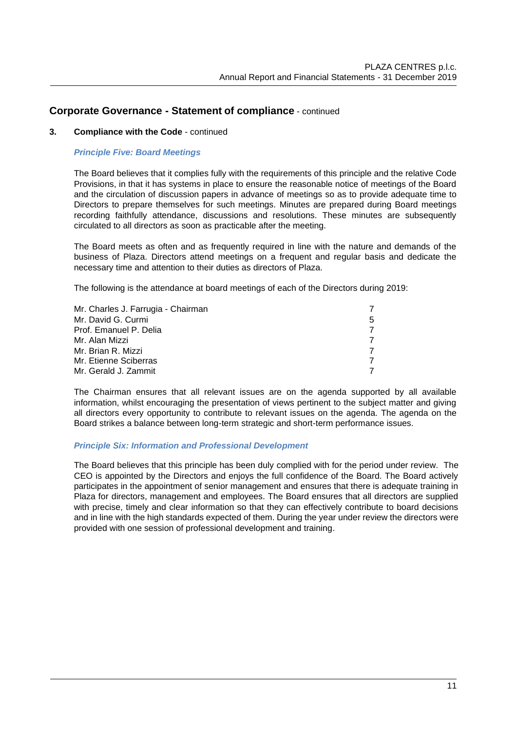## Corporate Governance - Statement of compliance - continued

### 3. Compliance with the Code - continued

#### *Principle Five: Board Meetings*

The Board believes that it complies fully with the requirements of this principle and the relative Code Provisions, in that it has systems in place to ensure the reasonable notice of meetings of the Board and the circulation of discussion papers in advance of meetings so as to provide adequate time to Directors to prepare themselves for such meetings. Minutes are prepared during Board meetings recording faithfully attendance, discussions and resolutions. These minutes are subsequently circulated to all directors as soon as practicable after the meeting.

The Board meets as often and as frequently required in line with the nature and demands of the business of Plaza. Directors attend meetings on a frequent and regular basis and dedicate the necessary time and attention to their duties as directors of Plaza.

The following is the attendance at board meetings of each of the Directors during 2019:

| | |
|---|---|
| Mr. Charles J. Farrugia - Chairman | 7 |
| Mr. David G. Curmi | 5 |
| Prof. Emanuel P. Delia | 7 |
| Mr. Alan Mizzi | 7 |
| Mr. Brian R. Mizzi | 7 |
| Mr. Etienne Sciberras | 7 |
| Mr. Gerald J. Zammit | 7 |

The Chairman ensures that all relevant issues are on the agenda supported by all available information, whilst encouraging the presentation of views pertinent to the subject matter and giving all directors every opportunity to contribute to relevant issues on the agenda. The agenda on the Board strikes a balance between long-term strategic and short-term performance issues.

#### *Principle Six: Information and Professional Development*

The Board believes that this principle has been duly complied with for the period under review. The CEO is appointed by the Directors and enjoys the full confidence of the Board. The Board actively participates in the appointment of senior management and ensures that there is adequate training in Plaza for directors, management and employees. The Board ensures that all directors are supplied with precise, timely and clear information so that they can effectively contribute to board decisions and in line with the high standards expected of them. During the year under review the directors were provided with one session of professional development and training.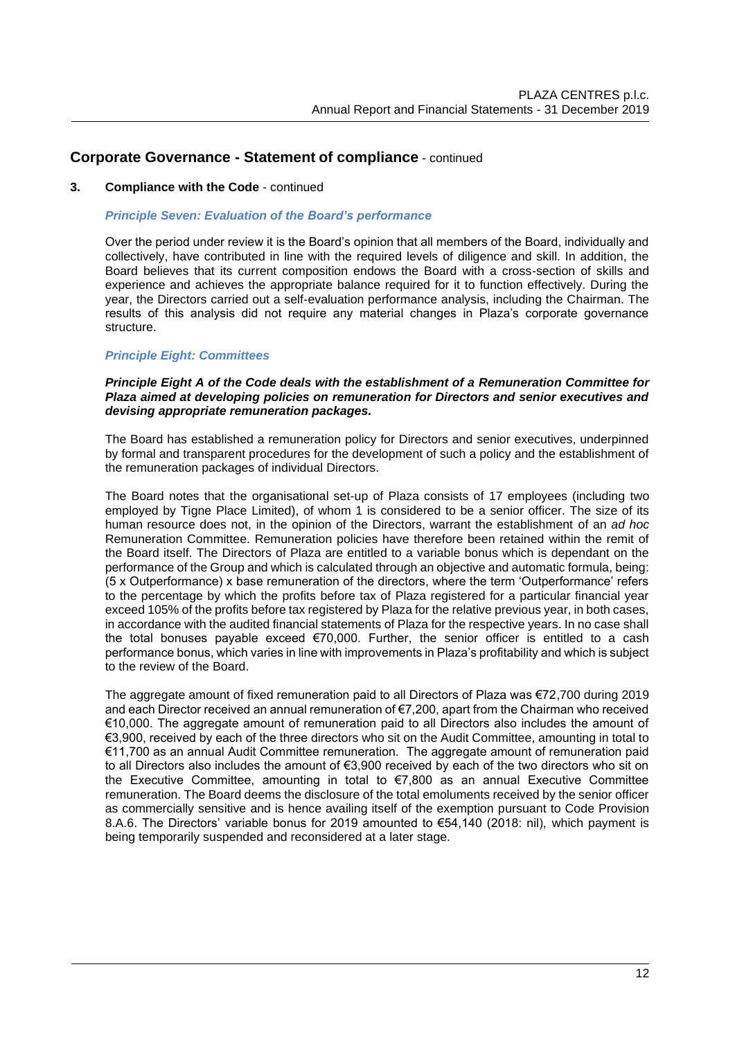## Corporate Governance - Statement of compliance - continued

### 3. Compliance with the Code - continued

***Principle Seven: Evaluation of the Board's performance***

Over the period under review it is the Board's opinion that all members of the Board, individually and collectively, have contributed in line with the required levels of diligence and skill. In addition, the Board believes that its current composition endows the Board with a cross-section of skills and experience and achieves the appropriate balance required for it to function effectively. During the year, the Directors carried out a self-evaluation performance analysis, including the Chairman. The results of this analysis did not require any material changes in Plaza's corporate governance structure.

***Principle Eight: Committees***

***Principle Eight A of the Code deals with the establishment of a Remuneration Committee for Plaza aimed at developing policies on remuneration for Directors and senior executives and devising appropriate remuneration packages.***

The Board has established a remuneration policy for Directors and senior executives, underpinned by formal and transparent procedures for the development of such a policy and the establishment of the remuneration packages of individual Directors.

The Board notes that the organisational set-up of Plaza consists of 17 employees (including two employed by Tigne Place Limited), of whom 1 is considered to be a senior officer. The size of its human resource does not, in the opinion of the Directors, warrant the establishment of an *ad hoc* Remuneration Committee. Remuneration policies have therefore been retained within the remit of the Board itself. The Directors of Plaza are entitled to a variable bonus which is dependant on the performance of the Group and which is calculated through an objective and automatic formula, being: (5 x Outperformance) x base remuneration of the directors, where the term 'Outperformance' refers to the percentage by which the profits before tax of Plaza registered for a particular financial year exceed 105% of the profits before tax registered by Plaza for the relative previous year, in both cases, in accordance with the audited financial statements of Plaza for the respective years. In no case shall the total bonuses payable exceed €70,000. Further, the senior officer is entitled to a cash performance bonus, which varies in line with improvements in Plaza's profitability and which is subject to the review of the Board.

The aggregate amount of fixed remuneration paid to all Directors of Plaza was €72,700 during 2019 and each Director received an annual remuneration of €7,200, apart from the Chairman who received €10,000. The aggregate amount of remuneration paid to all Directors also includes the amount of €3,900, received by each of the three directors who sit on the Audit Committee, amounting in total to €11,700 as an annual Audit Committee remuneration. The aggregate amount of remuneration paid to all Directors also includes the amount of €3,900 received by each of the two directors who sit on the Executive Committee, amounting in total to €7,800 as an annual Executive Committee remuneration. The Board deems the disclosure of the total emoluments received by the senior officer as commercially sensitive and is hence availing itself of the exemption pursuant to Code Provision 8.A.6. The Directors' variable bonus for 2019 amounted to €54,140 (2018: nil), which payment is being temporarily suspended and reconsidered at a later stage.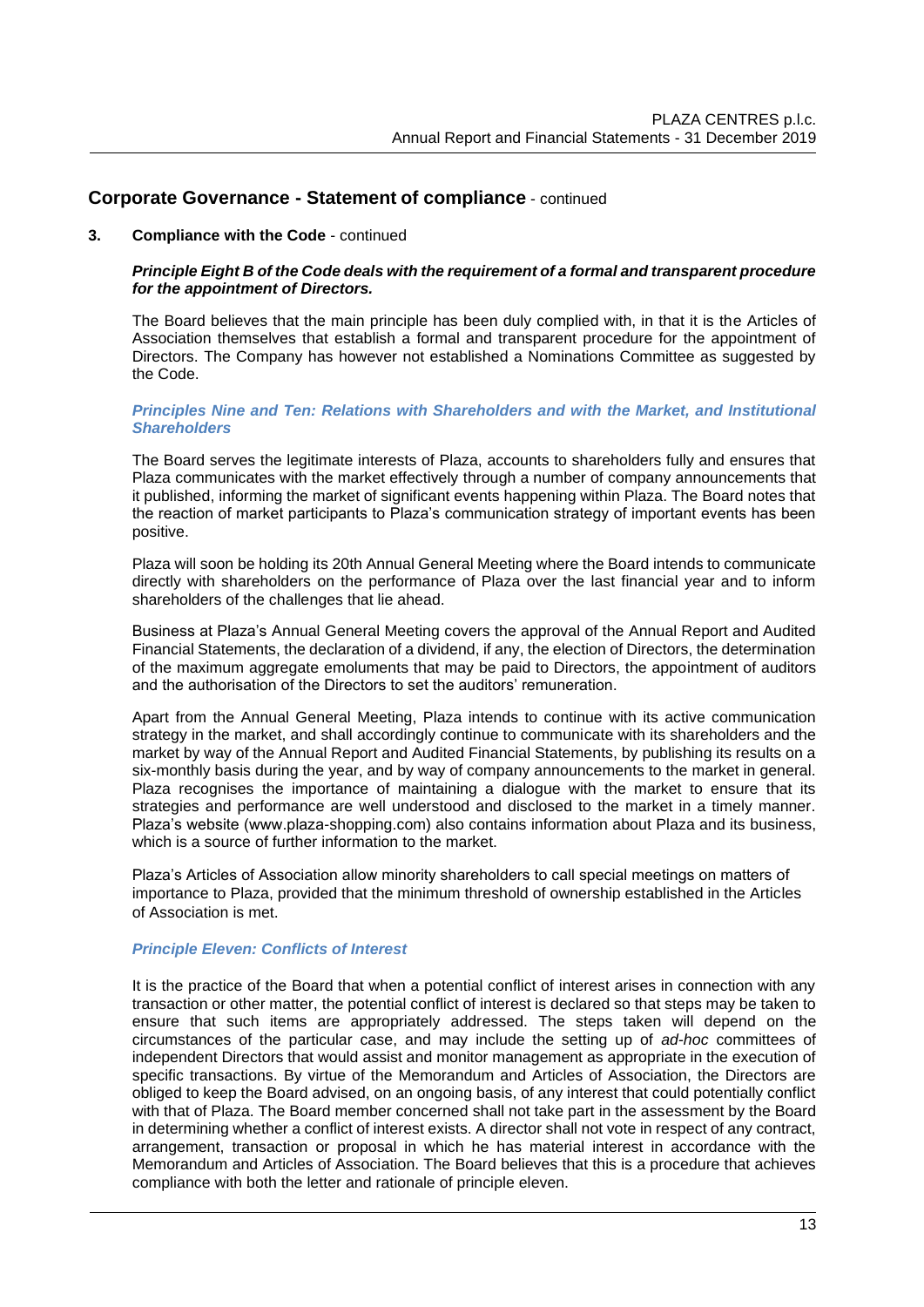## Corporate Governance - Statement of compliance - continued

**3. Compliance with the Code** - continued

***Principle Eight B of the Code deals with the requirement of a formal and transparent procedure for the appointment of Directors.***

The Board believes that the main principle has been duly complied with, in that it is the Articles of Association themselves that establish a formal and transparent procedure for the appointment of Directors. The Company has however not established a Nominations Committee as suggested by the Code.

***Principles Nine and Ten: Relations with Shareholders and with the Market, and Institutional Shareholders***

The Board serves the legitimate interests of Plaza, accounts to shareholders fully and ensures that Plaza communicates with the market effectively through a number of company announcements that it published, informing the market of significant events happening within Plaza. The Board notes that the reaction of market participants to Plaza's communication strategy of important events has been positive.

Plaza will soon be holding its 20th Annual General Meeting where the Board intends to communicate directly with shareholders on the performance of Plaza over the last financial year and to inform shareholders of the challenges that lie ahead.

Business at Plaza's Annual General Meeting covers the approval of the Annual Report and Audited Financial Statements, the declaration of a dividend, if any, the election of Directors, the determination of the maximum aggregate emoluments that may be paid to Directors, the appointment of auditors and the authorisation of the Directors to set the auditors' remuneration.

Apart from the Annual General Meeting, Plaza intends to continue with its active communication strategy in the market, and shall accordingly continue to communicate with its shareholders and the market by way of the Annual Report and Audited Financial Statements, by publishing its results on a six-monthly basis during the year, and by way of company announcements to the market in general. Plaza recognises the importance of maintaining a dialogue with the market to ensure that its strategies and performance are well understood and disclosed to the market in a timely manner. Plaza's website (www.plaza-shopping.com) also contains information about Plaza and its business, which is a source of further information to the market.

Plaza's Articles of Association allow minority shareholders to call special meetings on matters of importance to Plaza, provided that the minimum threshold of ownership established in the Articles of Association is met.

***Principle Eleven: Conflicts of Interest***

It is the practice of the Board that when a potential conflict of interest arises in connection with any transaction or other matter, the potential conflict of interest is declared so that steps may be taken to ensure that such items are appropriately addressed. The steps taken will depend on the circumstances of the particular case, and may include the setting up of *ad-hoc* committees of independent Directors that would assist and monitor management as appropriate in the execution of specific transactions. By virtue of the Memorandum and Articles of Association, the Directors are obliged to keep the Board advised, on an ongoing basis, of any interest that could potentially conflict with that of Plaza. The Board member concerned shall not take part in the assessment by the Board in determining whether a conflict of interest exists. A director shall not vote in respect of any contract, arrangement, transaction or proposal in which he has material interest in accordance with the Memorandum and Articles of Association. The Board believes that this is a procedure that achieves compliance with both the letter and rationale of principle eleven.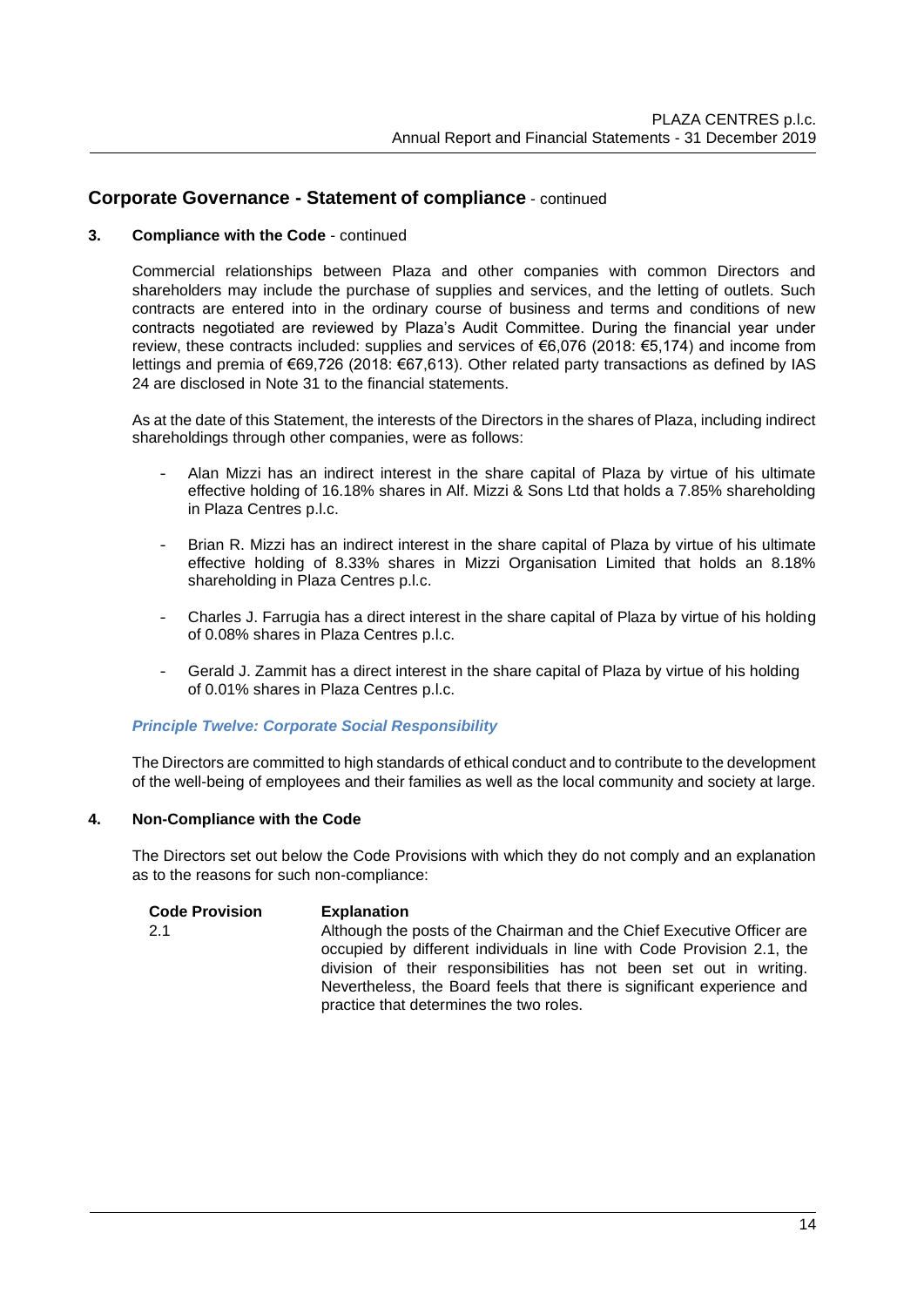## Corporate Governance - Statement of compliance - continued

### 3. Compliance with the Code - continued

Commercial relationships between Plaza and other companies with common Directors and shareholders may include the purchase of supplies and services, and the letting of outlets. Such contracts are entered into in the ordinary course of business and terms and conditions of new contracts negotiated are reviewed by Plaza's Audit Committee. During the financial year under review, these contracts included: supplies and services of €6,076 (2018: €5,174) and income from lettings and premia of €69,726 (2018: €67,613). Other related party transactions as defined by IAS 24 are disclosed in Note 31 to the financial statements.

As at the date of this Statement, the interests of the Directors in the shares of Plaza, including indirect shareholdings through other companies, were as follows:

- Alan Mizzi has an indirect interest in the share capital of Plaza by virtue of his ultimate effective holding of 16.18% shares in Alf. Mizzi & Sons Ltd that holds a 7.85% shareholding in Plaza Centres p.l.c.
- Brian R. Mizzi has an indirect interest in the share capital of Plaza by virtue of his ultimate effective holding of 8.33% shares in Mizzi Organisation Limited that holds an 8.18% shareholding in Plaza Centres p.l.c.
- Charles J. Farrugia has a direct interest in the share capital of Plaza by virtue of his holding of 0.08% shares in Plaza Centres p.l.c.
- Gerald J. Zammit has a direct interest in the share capital of Plaza by virtue of his holding of 0.01% shares in Plaza Centres p.l.c.

***Principle Twelve: Corporate Social Responsibility***

The Directors are committed to high standards of ethical conduct and to contribute to the development of the well-being of employees and their families as well as the local community and society at large.

### 4. Non-Compliance with the Code

The Directors set out below the Code Provisions with which they do not comply and an explanation as to the reasons for such non-compliance:

| Code Provision | Explanation |
|---|---|
| 2.1 | Although the posts of the Chairman and the Chief Executive Officer are occupied by different individuals in line with Code Provision 2.1, the division of their responsibilities has not been set out in writing. Nevertheless, the Board feels that there is significant experience and practice that determines the two roles. |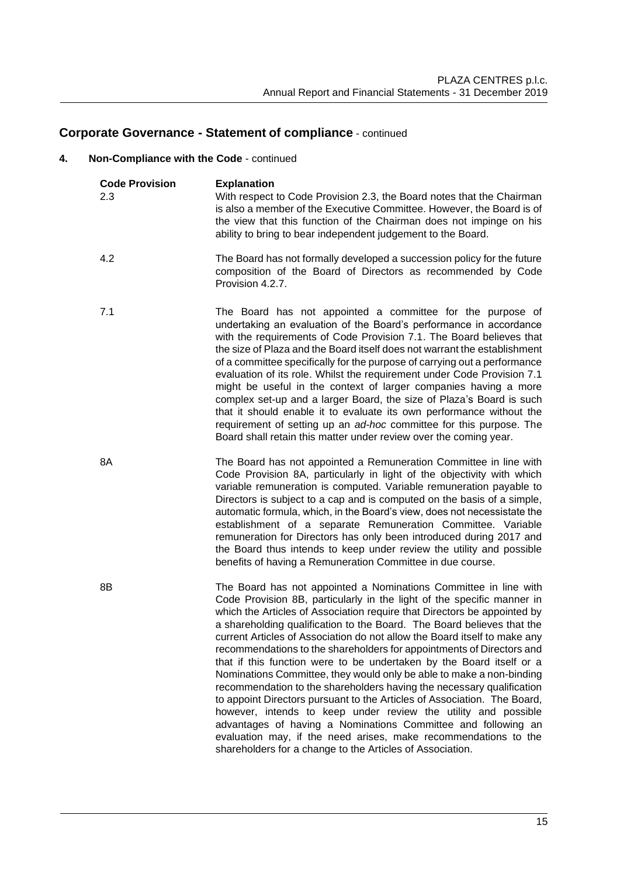## Corporate Governance - Statement of compliance - continued

### 4. Non-Compliance with the Code - continued

| Code Provision | Explanation |
|---|---|
| 2.3 | With respect to Code Provision 2.3, the Board notes that the Chairman is also a member of the Executive Committee. However, the Board is of the view that this function of the Chairman does not impinge on his ability to bring to bear independent judgement to the Board. |
| 4.2 | The Board has not formally developed a succession policy for the future composition of the Board of Directors as recommended by Code Provision 4.2.7. |
| 7.1 | The Board has not appointed a committee for the purpose of undertaking an evaluation of the Board's performance in accordance with the requirements of Code Provision 7.1. The Board believes that the size of Plaza and the Board itself does not warrant the establishment of a committee specifically for the purpose of carrying out a performance evaluation of its role. Whilst the requirement under Code Provision 7.1 might be useful in the context of larger companies having a more complex set-up and a larger Board, the size of Plaza's Board is such that it should enable it to evaluate its own performance without the requirement of setting up an *ad-hoc* committee for this purpose. The Board shall retain this matter under review over the coming year. |
| 8A | The Board has not appointed a Remuneration Committee in line with Code Provision 8A, particularly in light of the objectivity with which variable remuneration is computed. Variable remuneration payable to Directors is subject to a cap and is computed on the basis of a simple, automatic formula, which, in the Board's view, does not necessitate the establishment of a separate Remuneration Committee. Variable remuneration for Directors has only been introduced during 2017 and the Board thus intends to keep under review the utility and possible benefits of having a Remuneration Committee in due course. |
| 8B | The Board has not appointed a Nominations Committee in line with Code Provision 8B, particularly in the light of the specific manner in which the Articles of Association require that Directors be appointed by a shareholding qualification to the Board. The Board believes that the current Articles of Association do not allow the Board itself to make any recommendations to the shareholders for appointments of Directors and that if this function were to be undertaken by the Board itself or a Nominations Committee, they would only be able to make a non-binding recommendation to the shareholders having the necessary qualification to appoint Directors pursuant to the Articles of Association. The Board, however, intends to keep under review the utility and possible advantages of having a Nominations Committee and following an evaluation may, if the need arises, make recommendations to the shareholders for a change to the Articles of Association. |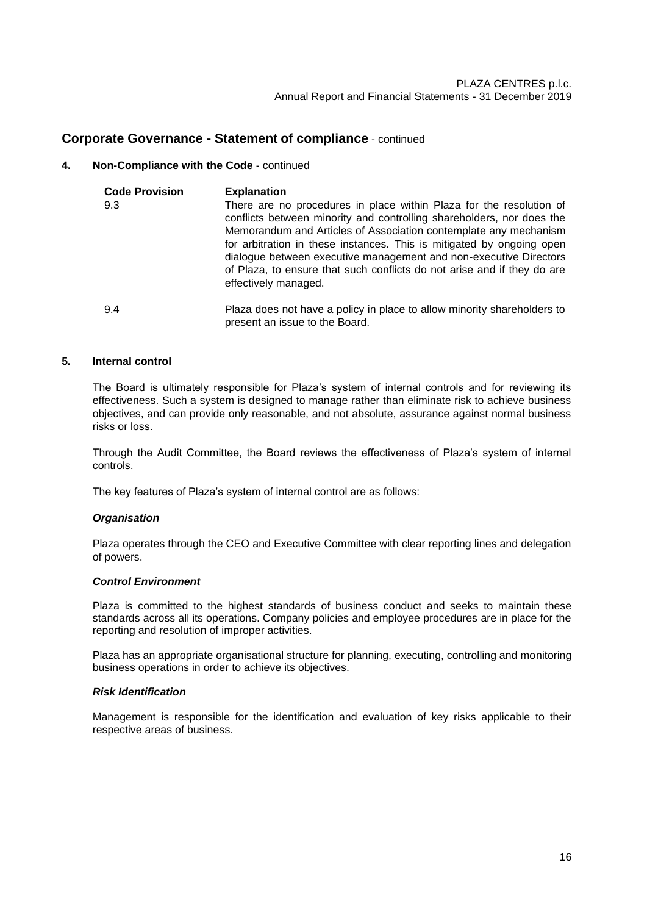## Corporate Governance - Statement of compliance - continued

### 4. Non-Compliance with the Code - continued

| Code Provision | Explanation |
|---|---|
| 9.3 | There are no procedures in place within Plaza for the resolution of conflicts between minority and controlling shareholders, nor does the Memorandum and Articles of Association contemplate any mechanism for arbitration in these instances. This is mitigated by ongoing open dialogue between executive management and non-executive Directors of Plaza, to ensure that such conflicts do not arise and if they do are effectively managed. |
| 9.4 | Plaza does not have a policy in place to allow minority shareholders to present an issue to the Board. |

### 5. Internal control

The Board is ultimately responsible for Plaza's system of internal controls and for reviewing its effectiveness. Such a system is designed to manage rather than eliminate risk to achieve business objectives, and can provide only reasonable, and not absolute, assurance against normal business risks or loss.

Through the Audit Committee, the Board reviews the effectiveness of Plaza's system of internal controls.

The key features of Plaza's system of internal control are as follows:

***Organisation***

Plaza operates through the CEO and Executive Committee with clear reporting lines and delegation of powers.

***Control Environment***

Plaza is committed to the highest standards of business conduct and seeks to maintain these standards across all its operations. Company policies and employee procedures are in place for the reporting and resolution of improper activities.

Plaza has an appropriate organisational structure for planning, executing, controlling and monitoring business operations in order to achieve its objectives.

***Risk Identification***

Management is responsible for the identification and evaluation of key risks applicable to their respective areas of business.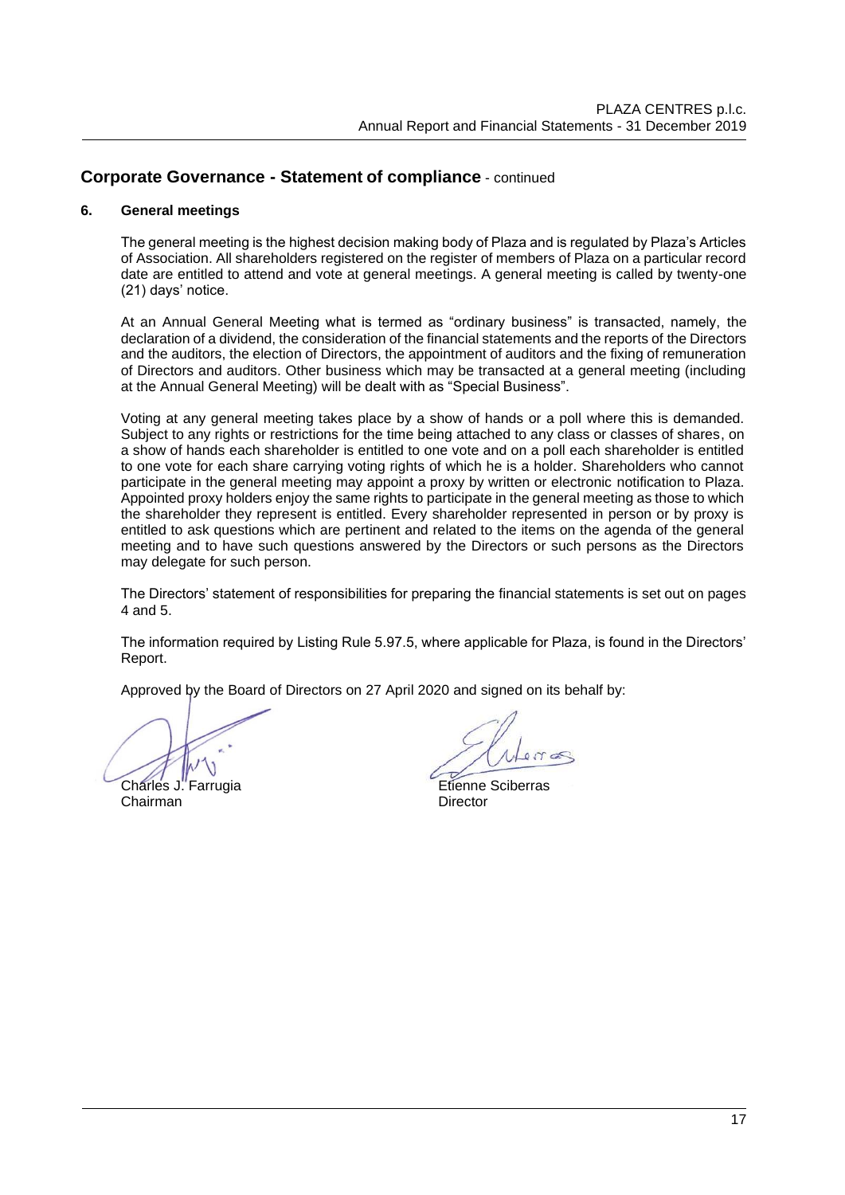## Corporate Governance - Statement of compliance - continued

### 6. General meetings

The general meeting is the highest decision making body of Plaza and is regulated by Plaza's Articles of Association. All shareholders registered on the register of members of Plaza on a particular record date are entitled to attend and vote at general meetings. A general meeting is called by twenty-one (21) days' notice.

At an Annual General Meeting what is termed as "ordinary business" is transacted, namely, the declaration of a dividend, the consideration of the financial statements and the reports of the Directors and the auditors, the election of Directors, the appointment of auditors and the fixing of remuneration of Directors and auditors. Other business which may be transacted at a general meeting (including at the Annual General Meeting) will be dealt with as "Special Business".

Voting at any general meeting takes place by a show of hands or a poll where this is demanded. Subject to any rights or restrictions for the time being attached to any class or classes of shares, on a show of hands each shareholder is entitled to one vote and on a poll each shareholder is entitled to one vote for each share carrying voting rights of which he is a holder. Shareholders who cannot participate in the general meeting may appoint a proxy by written or electronic notification to Plaza. Appointed proxy holders enjoy the same rights to participate in the general meeting as those to which the shareholder they represent is entitled. Every shareholder represented in person or by proxy is entitled to ask questions which are pertinent and related to the items on the agenda of the general meeting and to have such questions answered by the Directors or such persons as the Directors may delegate for such person.

The Directors' statement of responsibilities for preparing the financial statements is set out on pages 4 and 5.

The information required by Listing Rule 5.97.5, where applicable for Plaza, is found in the Directors' Report.

Approved by the Board of Directors on 27 April 2020 and signed on its behalf by:

Charles J. Farrugia
Chairman

Etienne Sciberras
Director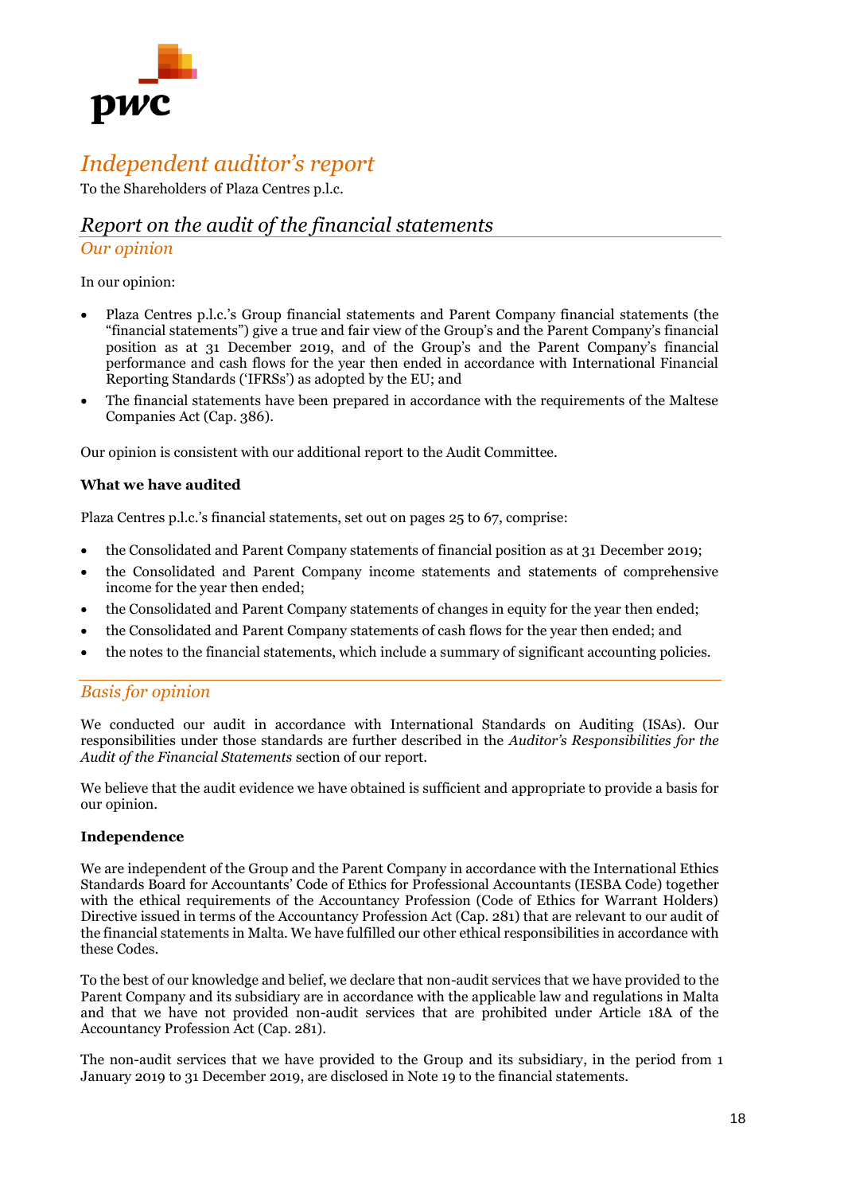# *Independent auditor's report*

To the Shareholders of Plaza Centres p.l.c.

## *Report on the audit of the financial statements*

### *Our opinion*

In our opinion:

- Plaza Centres p.l.c.'s Group financial statements and Parent Company financial statements (the "financial statements") give a true and fair view of the Group's and the Parent Company's financial position as at 31 December 2019, and of the Group's and the Parent Company's financial performance and cash flows for the year then ended in accordance with International Financial Reporting Standards ('IFRSs') as adopted by the EU; and
- The financial statements have been prepared in accordance with the requirements of the Maltese Companies Act (Cap. 386).

Our opinion is consistent with our additional report to the Audit Committee.

**What we have audited**

Plaza Centres p.l.c.'s financial statements, set out on pages 25 to 67, comprise:

- the Consolidated and Parent Company statements of financial position as at 31 December 2019;
- the Consolidated and Parent Company income statements and statements of comprehensive income for the year then ended;
- the Consolidated and Parent Company statements of changes in equity for the year then ended;
- the Consolidated and Parent Company statements of cash flows for the year then ended; and
- the notes to the financial statements, which include a summary of significant accounting policies.

### *Basis for opinion*

We conducted our audit in accordance with International Standards on Auditing (ISAs). Our responsibilities under those standards are further described in the *Auditor's Responsibilities for the Audit of the Financial Statements* section of our report.

We believe that the audit evidence we have obtained is sufficient and appropriate to provide a basis for our opinion.

**Independence**

We are independent of the Group and the Parent Company in accordance with the International Ethics Standards Board for Accountants' Code of Ethics for Professional Accountants (IESBA Code) together with the ethical requirements of the Accountancy Profession (Code of Ethics for Warrant Holders) Directive issued in terms of the Accountancy Profession Act (Cap. 281) that are relevant to our audit of the financial statements in Malta. We have fulfilled our other ethical responsibilities in accordance with these Codes.

To the best of our knowledge and belief, we declare that non-audit services that we have provided to the Parent Company and its subsidiary are in accordance with the applicable law and regulations in Malta and that we have not provided non-audit services that are prohibited under Article 18A of the Accountancy Profession Act (Cap. 281).

The non-audit services that we have provided to the Group and its subsidiary, in the period from 1 January 2019 to 31 December 2019, are disclosed in Note 19 to the financial statements.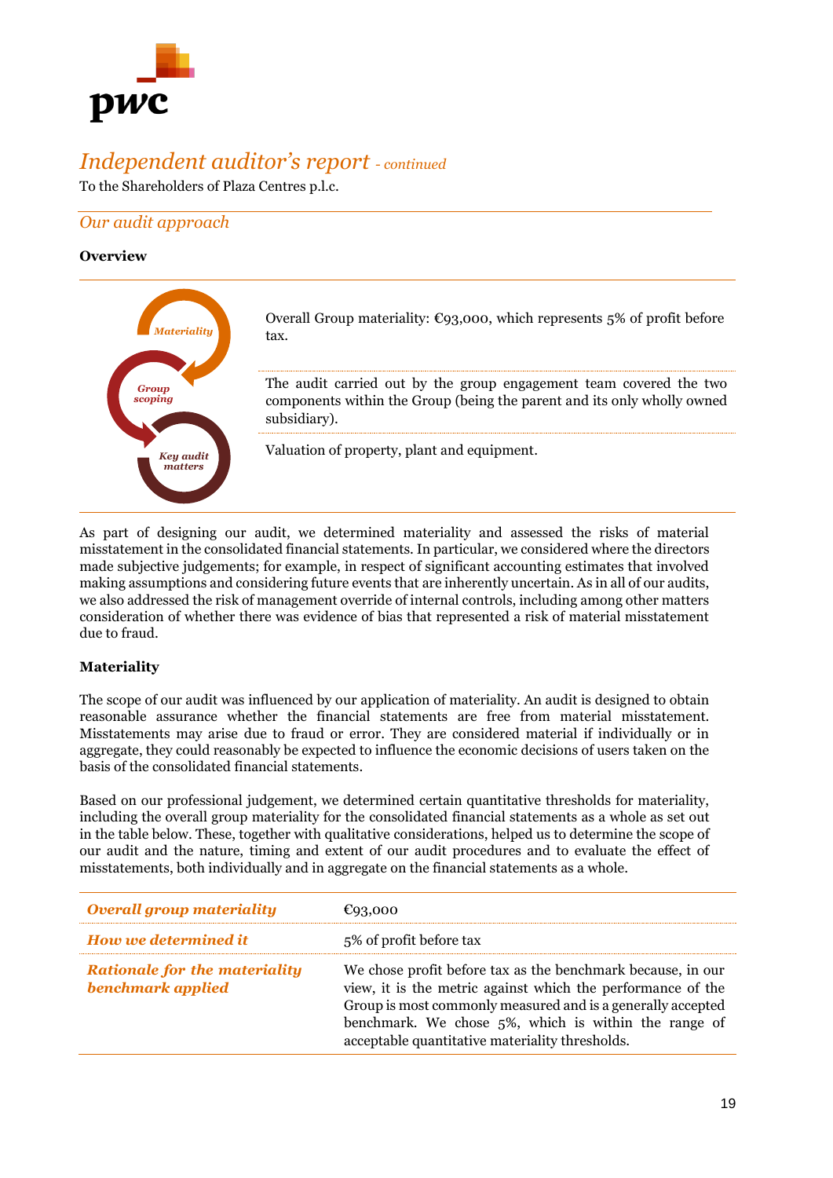# *Independent auditor's report - continued*

To the Shareholders of Plaza Centres p.l.c.

## *Our audit approach*

**Overview**

| | |
|---|---|
| *Materiality* | Overall Group materiality: €93,000, which represents 5% of profit before tax. |
| *Group scoping* | The audit carried out by the group engagement team covered the two components within the Group (being the parent and its only wholly owned subsidiary). |
| *Key audit matters* | Valuation of property, plant and equipment. |

As part of designing our audit, we determined materiality and assessed the risks of material misstatement in the consolidated financial statements. In particular, we considered where the directors made subjective judgements; for example, in respect of significant accounting estimates that involved making assumptions and considering future events that are inherently uncertain. As in all of our audits, we also addressed the risk of management override of internal controls, including among other matters consideration of whether there was evidence of bias that represented a risk of material misstatement due to fraud.

**Materiality**

The scope of our audit was influenced by our application of materiality. An audit is designed to obtain reasonable assurance whether the financial statements are free from material misstatement. Misstatements may arise due to fraud or error. They are considered material if individually or in aggregate, they could reasonably be expected to influence the economic decisions of users taken on the basis of the consolidated financial statements.

Based on our professional judgement, we determined certain quantitative thresholds for materiality, including the overall group materiality for the consolidated financial statements as a whole as set out in the table below. These, together with qualitative considerations, helped us to determine the scope of our audit and the nature, timing and extent of our audit procedures and to evaluate the effect of misstatements, both individually and in aggregate on the financial statements as a whole.

| | |
|---|---|
| ***Overall group materiality*** | €93,000 |
| ***How we determined it*** | 5% of profit before tax |
| ***Rationale for the materiality benchmark applied*** | We chose profit before tax as the benchmark because, in our view, it is the metric against which the performance of the Group is most commonly measured and is a generally accepted benchmark. We chose 5%, which is within the range of acceptable quantitative materiality thresholds. |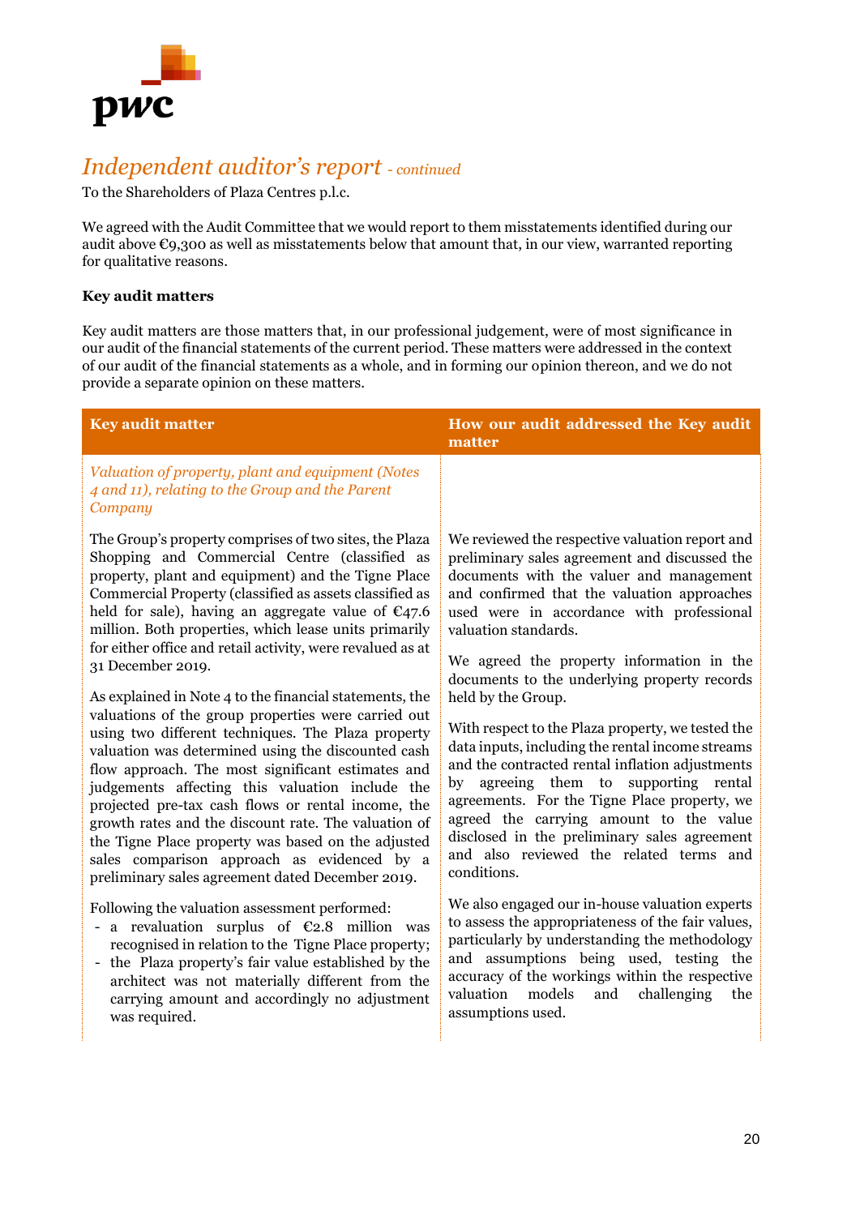# *Independent auditor's report - continued*

To the Shareholders of Plaza Centres p.l.c.

We agreed with the Audit Committee that we would report to them misstatements identified during our audit above €9,300 as well as misstatements below that amount that, in our view, warranted reporting for qualitative reasons.

**Key audit matters**

Key audit matters are those matters that, in our professional judgement, were of most significance in our audit of the financial statements of the current period. These matters were addressed in the context of our audit of the financial statements as a whole, and in forming our opinion thereon, and we do not provide a separate opinion on these matters.

| Key audit matter | How our audit addressed the Key audit matter |
|---|---|
| *Valuation of property, plant and equipment (Notes 4 and 11), relating to the Group and the Parent Company* | |
| The Group's property comprises of two sites, the Plaza Shopping and Commercial Centre (classified as property, plant and equipment) and the Tigne Place Commercial Property (classified as assets classified as held for sale), having an aggregate value of €47.6 million. Both properties, which lease units primarily for either office and retail activity, were revalued as at 31 December 2019.<br><br>As explained in Note 4 to the financial statements, the valuations of the group properties were carried out using two different techniques. The Plaza property valuation was determined using the discounted cash flow approach. The most significant estimates and judgements affecting this valuation include the projected pre-tax cash flows or rental income, the growth rates and the discount rate. The valuation of the Tigne Place property was based on the adjusted sales comparison approach as evidenced by a preliminary sales agreement dated December 2019.<br><br>Following the valuation assessment performed:<br>- a revaluation surplus of €2.8 million was recognised in relation to the Tigne Place property;<br>- the Plaza property's fair value established by the architect was not materially different from the carrying amount and accordingly no adjustment was required. | We reviewed the respective valuation report and preliminary sales agreement and discussed the documents with the valuer and management and confirmed that the valuation approaches used were in accordance with professional valuation standards.<br><br>We agreed the property information in the documents to the underlying property records held by the Group.<br><br>With respect to the Plaza property, we tested the data inputs, including the rental income streams and the contracted rental inflation adjustments by agreeing them to supporting rental agreements. For the Tigne Place property, we agreed the carrying amount to the value disclosed in the preliminary sales agreement and also reviewed the related terms and conditions.<br><br>We also engaged our in-house valuation experts to assess the appropriateness of the fair values, particularly by understanding the methodology and assumptions being used, testing the accuracy of the workings within the respective valuation models and challenging the assumptions used. |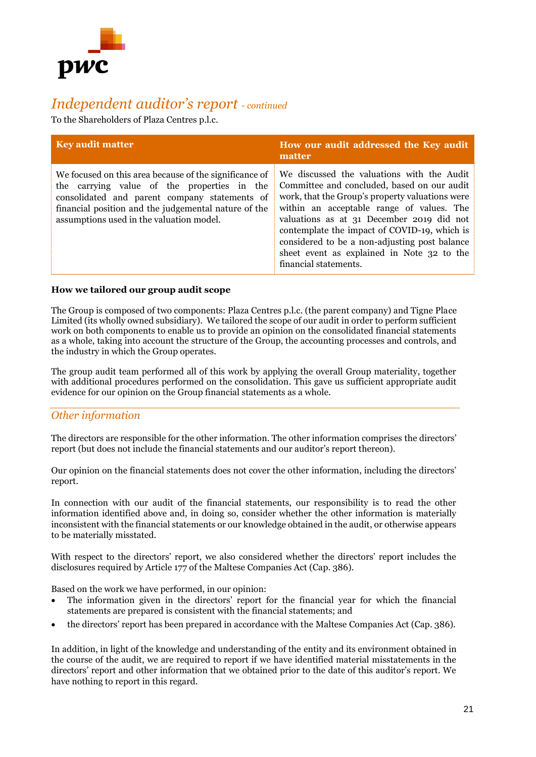# *Independent auditor's report - continued*

To the Shareholders of Plaza Centres p.l.c.

| Key audit matter | How our audit addressed the Key audit matter |
|---|---|
| We focused on this area because of the significance of the carrying value of the properties in the consolidated and parent company statements of financial position and the judgemental nature of the assumptions used in the valuation model. | We discussed the valuations with the Audit Committee and concluded, based on our audit work, that the Group's property valuations were within an acceptable range of values. The valuations as at 31 December 2019 did not contemplate the impact of COVID-19, which is considered to be a non-adjusting post balance sheet event as explained in Note 32 to the financial statements. |

**How we tailored our group audit scope**

The Group is composed of two components: Plaza Centres p.l.c. (the parent company) and Tigne Place Limited (its wholly owned subsidiary). We tailored the scope of our audit in order to perform sufficient work on both components to enable us to provide an opinion on the consolidated financial statements as a whole, taking into account the structure of the Group, the accounting processes and controls, and the industry in which the Group operates.

The group audit team performed all of this work by applying the overall Group materiality, together with additional procedures performed on the consolidation. This gave us sufficient appropriate audit evidence for our opinion on the Group financial statements as a whole.

## *Other information*

The directors are responsible for the other information. The other information comprises the directors' report (but does not include the financial statements and our auditor's report thereon).

Our opinion on the financial statements does not cover the other information, including the directors' report.

In connection with our audit of the financial statements, our responsibility is to read the other information identified above and, in doing so, consider whether the other information is materially inconsistent with the financial statements or our knowledge obtained in the audit, or otherwise appears to be materially misstated.

With respect to the directors' report, we also considered whether the directors' report includes the disclosures required by Article 177 of the Maltese Companies Act (Cap. 386).

Based on the work we have performed, in our opinion:

- The information given in the directors' report for the financial year for which the financial statements are prepared is consistent with the financial statements; and
- the directors' report has been prepared in accordance with the Maltese Companies Act (Cap. 386).

In addition, in light of the knowledge and understanding of the entity and its environment obtained in the course of the audit, we are required to report if we have identified material misstatements in the directors' report and other information that we obtained prior to the date of this auditor's report. We have nothing to report in this regard.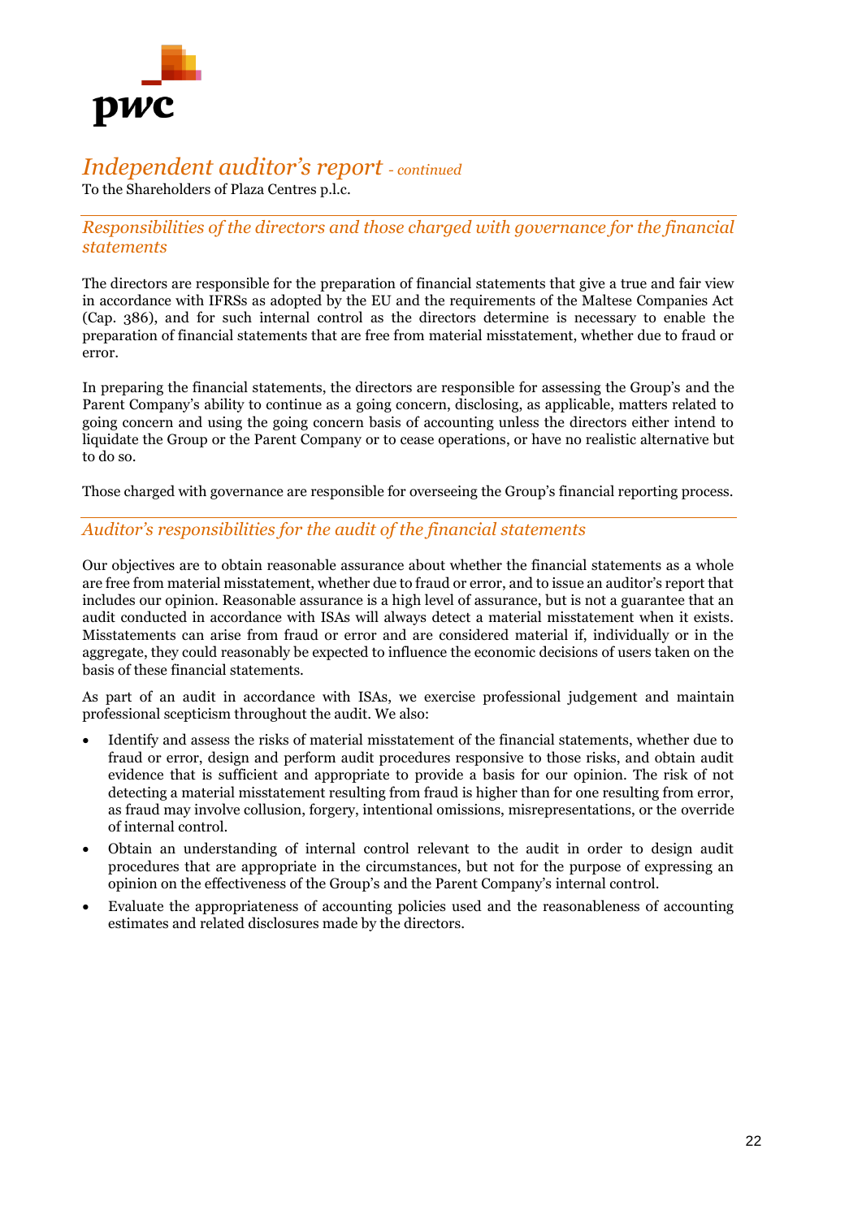# *Independent auditor's report - continued*

To the Shareholders of Plaza Centres p.l.c.

## *Responsibilities of the directors and those charged with governance for the financial statements*

The directors are responsible for the preparation of financial statements that give a true and fair view in accordance with IFRSs as adopted by the EU and the requirements of the Maltese Companies Act (Cap. 386), and for such internal control as the directors determine is necessary to enable the preparation of financial statements that are free from material misstatement, whether due to fraud or error.

In preparing the financial statements, the directors are responsible for assessing the Group's and the Parent Company's ability to continue as a going concern, disclosing, as applicable, matters related to going concern and using the going concern basis of accounting unless the directors either intend to liquidate the Group or the Parent Company or to cease operations, or have no realistic alternative but to do so.

Those charged with governance are responsible for overseeing the Group's financial reporting process.

## *Auditor's responsibilities for the audit of the financial statements*

Our objectives are to obtain reasonable assurance about whether the financial statements as a whole are free from material misstatement, whether due to fraud or error, and to issue an auditor's report that includes our opinion. Reasonable assurance is a high level of assurance, but is not a guarantee that an audit conducted in accordance with ISAs will always detect a material misstatement when it exists. Misstatements can arise from fraud or error and are considered material if, individually or in the aggregate, they could reasonably be expected to influence the economic decisions of users taken on the basis of these financial statements.

As part of an audit in accordance with ISAs, we exercise professional judgement and maintain professional scepticism throughout the audit. We also:

- Identify and assess the risks of material misstatement of the financial statements, whether due to fraud or error, design and perform audit procedures responsive to those risks, and obtain audit evidence that is sufficient and appropriate to provide a basis for our opinion. The risk of not detecting a material misstatement resulting from fraud is higher than for one resulting from error, as fraud may involve collusion, forgery, intentional omissions, misrepresentations, or the override of internal control.
- Obtain an understanding of internal control relevant to the audit in order to design audit procedures that are appropriate in the circumstances, but not for the purpose of expressing an opinion on the effectiveness of the Group's and the Parent Company's internal control.
- Evaluate the appropriateness of accounting policies used and the reasonableness of accounting estimates and related disclosures made by the directors.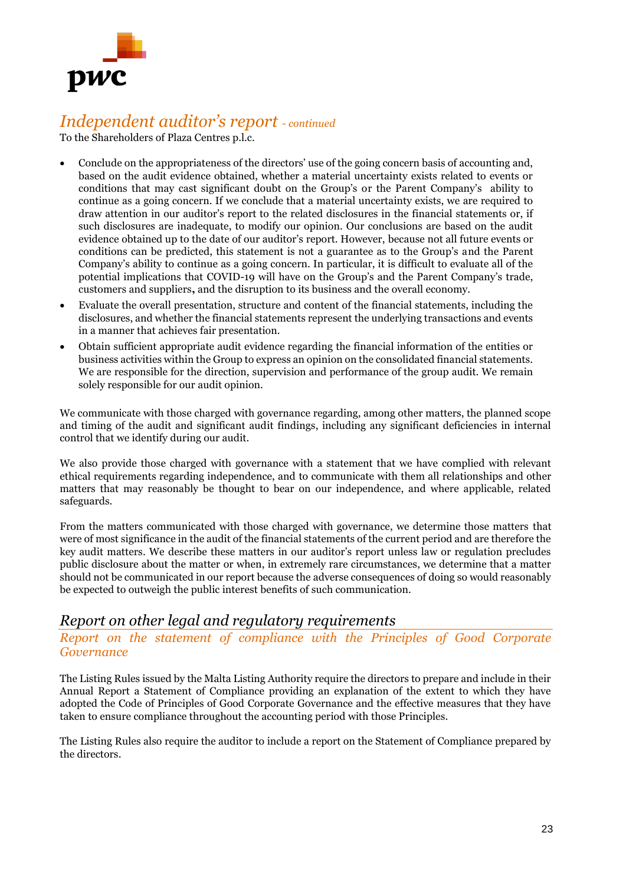# *Independent auditor's report - continued*

To the Shareholders of Plaza Centres p.l.c.

- Conclude on the appropriateness of the directors' use of the going concern basis of accounting and, based on the audit evidence obtained, whether a material uncertainty exists related to events or conditions that may cast significant doubt on the Group's or the Parent Company's ability to continue as a going concern. If we conclude that a material uncertainty exists, we are required to draw attention in our auditor's report to the related disclosures in the financial statements or, if such disclosures are inadequate, to modify our opinion. Our conclusions are based on the audit evidence obtained up to the date of our auditor's report. However, because not all future events or conditions can be predicted, this statement is not a guarantee as to the Group's and the Parent Company's ability to continue as a going concern. In particular, it is difficult to evaluate all of the potential implications that COVID-19 will have on the Group's and the Parent Company's trade, customers and suppliers, and the disruption to its business and the overall economy.
- Evaluate the overall presentation, structure and content of the financial statements, including the disclosures, and whether the financial statements represent the underlying transactions and events in a manner that achieves fair presentation.
- Obtain sufficient appropriate audit evidence regarding the financial information of the entities or business activities within the Group to express an opinion on the consolidated financial statements. We are responsible for the direction, supervision and performance of the group audit. We remain solely responsible for our audit opinion.

We communicate with those charged with governance regarding, among other matters, the planned scope and timing of the audit and significant audit findings, including any significant deficiencies in internal control that we identify during our audit.

We also provide those charged with governance with a statement that we have complied with relevant ethical requirements regarding independence, and to communicate with them all relationships and other matters that may reasonably be thought to bear on our independence, and where applicable, related safeguards.

From the matters communicated with those charged with governance, we determine those matters that were of most significance in the audit of the financial statements of the current period and are therefore the key audit matters. We describe these matters in our auditor's report unless law or regulation precludes public disclosure about the matter or when, in extremely rare circumstances, we determine that a matter should not be communicated in our report because the adverse consequences of doing so would reasonably be expected to outweigh the public interest benefits of such communication.

## *Report on other legal and regulatory requirements*

### *Report on the statement of compliance with the Principles of Good Corporate Governance*

The Listing Rules issued by the Malta Listing Authority require the directors to prepare and include in their Annual Report a Statement of Compliance providing an explanation of the extent to which they have adopted the Code of Principles of Good Corporate Governance and the effective measures that they have taken to ensure compliance throughout the accounting period with those Principles.

The Listing Rules also require the auditor to include a report on the Statement of Compliance prepared by the directors.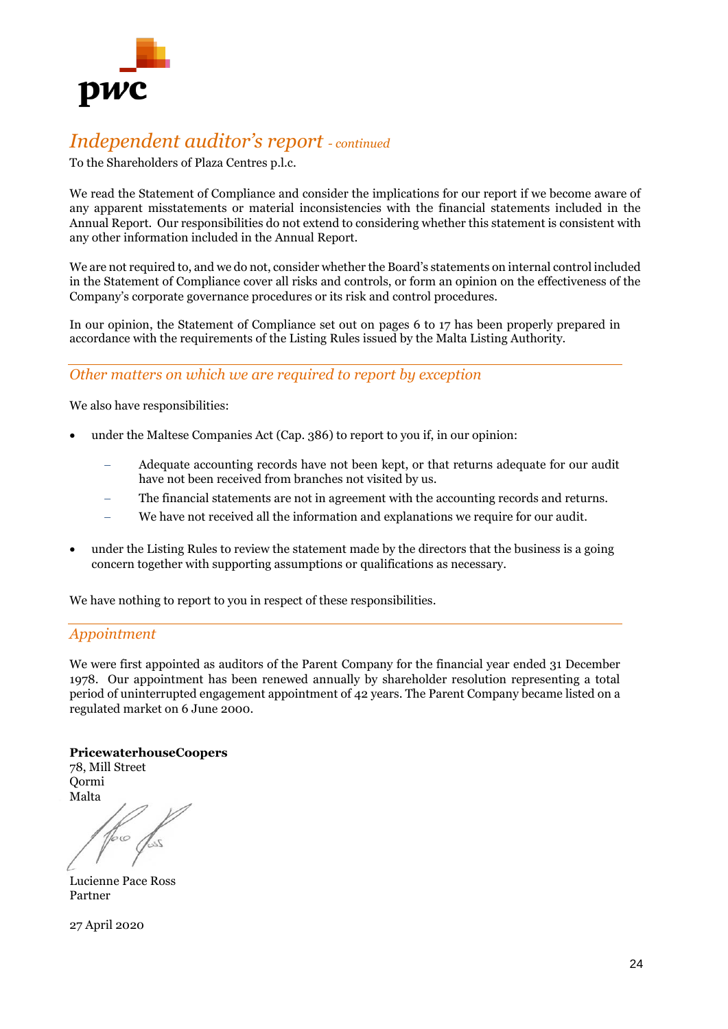# *Independent auditor's report - continued*

To the Shareholders of Plaza Centres p.l.c.

We read the Statement of Compliance and consider the implications for our report if we become aware of any apparent misstatements or material inconsistencies with the financial statements included in the Annual Report. Our responsibilities do not extend to considering whether this statement is consistent with any other information included in the Annual Report.

We are not required to, and we do not, consider whether the Board's statements on internal control included in the Statement of Compliance cover all risks and controls, or form an opinion on the effectiveness of the Company's corporate governance procedures or its risk and control procedures.

In our opinion, the Statement of Compliance set out on pages 6 to 17 has been properly prepared in accordance with the requirements of the Listing Rules issued by the Malta Listing Authority.

## *Other matters on which we are required to report by exception*

We also have responsibilities:

- under the Maltese Companies Act (Cap. 386) to report to you if, in our opinion:
  - Adequate accounting records have not been kept, or that returns adequate for our audit have not been received from branches not visited by us.
  - The financial statements are not in agreement with the accounting records and returns.
  - We have not received all the information and explanations we require for our audit.
- under the Listing Rules to review the statement made by the directors that the business is a going concern together with supporting assumptions or qualifications as necessary.

We have nothing to report to you in respect of these responsibilities.

## *Appointment*

We were first appointed as auditors of the Parent Company for the financial year ended 31 December 1978. Our appointment has been renewed annually by shareholder resolution representing a total period of uninterrupted engagement appointment of 42 years. The Parent Company became listed on a regulated market on 6 June 2000.

**PricewaterhouseCoopers**
78, Mill Street
Qormi
Malta

Lucienne Pace Ross
Partner

27 April 2020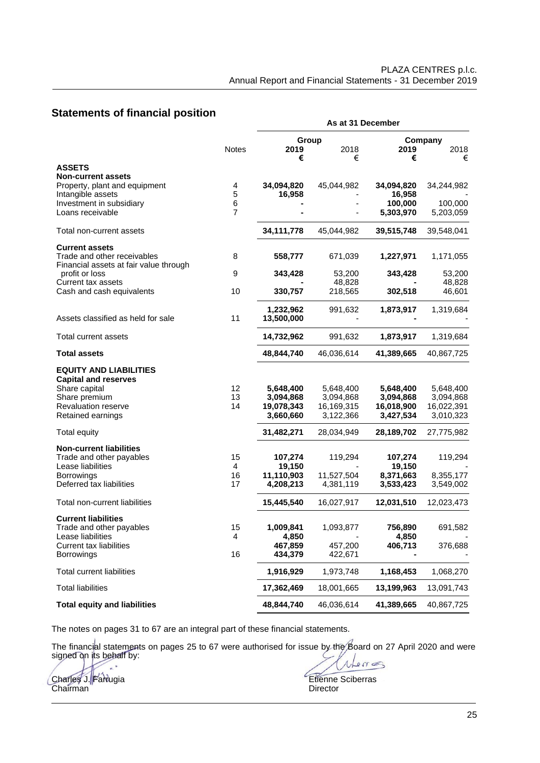## Statements of financial position

| | Notes | As at 31 December | | | |
|---|---|---|---|---|---|
| | | Group | | Company | |
| | | **2019** | 2018 | **2019** | 2018 |
| | | **€** | € | **€** | € |
| **ASSETS** | | | | | |
| **Non-current assets** | | | | | |
| Property, plant and equipment | 4 | **34,094,820** | 45,044,982 | **34,094,820** | 34,244,982 |
| Intangible assets | 5 | **16,958** | - | **16,958** | - |
| Investment in subsidiary | 6 | **-** | - | **100,000** | 100,000 |
| Loans receivable | 7 | **-** | - | **5,303,970** | 5,203,059 |
| Total non-current assets | | **34,111,778** | 45,044,982 | **39,515,748** | 39,548,041 |
| **Current assets** | | | | | |
| Trade and other receivables | 8 | **558,777** | 671,039 | **1,227,971** | 1,171,055 |
| Financial assets at fair value through profit or loss | 9 | **343,428** | 53,200 | **343,428** | 53,200 |
| Current tax assets | | **-** | 48,828 | **-** | 48,828 |
| Cash and cash equivalents | 10 | **330,757** | 218,565 | **302,518** | 46,601 |
| | | **1,232,962** | 991,632 | **1,873,917** | 1,319,684 |
| Assets classified as held for sale | 11 | **13,500,000** | - | **-** | - |
| Total current assets | | **14,732,962** | 991,632 | **1,873,917** | 1,319,684 |
| **Total assets** | | **48,844,740** | 46,036,614 | **41,389,665** | 40,867,725 |
| **EQUITY AND LIABILITIES** | | | | | |
| **Capital and reserves** | | | | | |
| Share capital | 12 | **5,648,400** | 5,648,400 | **5,648,400** | 5,648,400 |
| Share premium | 13 | **3,094,868** | 3,094,868 | **3,094,868** | 3,094,868 |
| Revaluation reserve | 14 | **19,078,343** | 16,169,315 | **16,018,900** | 16,022,391 |
| Retained earnings | | **3,660,660** | 3,122,366 | **3,427,534** | 3,010,323 |
| Total equity | | **31,482,271** | 28,034,949 | **28,189,702** | 27,775,982 |
| **Non-current liabilities** | | | | | |
| Trade and other payables | 15 | **107,274** | 119,294 | **107,274** | 119,294 |
| Lease liabilities | 4 | **19,150** | - | **19,150** | - |
| Borrowings | 16 | **11,110,903** | 11,527,504 | **8,371,663** | 8,355,177 |
| Deferred tax liabilities | 17 | **4,208,213** | 4,381,119 | **3,533,423** | 3,549,002 |
| Total non-current liabilities | | **15,445,540** | 16,027,917 | **12,031,510** | 12,023,473 |
| **Current liabilities** | | | | | |
| Trade and other payables | 15 | **1,009,841** | 1,093,877 | **756,890** | 691,582 |
| Lease liabilities | 4 | **4,850** | - | **4,850** | - |
| Current tax liabilities | | **467,859** | 457,200 | **406,713** | 376,688 |
| Borrowings | 16 | **434,379** | 422,671 | **-** | - |
| Total current liabilities | | **1,916,929** | 1,973,748 | **1,168,453** | 1,068,270 |
| Total liabilities | | **17,362,469** | 18,001,665 | **13,199,963** | 13,091,743 |
| **Total equity and liabilities** | | **48,844,740** | 46,036,614 | **41,389,665** | 40,867,725 |

The notes on pages 31 to 67 are an integral part of these financial statements.

The financial statements on pages 25 to 67 were authorised for issue by the Board on 27 April 2020 and were signed on its behalf by:

Charles J. Farrugia
Chairman

Etienne Sciberras
Director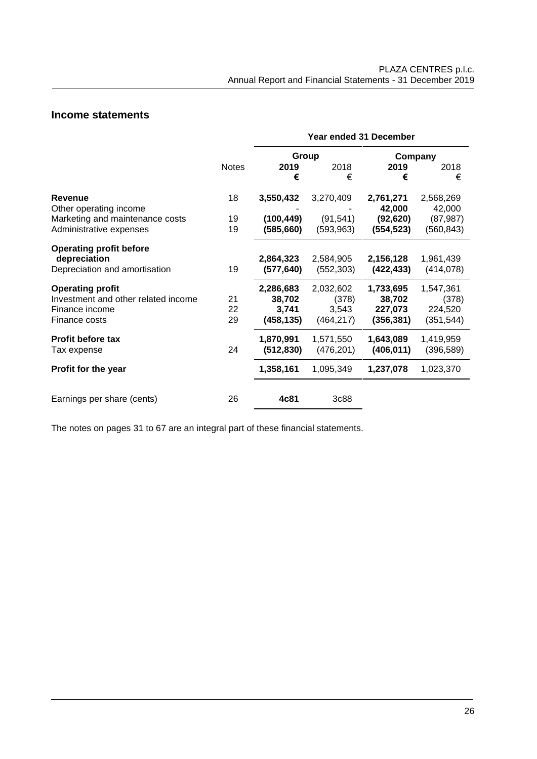## Income statements

| | | Year ended 31 December | | | |
|---|---|---|---|---|---|
| | | Group | | Company | |
| | Notes | **2019** | 2018 | **2019** | 2018 |
| | | **€** | € | **€** | € |
| **Revenue** | 18 | **3,550,432** | 3,270,409 | **2,761,271** | 2,568,269 |
| Other operating income | | - | - | **42,000** | 42,000 |
| Marketing and maintenance costs | 19 | **(100,449)** | (91,541) | **(92,620)** | (87,987) |
| Administrative expenses | 19 | **(585,660)** | (593,963) | **(554,523)** | (560,843) |
| **Operating profit before depreciation** | | **2,864,323** | 2,584,905 | **2,156,128** | 1,961,439 |
| Depreciation and amortisation | 19 | **(577,640)** | (552,303) | **(422,433)** | (414,078) |
| **Operating profit** | | **2,286,683** | 2,032,602 | **1,733,695** | 1,547,361 |
| Investment and other related income | 21 | **38,702** | (378) | **38,702** | (378) |
| Finance income | 22 | **3,741** | 3,543 | **227,073** | 224,520 |
| Finance costs | 29 | **(458,135)** | (464,217) | **(356,381)** | (351,544) |
| **Profit before tax** | | **1,870,991** | 1,571,550 | **1,643,089** | 1,419,959 |
| Tax expense | 24 | **(512,830)** | (476,201) | **(406,011)** | (396,589) |
| **Profit for the year** | | **1,358,161** | 1,095,349 | **1,237,078** | 1,023,370 |
| Earnings per share (cents) | 26 | **4c81** | 3c88 | | |

The notes on pages 31 to 67 are an integral part of these financial statements.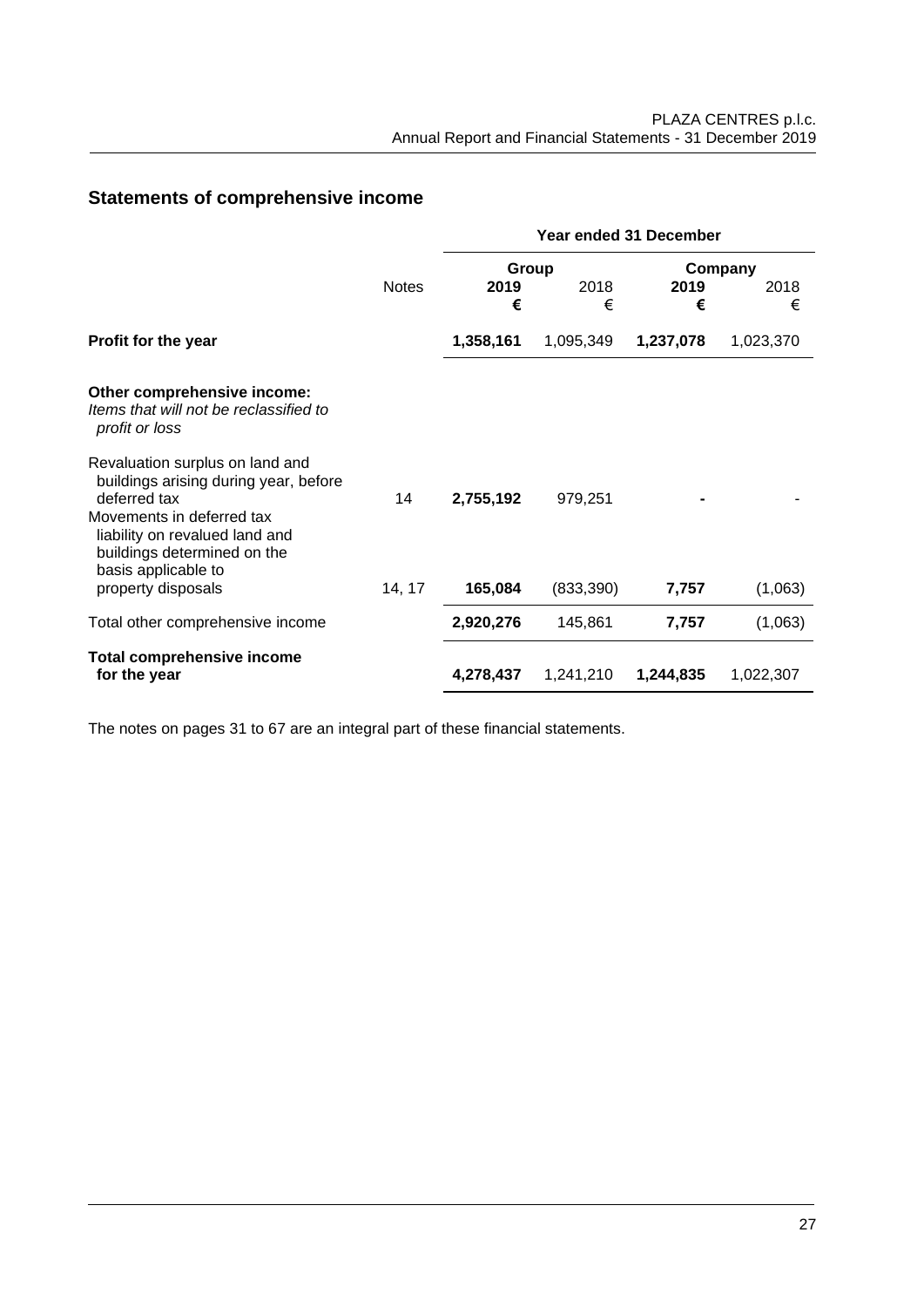## Statements of comprehensive income

| | | Year ended 31 December | | | |
|---|---|---|---|---|---|
| | | Group | | Company | |
| | Notes | **2019** | 2018 | **2019** | 2018 |
| | | **€** | € | **€** | € |
| **Profit for the year** | | **1,358,161** | 1,095,349 | **1,237,078** | 1,023,370 |
| **Other comprehensive income:** *Items that will not be reclassified to profit or loss* | | | | | |
| Revaluation surplus on land and buildings arising during year, before deferred tax | 14 | **2,755,192** | 979,251 | **-** | - |
| Movements in deferred tax liability on revalued land and buildings determined on the basis applicable to property disposals | 14, 17 | **165,084** | (833,390) | **7,757** | (1,063) |
| Total other comprehensive income | | **2,920,276** | 145,861 | **7,757** | (1,063) |
| **Total comprehensive income for the year** | | **4,278,437** | 1,241,210 | **1,244,835** | 1,022,307 |

The notes on pages 31 to 67 are an integral part of these financial statements.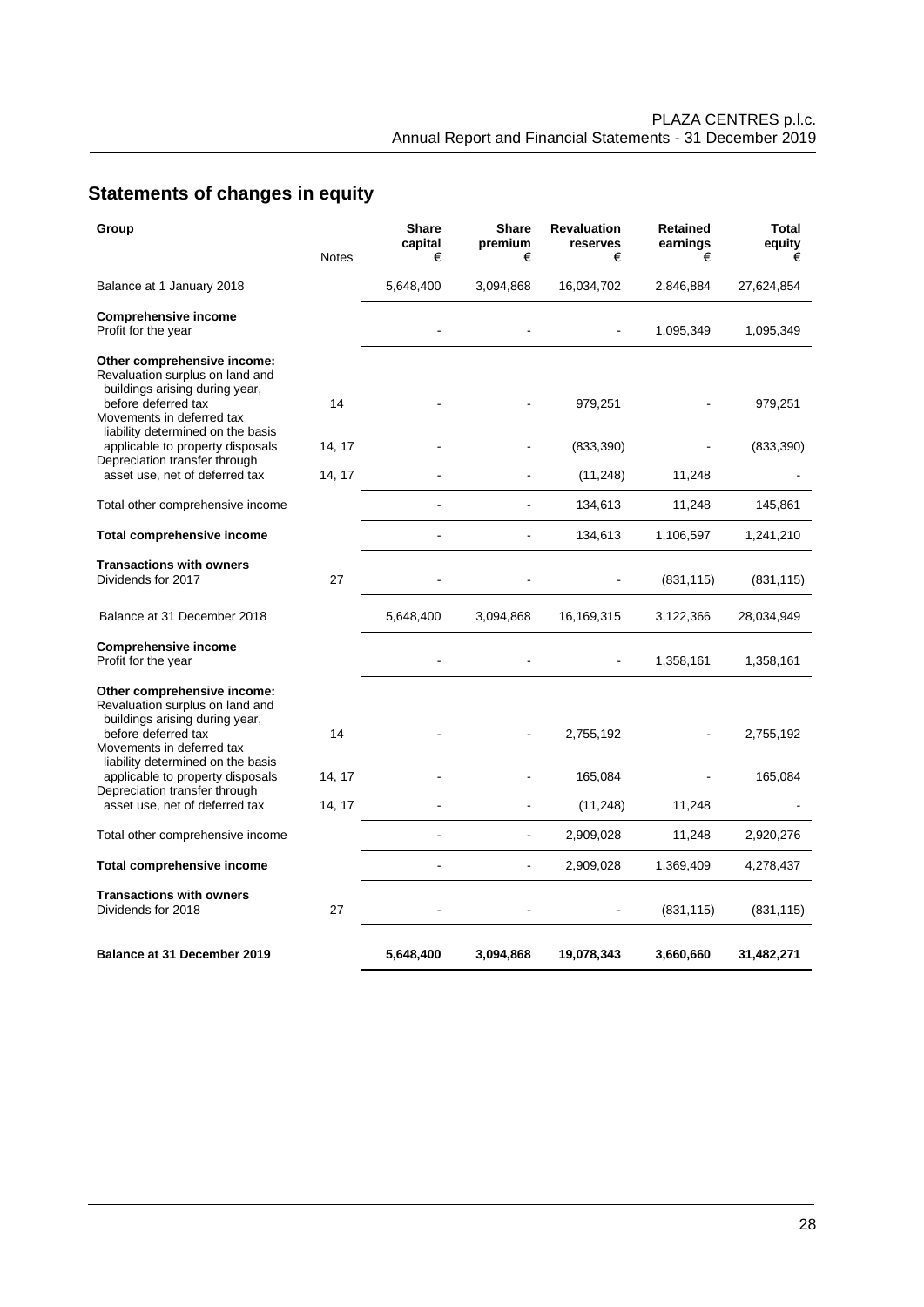## Statements of changes in equity

| Group | Notes | Share capital € | Share premium € | Revaluation reserves € | Retained earnings € | Total equity € |
|---|---|---|---|---|---|---|
| Balance at 1 January 2018 | | 5,648,400 | 3,094,868 | 16,034,702 | 2,846,884 | 27,624,854 |
| **Comprehensive income** | | | | | | |
| Profit for the year | | - | - | - | 1,095,349 | 1,095,349 |
| **Other comprehensive income:** | | | | | | |
| Revaluation surplus on land and buildings arising during year, before deferred tax | 14 | - | - | 979,251 | - | 979,251 |
| Movements in deferred tax liability determined on the basis applicable to property disposals | 14, 17 | - | - | (833,390) | - | (833,390) |
| Depreciation transfer through asset use, net of deferred tax | 14, 17 | - | - | (11,248) | 11,248 | - |
| Total other comprehensive income | | - | - | 134,613 | 11,248 | 145,861 |
| **Total comprehensive income** | | - | - | 134,613 | 1,106,597 | 1,241,210 |
| **Transactions with owners** | | | | | | |
| Dividends for 2017 | 27 | - | - | - | (831,115) | (831,115) |
| Balance at 31 December 2018 | | 5,648,400 | 3,094,868 | 16,169,315 | 3,122,366 | 28,034,949 |
| **Comprehensive income** | | | | | | |
| Profit for the year | | - | - | - | 1,358,161 | 1,358,161 |
| **Other comprehensive income:** | | | | | | |
| Revaluation surplus on land and buildings arising during year, before deferred tax | 14 | - | - | 2,755,192 | - | 2,755,192 |
| Movements in deferred tax liability determined on the basis applicable to property disposals | 14, 17 | - | - | 165,084 | - | 165,084 |
| Depreciation transfer through asset use, net of deferred tax | 14, 17 | - | - | (11,248) | 11,248 | - |
| Total other comprehensive income | | - | - | 2,909,028 | 11,248 | 2,920,276 |
| **Total comprehensive income** | | - | - | 2,909,028 | 1,369,409 | 4,278,437 |
| **Transactions with owners** | | | | | | |
| Dividends for 2018 | 27 | - | - | - | (831,115) | (831,115) |
| **Balance at 31 December 2019** | | **5,648,400** | **3,094,868** | **19,078,343** | **3,660,660** | **31,482,271** |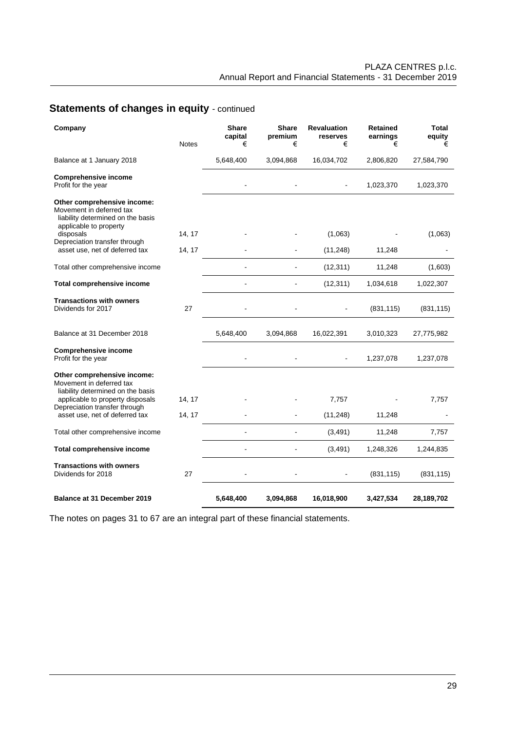## Statements of changes in equity - continued

| Company | Notes | Share capital € | Share premium € | Revaluation reserves € | Retained earnings € | Total equity € |
|---|---|---|---|---|---|---|
| Balance at 1 January 2018 | | 5,648,400 | 3,094,868 | 16,034,702 | 2,806,820 | 27,584,790 |
| **Comprehensive income** | | | | | | |
| Profit for the year | | - | - | - | 1,023,370 | 1,023,370 |
| **Other comprehensive income:** | | | | | | |
| Movement in deferred tax liability determined on the basis applicable to property disposals | 14, 17 | - | - | (1,063) | - | (1,063) |
| Depreciation transfer through asset use, net of deferred tax | 14, 17 | - | - | (11,248) | 11,248 | - |
| Total other comprehensive income | | - | - | (12,311) | 11,248 | (1,603) |
| **Total comprehensive income** | | - | - | (12,311) | 1,034,618 | 1,022,307 |
| **Transactions with owners** | | | | | | |
| Dividends for 2017 | 27 | - | - | - | (831,115) | (831,115) |
| Balance at 31 December 2018 | | 5,648,400 | 3,094,868 | 16,022,391 | 3,010,323 | 27,775,982 |
| **Comprehensive income** | | | | | | |
| Profit for the year | | - | - | - | 1,237,078 | 1,237,078 |
| **Other comprehensive income:** | | | | | | |
| Movement in deferred tax liability determined on the basis applicable to property disposals | 14, 17 | - | - | 7,757 | - | 7,757 |
| Depreciation transfer through asset use, net of deferred tax | 14, 17 | - | - | (11,248) | 11,248 | - |
| Total other comprehensive income | | - | - | (3,491) | 11,248 | 7,757 |
| **Total comprehensive income** | | - | - | (3,491) | 1,248,326 | 1,244,835 |
| **Transactions with owners** | | | | | | |
| Dividends for 2018 | 27 | - | - | - | (831,115) | (831,115) |
| **Balance at 31 December 2019** | | **5,648,400** | **3,094,868** | **16,018,900** | **3,427,534** | **28,189,702** |

The notes on pages 31 to 67 are an integral part of these financial statements.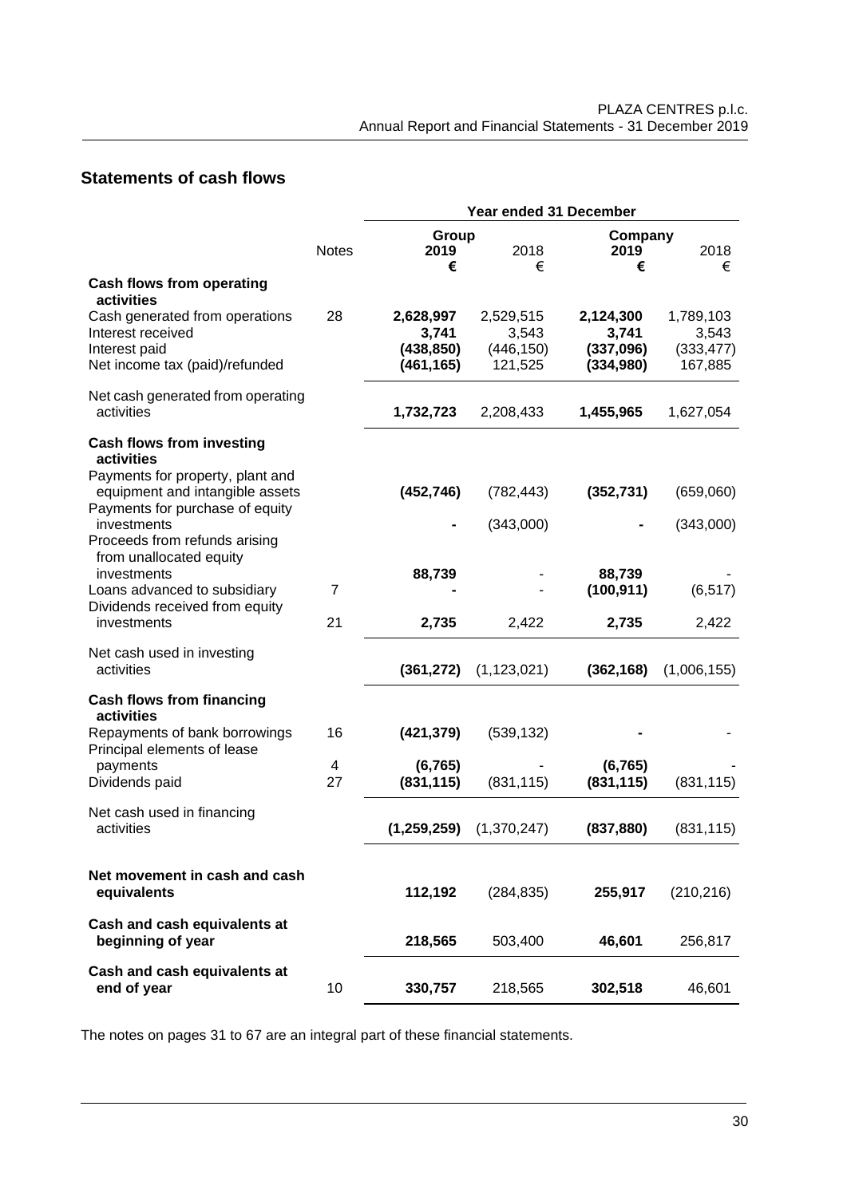## Statements of cash flows

| | Notes | Year ended 31 December | | | |
|---|---|---|---|---|---|
| | | Group | | Company | |
| | | **2019** | 2018 | **2019** | 2018 |
| | | **€** | € | **€** | € |
| **Cash flows from operating activities** | | | | | |
| Cash generated from operations | 28 | **2,628,997** | 2,529,515 | **2,124,300** | 1,789,103 |
| Interest received | | **3,741** | 3,543 | **3,741** | 3,543 |
| Interest paid | | **(438,850)** | (446,150) | **(337,096)** | (333,477) |
| Net income tax (paid)/refunded | | **(461,165)** | 121,525 | **(334,980)** | 167,885 |
| Net cash generated from operating activities | | **1,732,723** | 2,208,433 | **1,455,965** | 1,627,054 |
| **Cash flows from investing activities** | | | | | |
| Payments for property, plant and equipment and intangible assets | | **(452,746)** | (782,443) | **(352,731)** | (659,060) |
| Payments for purchase of equity investments | | **-** | (343,000) | **-** | (343,000) |
| Proceeds from refunds arising from unallocated equity investments | | **88,739** | - | **88,739** | - |
| Loans advanced to subsidiary | 7 | **-** | - | **(100,911)** | (6,517) |
| Dividends received from equity investments | 21 | **2,735** | 2,422 | **2,735** | 2,422 |
| Net cash used in investing activities | | **(361,272)** | (1,123,021) | **(362,168)** | (1,006,155) |
| **Cash flows from financing activities** | | | | | |
| Repayments of bank borrowings | 16 | **(421,379)** | (539,132) | **-** | - |
| Principal elements of lease payments | 4 | **(6,765)** | - | **(6,765)** | - |
| Dividends paid | 27 | **(831,115)** | (831,115) | **(831,115)** | (831,115) |
| Net cash used in financing activities | | **(1,259,259)** | (1,370,247) | **(837,880)** | (831,115) |
| **Net movement in cash and cash equivalents** | | **112,192** | (284,835) | **255,917** | (210,216) |
| **Cash and cash equivalents at beginning of year** | | **218,565** | 503,400 | **46,601** | 256,817 |
| **Cash and cash equivalents at end of year** | 10 | **330,757** | 218,565 | **302,518** | 46,601 |

The notes on pages 31 to 67 are an integral part of these financial statements.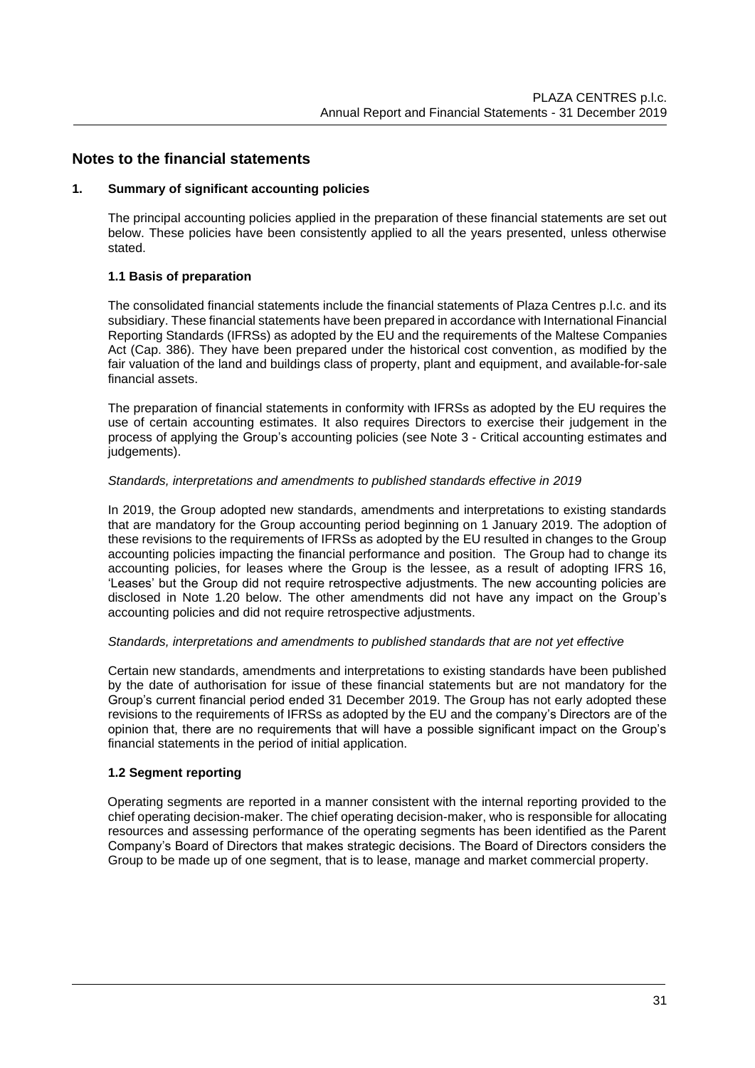# Notes to the financial statements

## 1. Summary of significant accounting policies

The principal accounting policies applied in the preparation of these financial statements are set out below. These policies have been consistently applied to all the years presented, unless otherwise stated.

### 1.1 Basis of preparation

The consolidated financial statements include the financial statements of Plaza Centres p.l.c. and its subsidiary. These financial statements have been prepared in accordance with International Financial Reporting Standards (IFRSs) as adopted by the EU and the requirements of the Maltese Companies Act (Cap. 386). They have been prepared under the historical cost convention, as modified by the fair valuation of the land and buildings class of property, plant and equipment, and available-for-sale financial assets.

The preparation of financial statements in conformity with IFRSs as adopted by the EU requires the use of certain accounting estimates. It also requires Directors to exercise their judgement in the process of applying the Group's accounting policies (see Note 3 - Critical accounting estimates and judgements).

*Standards, interpretations and amendments to published standards effective in 2019*

In 2019, the Group adopted new standards, amendments and interpretations to existing standards that are mandatory for the Group accounting period beginning on 1 January 2019. The adoption of these revisions to the requirements of IFRSs as adopted by the EU resulted in changes to the Group accounting policies impacting the financial performance and position. The Group had to change its accounting policies, for leases where the Group is the lessee, as a result of adopting IFRS 16, 'Leases' but the Group did not require retrospective adjustments. The new accounting policies are disclosed in Note 1.20 below. The other amendments did not have any impact on the Group's accounting policies and did not require retrospective adjustments.

*Standards, interpretations and amendments to published standards that are not yet effective*

Certain new standards, amendments and interpretations to existing standards have been published by the date of authorisation for issue of these financial statements but are not mandatory for the Group's current financial period ended 31 December 2019. The Group has not early adopted these revisions to the requirements of IFRSs as adopted by the EU and the company's Directors are of the opinion that, there are no requirements that will have a possible significant impact on the Group's financial statements in the period of initial application.

### 1.2 Segment reporting

Operating segments are reported in a manner consistent with the internal reporting provided to the chief operating decision-maker. The chief operating decision-maker, who is responsible for allocating resources and assessing performance of the operating segments has been identified as the Parent Company's Board of Directors that makes strategic decisions. The Board of Directors considers the Group to be made up of one segment, that is to lease, manage and market commercial property.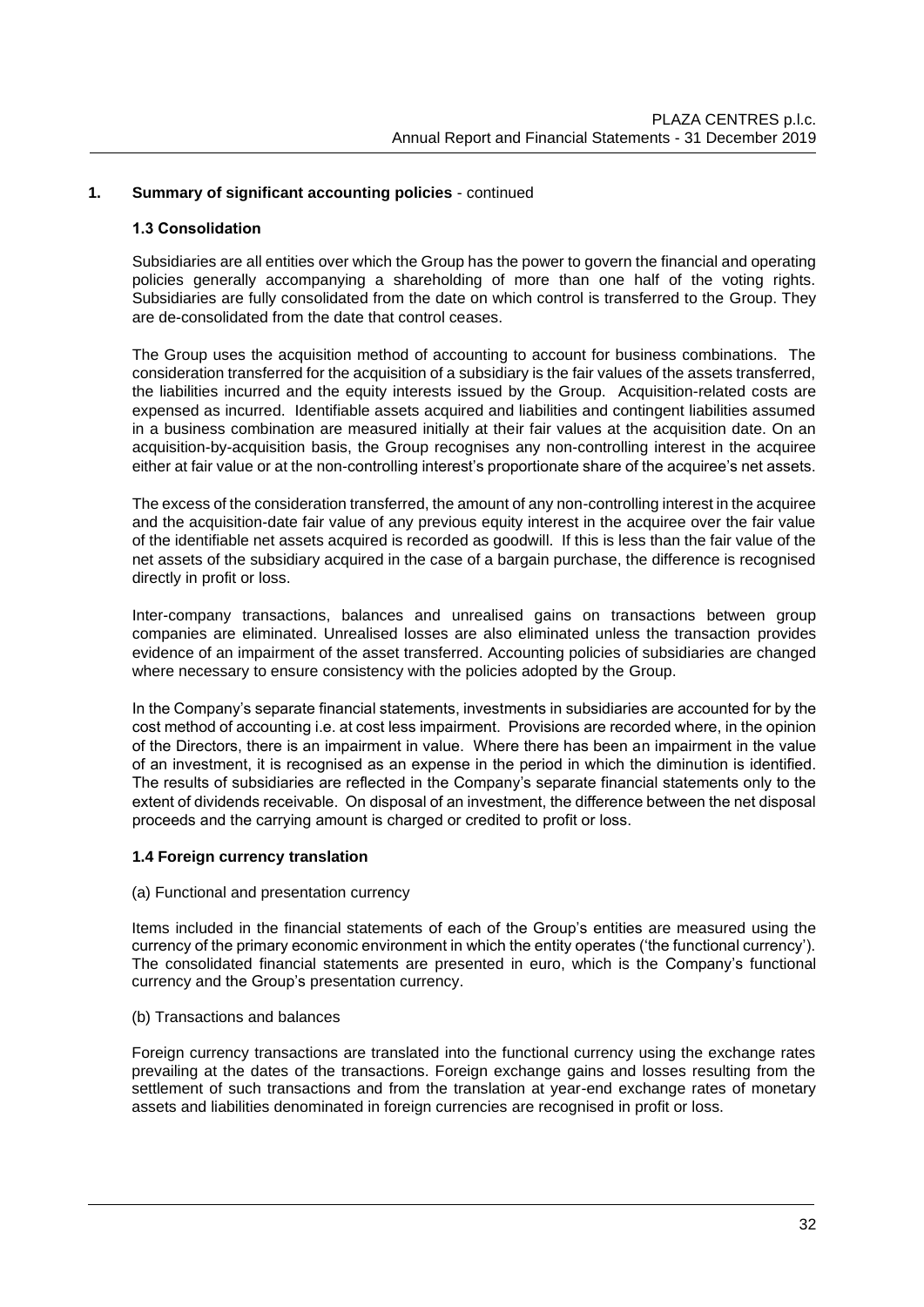## 1. Summary of significant accounting policies - continued

### 1.3 Consolidation

Subsidiaries are all entities over which the Group has the power to govern the financial and operating policies generally accompanying a shareholding of more than one half of the voting rights. Subsidiaries are fully consolidated from the date on which control is transferred to the Group. They are de-consolidated from the date that control ceases.

The Group uses the acquisition method of accounting to account for business combinations. The consideration transferred for the acquisition of a subsidiary is the fair values of the assets transferred, the liabilities incurred and the equity interests issued by the Group. Acquisition-related costs are expensed as incurred. Identifiable assets acquired and liabilities and contingent liabilities assumed in a business combination are measured initially at their fair values at the acquisition date. On an acquisition-by-acquisition basis, the Group recognises any non-controlling interest in the acquiree either at fair value or at the non-controlling interest's proportionate share of the acquiree's net assets.

The excess of the consideration transferred, the amount of any non-controlling interest in the acquiree and the acquisition-date fair value of any previous equity interest in the acquiree over the fair value of the identifiable net assets acquired is recorded as goodwill. If this is less than the fair value of the net assets of the subsidiary acquired in the case of a bargain purchase, the difference is recognised directly in profit or loss.

Inter-company transactions, balances and unrealised gains on transactions between group companies are eliminated. Unrealised losses are also eliminated unless the transaction provides evidence of an impairment of the asset transferred. Accounting policies of subsidiaries are changed where necessary to ensure consistency with the policies adopted by the Group.

In the Company's separate financial statements, investments in subsidiaries are accounted for by the cost method of accounting i.e. at cost less impairment. Provisions are recorded where, in the opinion of the Directors, there is an impairment in value. Where there has been an impairment in the value of an investment, it is recognised as an expense in the period in which the diminution is identified. The results of subsidiaries are reflected in the Company's separate financial statements only to the extent of dividends receivable. On disposal of an investment, the difference between the net disposal proceeds and the carrying amount is charged or credited to profit or loss.

### 1.4 Foreign currency translation

(a) Functional and presentation currency

Items included in the financial statements of each of the Group's entities are measured using the currency of the primary economic environment in which the entity operates ('the functional currency'). The consolidated financial statements are presented in euro, which is the Company's functional currency and the Group's presentation currency.

(b) Transactions and balances

Foreign currency transactions are translated into the functional currency using the exchange rates prevailing at the dates of the transactions. Foreign exchange gains and losses resulting from the settlement of such transactions and from the translation at year-end exchange rates of monetary assets and liabilities denominated in foreign currencies are recognised in profit or loss.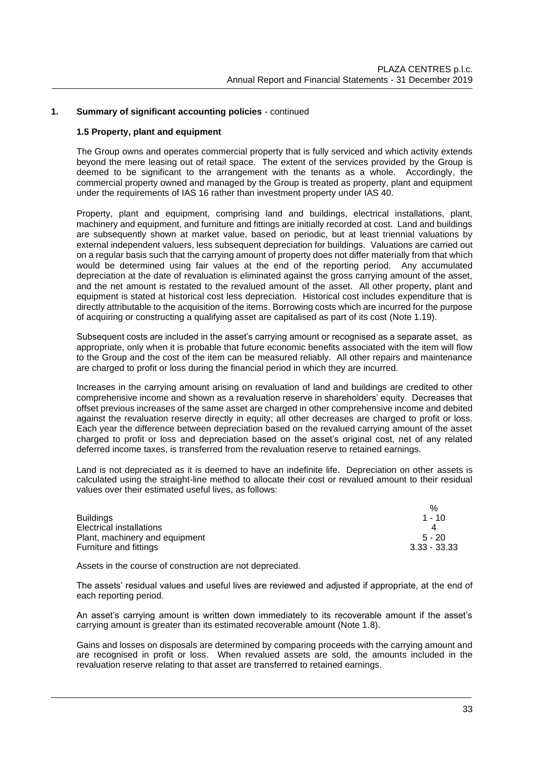## 1. Summary of significant accounting policies - continued

### 1.5 Property, plant and equipment

The Group owns and operates commercial property that is fully serviced and which activity extends beyond the mere leasing out of retail space. The extent of the services provided by the Group is deemed to be significant to the arrangement with the tenants as a whole. Accordingly, the commercial property owned and managed by the Group is treated as property, plant and equipment under the requirements of IAS 16 rather than investment property under IAS 40.

Property, plant and equipment, comprising land and buildings, electrical installations, plant, machinery and equipment, and furniture and fittings are initially recorded at cost. Land and buildings are subsequently shown at market value, based on periodic, but at least triennial valuations by external independent valuers, less subsequent depreciation for buildings. Valuations are carried out on a regular basis such that the carrying amount of property does not differ materially from that which would be determined using fair values at the end of the reporting period. Any accumulated depreciation at the date of revaluation is eliminated against the gross carrying amount of the asset, and the net amount is restated to the revalued amount of the asset. All other property, plant and equipment is stated at historical cost less depreciation. Historical cost includes expenditure that is directly attributable to the acquisition of the items. Borrowing costs which are incurred for the purpose of acquiring or constructing a qualifying asset are capitalised as part of its cost (Note 1.19).

Subsequent costs are included in the asset's carrying amount or recognised as a separate asset, as appropriate, only when it is probable that future economic benefits associated with the item will flow to the Group and the cost of the item can be measured reliably. All other repairs and maintenance are charged to profit or loss during the financial period in which they are incurred.

Increases in the carrying amount arising on revaluation of land and buildings are credited to other comprehensive income and shown as a revaluation reserve in shareholders' equity. Decreases that offset previous increases of the same asset are charged in other comprehensive income and debited against the revaluation reserve directly in equity; all other decreases are charged to profit or loss. Each year the difference between depreciation based on the revalued carrying amount of the asset charged to profit or loss and depreciation based on the asset's original cost, net of any related deferred income taxes, is transferred from the revaluation reserve to retained earnings.

Land is not depreciated as it is deemed to have an indefinite life. Depreciation on other assets is calculated using the straight-line method to allocate their cost or revalued amount to their residual values over their estimated useful lives, as follows:

| | % |
|---|---|
| Buildings | 1 - 10 |
| Electrical installations | 4 |
| Plant, machinery and equipment | 5 - 20 |
| Furniture and fittings | 3.33 - 33.33 |

Assets in the course of construction are not depreciated.

The assets' residual values and useful lives are reviewed and adjusted if appropriate, at the end of each reporting period.

An asset's carrying amount is written down immediately to its recoverable amount if the asset's carrying amount is greater than its estimated recoverable amount (Note 1.8).

Gains and losses on disposals are determined by comparing proceeds with the carrying amount and are recognised in profit or loss. When revalued assets are sold, the amounts included in the revaluation reserve relating to that asset are transferred to retained earnings.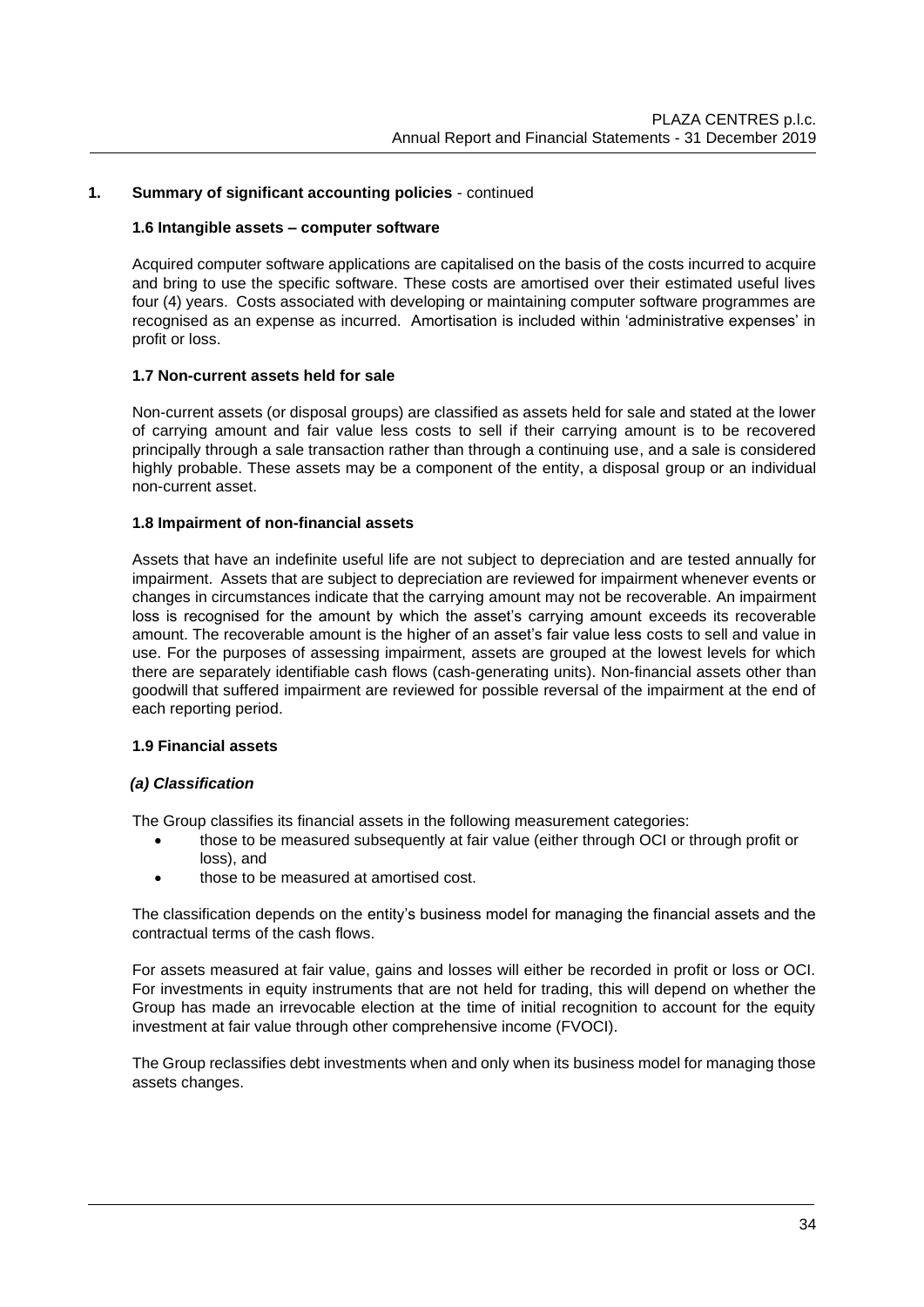## 1. Summary of significant accounting policies - continued

### 1.6 Intangible assets – computer software

Acquired computer software applications are capitalised on the basis of the costs incurred to acquire and bring to use the specific software. These costs are amortised over their estimated useful lives four (4) years. Costs associated with developing or maintaining computer software programmes are recognised as an expense as incurred. Amortisation is included within 'administrative expenses' in profit or loss.

### 1.7 Non-current assets held for sale

Non-current assets (or disposal groups) are classified as assets held for sale and stated at the lower of carrying amount and fair value less costs to sell if their carrying amount is to be recovered principally through a sale transaction rather than through a continuing use, and a sale is considered highly probable. These assets may be a component of the entity, a disposal group or an individual non-current asset.

### 1.8 Impairment of non-financial assets

Assets that have an indefinite useful life are not subject to depreciation and are tested annually for impairment. Assets that are subject to depreciation are reviewed for impairment whenever events or changes in circumstances indicate that the carrying amount may not be recoverable. An impairment loss is recognised for the amount by which the asset's carrying amount exceeds its recoverable amount. The recoverable amount is the higher of an asset's fair value less costs to sell and value in use. For the purposes of assessing impairment, assets are grouped at the lowest levels for which there are separately identifiable cash flows (cash-generating units). Non-financial assets other than goodwill that suffered impairment are reviewed for possible reversal of the impairment at the end of each reporting period.

### 1.9 Financial assets

#### *(a) Classification*

The Group classifies its financial assets in the following measurement categories:

- those to be measured subsequently at fair value (either through OCI or through profit or loss), and
- those to be measured at amortised cost.

The classification depends on the entity's business model for managing the financial assets and the contractual terms of the cash flows.

For assets measured at fair value, gains and losses will either be recorded in profit or loss or OCI. For investments in equity instruments that are not held for trading, this will depend on whether the Group has made an irrevocable election at the time of initial recognition to account for the equity investment at fair value through other comprehensive income (FVOCI).

The Group reclassifies debt investments when and only when its business model for managing those assets changes.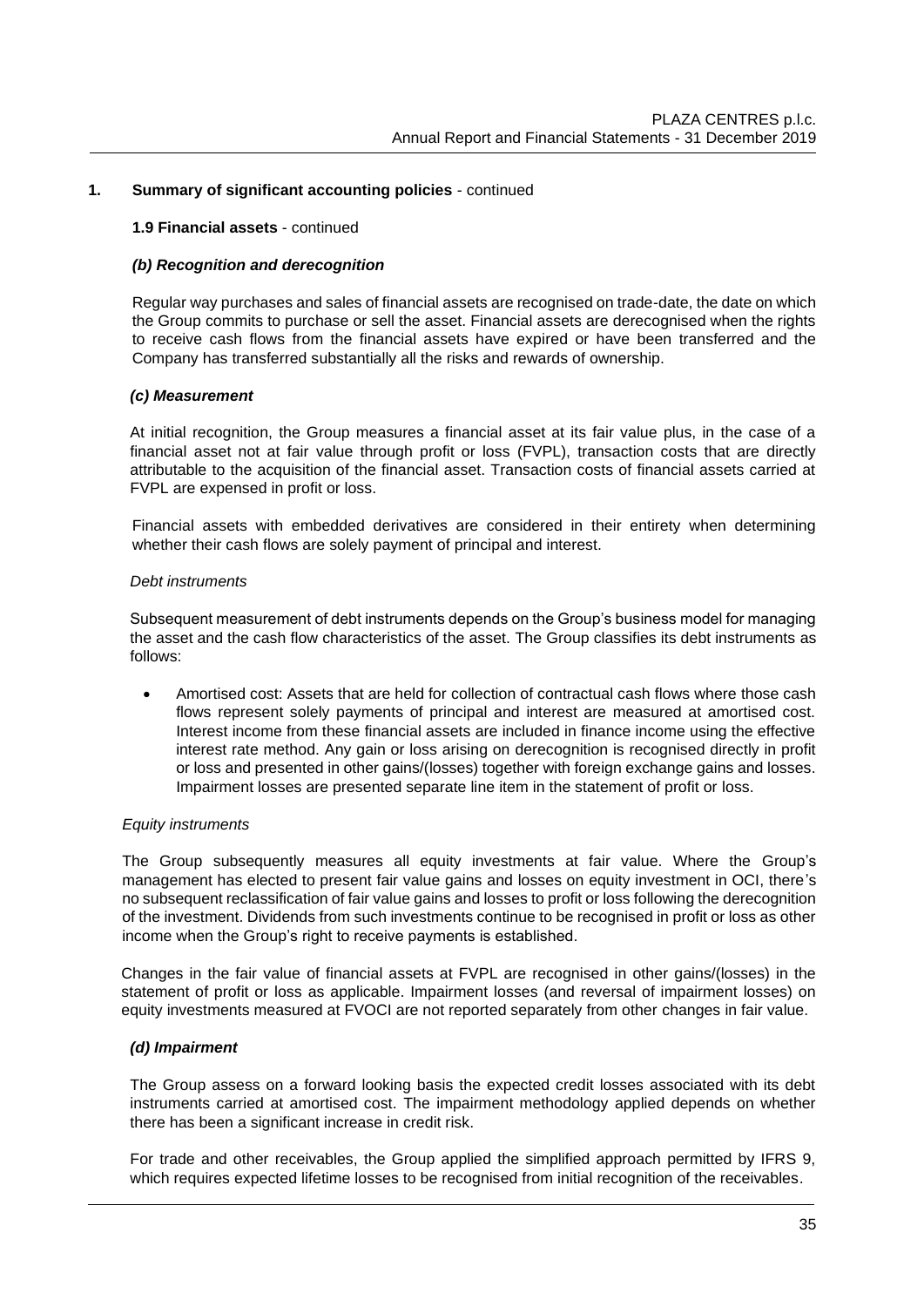## 1. Summary of significant accounting policies - continued

### 1.9 Financial assets - continued

#### *(b) Recognition and derecognition*

Regular way purchases and sales of financial assets are recognised on trade-date, the date on which the Group commits to purchase or sell the asset. Financial assets are derecognised when the rights to receive cash flows from the financial assets have expired or have been transferred and the Company has transferred substantially all the risks and rewards of ownership.

#### *(c) Measurement*

At initial recognition, the Group measures a financial asset at its fair value plus, in the case of a financial asset not at fair value through profit or loss (FVPL), transaction costs that are directly attributable to the acquisition of the financial asset. Transaction costs of financial assets carried at FVPL are expensed in profit or loss.

Financial assets with embedded derivatives are considered in their entirety when determining whether their cash flows are solely payment of principal and interest.

*Debt instruments*

Subsequent measurement of debt instruments depends on the Group's business model for managing the asset and the cash flow characteristics of the asset. The Group classifies its debt instruments as follows:

- Amortised cost: Assets that are held for collection of contractual cash flows where those cash flows represent solely payments of principal and interest are measured at amortised cost. Interest income from these financial assets are included in finance income using the effective interest rate method. Any gain or loss arising on derecognition is recognised directly in profit or loss and presented in other gains/(losses) together with foreign exchange gains and losses. Impairment losses are presented separate line item in the statement of profit or loss.

*Equity instruments*

The Group subsequently measures all equity investments at fair value. Where the Group's management has elected to present fair value gains and losses on equity investment in OCI, there's no subsequent reclassification of fair value gains and losses to profit or loss following the derecognition of the investment. Dividends from such investments continue to be recognised in profit or loss as other income when the Group's right to receive payments is established.

Changes in the fair value of financial assets at FVPL are recognised in other gains/(losses) in the statement of profit or loss as applicable. Impairment losses (and reversal of impairment losses) on equity investments measured at FVOCI are not reported separately from other changes in fair value.

#### *(d) Impairment*

The Group assess on a forward looking basis the expected credit losses associated with its debt instruments carried at amortised cost. The impairment methodology applied depends on whether there has been a significant increase in credit risk.

For trade and other receivables, the Group applied the simplified approach permitted by IFRS 9, which requires expected lifetime losses to be recognised from initial recognition of the receivables.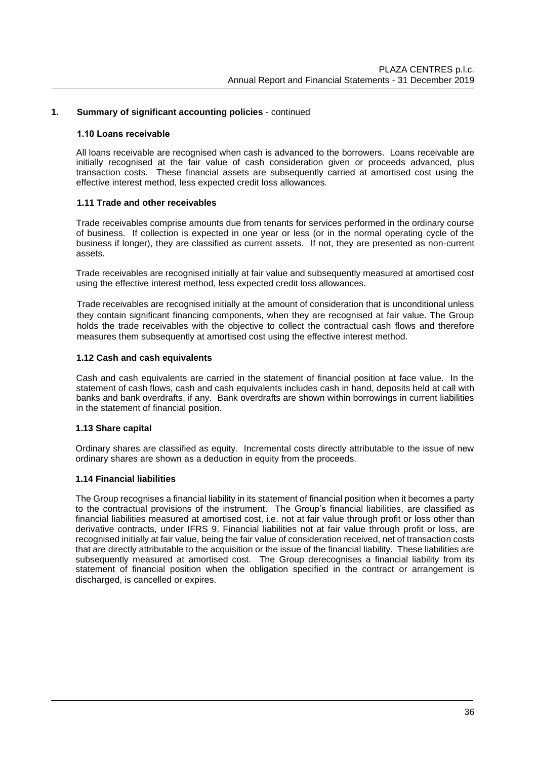## 1. Summary of significant accounting policies - continued

### 1.10 Loans receivable

All loans receivable are recognised when cash is advanced to the borrowers. Loans receivable are initially recognised at the fair value of cash consideration given or proceeds advanced, plus transaction costs. These financial assets are subsequently carried at amortised cost using the effective interest method, less expected credit loss allowances.

### 1.11 Trade and other receivables

Trade receivables comprise amounts due from tenants for services performed in the ordinary course of business. If collection is expected in one year or less (or in the normal operating cycle of the business if longer), they are classified as current assets. If not, they are presented as non-current assets.

Trade receivables are recognised initially at fair value and subsequently measured at amortised cost using the effective interest method, less expected credit loss allowances.

Trade receivables are recognised initially at the amount of consideration that is unconditional unless they contain significant financing components, when they are recognised at fair value. The Group holds the trade receivables with the objective to collect the contractual cash flows and therefore measures them subsequently at amortised cost using the effective interest method.

### 1.12 Cash and cash equivalents

Cash and cash equivalents are carried in the statement of financial position at face value. In the statement of cash flows, cash and cash equivalents includes cash in hand, deposits held at call with banks and bank overdrafts, if any. Bank overdrafts are shown within borrowings in current liabilities in the statement of financial position.

### 1.13 Share capital

Ordinary shares are classified as equity. Incremental costs directly attributable to the issue of new ordinary shares are shown as a deduction in equity from the proceeds.

### 1.14 Financial liabilities

The Group recognises a financial liability in its statement of financial position when it becomes a party to the contractual provisions of the instrument. The Group's financial liabilities, are classified as financial liabilities measured at amortised cost, i.e. not at fair value through profit or loss other than derivative contracts, under IFRS 9. Financial liabilities not at fair value through profit or loss, are recognised initially at fair value, being the fair value of consideration received, net of transaction costs that are directly attributable to the acquisition or the issue of the financial liability. These liabilities are subsequently measured at amortised cost. The Group derecognises a financial liability from its statement of financial position when the obligation specified in the contract or arrangement is discharged, is cancelled or expires.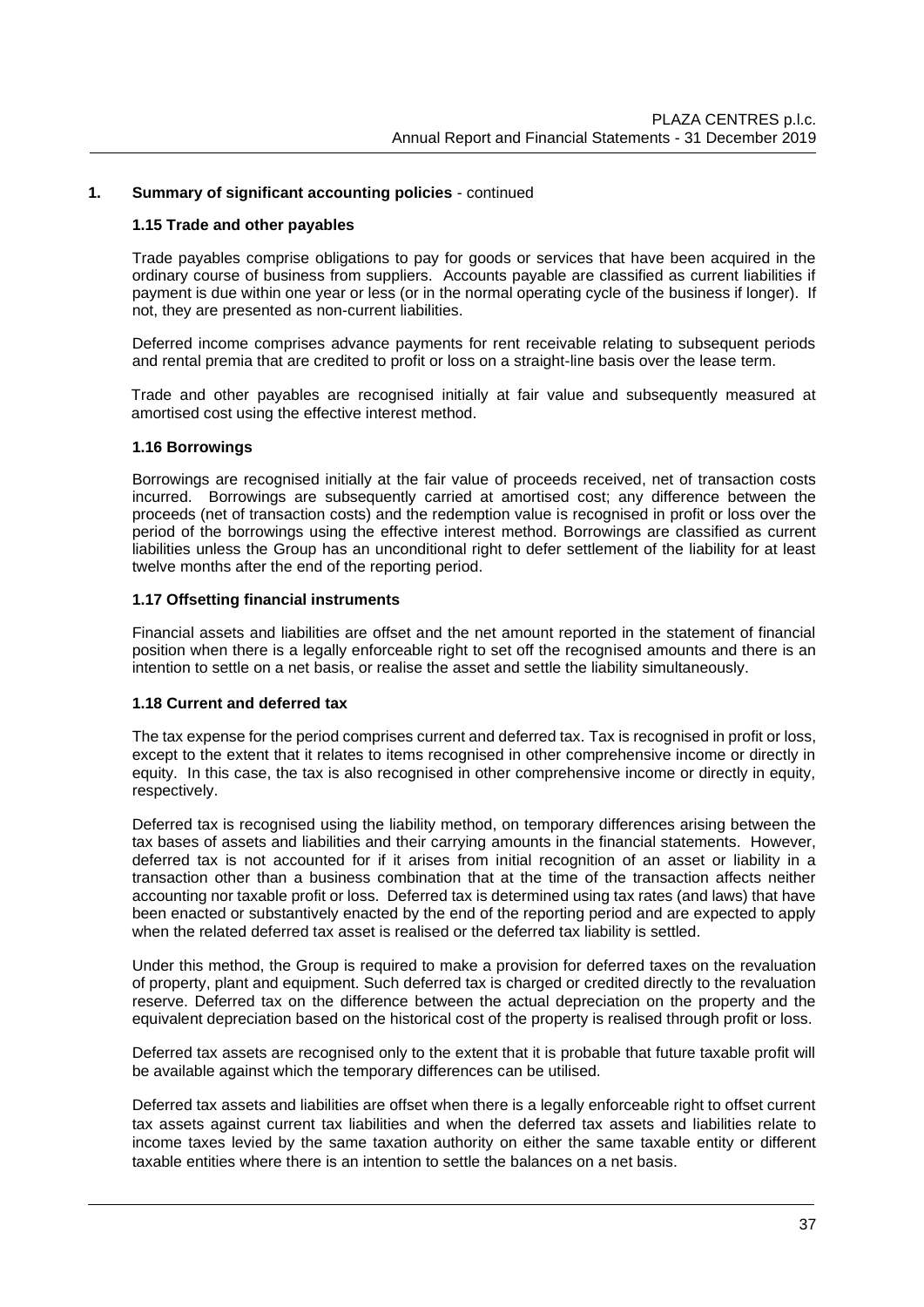## 1. Summary of significant accounting policies - continued

### 1.15 Trade and other payables

Trade payables comprise obligations to pay for goods or services that have been acquired in the ordinary course of business from suppliers. Accounts payable are classified as current liabilities if payment is due within one year or less (or in the normal operating cycle of the business if longer). If not, they are presented as non-current liabilities.

Deferred income comprises advance payments for rent receivable relating to subsequent periods and rental premia that are credited to profit or loss on a straight-line basis over the lease term.

Trade and other payables are recognised initially at fair value and subsequently measured at amortised cost using the effective interest method.

### 1.16 Borrowings

Borrowings are recognised initially at the fair value of proceeds received, net of transaction costs incurred. Borrowings are subsequently carried at amortised cost; any difference between the proceeds (net of transaction costs) and the redemption value is recognised in profit or loss over the period of the borrowings using the effective interest method. Borrowings are classified as current liabilities unless the Group has an unconditional right to defer settlement of the liability for at least twelve months after the end of the reporting period.

### 1.17 Offsetting financial instruments

Financial assets and liabilities are offset and the net amount reported in the statement of financial position when there is a legally enforceable right to set off the recognised amounts and there is an intention to settle on a net basis, or realise the asset and settle the liability simultaneously.

### 1.18 Current and deferred tax

The tax expense for the period comprises current and deferred tax. Tax is recognised in profit or loss, except to the extent that it relates to items recognised in other comprehensive income or directly in equity. In this case, the tax is also recognised in other comprehensive income or directly in equity, respectively.

Deferred tax is recognised using the liability method, on temporary differences arising between the tax bases of assets and liabilities and their carrying amounts in the financial statements. However, deferred tax is not accounted for if it arises from initial recognition of an asset or liability in a transaction other than a business combination that at the time of the transaction affects neither accounting nor taxable profit or loss. Deferred tax is determined using tax rates (and laws) that have been enacted or substantively enacted by the end of the reporting period and are expected to apply when the related deferred tax asset is realised or the deferred tax liability is settled.

Under this method, the Group is required to make a provision for deferred taxes on the revaluation of property, plant and equipment. Such deferred tax is charged or credited directly to the revaluation reserve. Deferred tax on the difference between the actual depreciation on the property and the equivalent depreciation based on the historical cost of the property is realised through profit or loss.

Deferred tax assets are recognised only to the extent that it is probable that future taxable profit will be available against which the temporary differences can be utilised.

Deferred tax assets and liabilities are offset when there is a legally enforceable right to offset current tax assets against current tax liabilities and when the deferred tax assets and liabilities relate to income taxes levied by the same taxation authority on either the same taxable entity or different taxable entities where there is an intention to settle the balances on a net basis.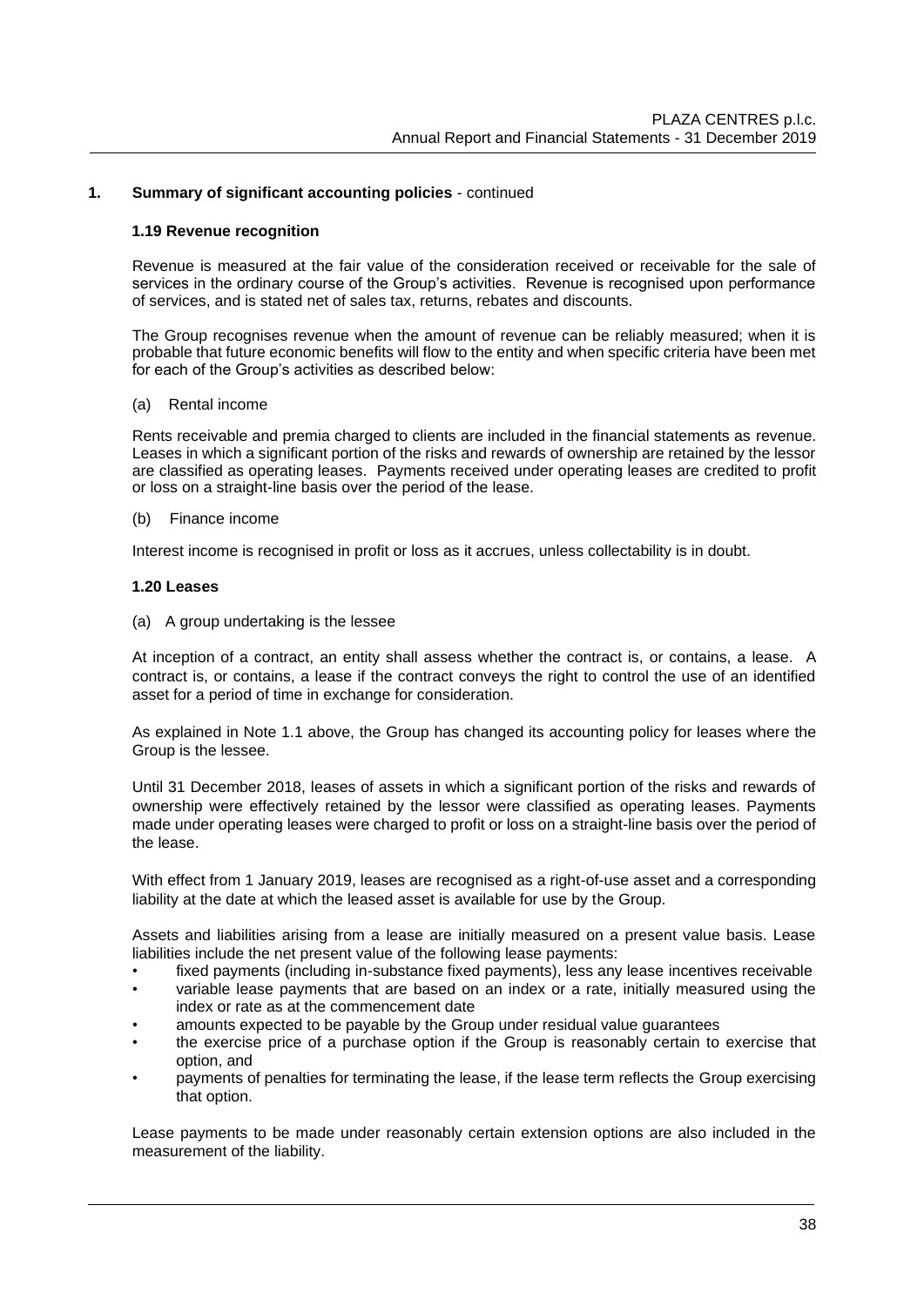## 1. Summary of significant accounting policies - continued

### 1.19 Revenue recognition

Revenue is measured at the fair value of the consideration received or receivable for the sale of services in the ordinary course of the Group's activities. Revenue is recognised upon performance of services, and is stated net of sales tax, returns, rebates and discounts.

The Group recognises revenue when the amount of revenue can be reliably measured; when it is probable that future economic benefits will flow to the entity and when specific criteria have been met for each of the Group's activities as described below:

(a) Rental income

Rents receivable and premia charged to clients are included in the financial statements as revenue. Leases in which a significant portion of the risks and rewards of ownership are retained by the lessor are classified as operating leases. Payments received under operating leases are credited to profit or loss on a straight-line basis over the period of the lease.

(b) Finance income

Interest income is recognised in profit or loss as it accrues, unless collectability is in doubt.

### 1.20 Leases

(a) A group undertaking is the lessee

At inception of a contract, an entity shall assess whether the contract is, or contains, a lease. A contract is, or contains, a lease if the contract conveys the right to control the use of an identified asset for a period of time in exchange for consideration.

As explained in Note 1.1 above, the Group has changed its accounting policy for leases where the Group is the lessee.

Until 31 December 2018, leases of assets in which a significant portion of the risks and rewards of ownership were effectively retained by the lessor were classified as operating leases. Payments made under operating leases were charged to profit or loss on a straight-line basis over the period of the lease.

With effect from 1 January 2019, leases are recognised as a right-of-use asset and a corresponding liability at the date at which the leased asset is available for use by the Group.

Assets and liabilities arising from a lease are initially measured on a present value basis. Lease liabilities include the net present value of the following lease payments:

- fixed payments (including in-substance fixed payments), less any lease incentives receivable
- variable lease payments that are based on an index or a rate, initially measured using the index or rate as at the commencement date
- amounts expected to be payable by the Group under residual value guarantees
- the exercise price of a purchase option if the Group is reasonably certain to exercise that option, and
- payments of penalties for terminating the lease, if the lease term reflects the Group exercising that option.

Lease payments to be made under reasonably certain extension options are also included in the measurement of the liability.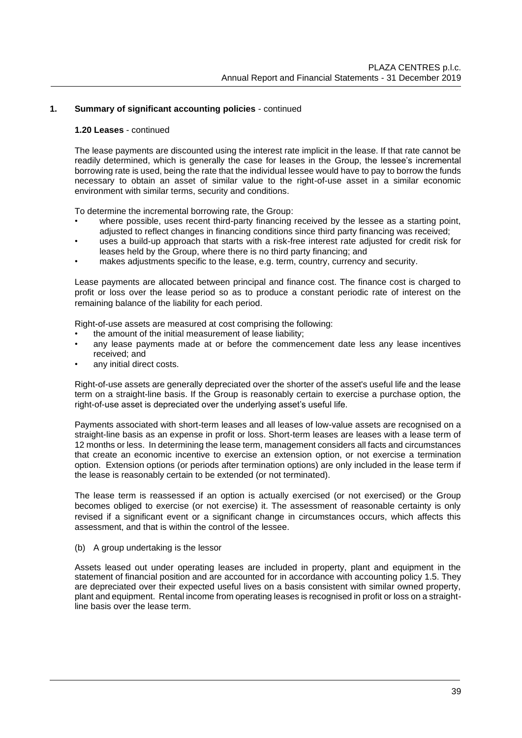## 1. Summary of significant accounting policies - continued

### 1.20 Leases - continued

The lease payments are discounted using the interest rate implicit in the lease. If that rate cannot be readily determined, which is generally the case for leases in the Group, the lessee's incremental borrowing rate is used, being the rate that the individual lessee would have to pay to borrow the funds necessary to obtain an asset of similar value to the right-of-use asset in a similar economic environment with similar terms, security and conditions.

To determine the incremental borrowing rate, the Group:

- where possible, uses recent third-party financing received by the lessee as a starting point, adjusted to reflect changes in financing conditions since third party financing was received;
- uses a build-up approach that starts with a risk-free interest rate adjusted for credit risk for leases held by the Group, where there is no third party financing; and
- makes adjustments specific to the lease, e.g. term, country, currency and security.

Lease payments are allocated between principal and finance cost. The finance cost is charged to profit or loss over the lease period so as to produce a constant periodic rate of interest on the remaining balance of the liability for each period.

Right-of-use assets are measured at cost comprising the following:

- the amount of the initial measurement of lease liability;
- any lease payments made at or before the commencement date less any lease incentives received; and
- any initial direct costs.

Right-of-use assets are generally depreciated over the shorter of the asset's useful life and the lease term on a straight-line basis. If the Group is reasonably certain to exercise a purchase option, the right-of-use asset is depreciated over the underlying asset's useful life.

Payments associated with short-term leases and all leases of low-value assets are recognised on a straight-line basis as an expense in profit or loss. Short-term leases are leases with a lease term of 12 months or less. In determining the lease term, management considers all facts and circumstances that create an economic incentive to exercise an extension option, or not exercise a termination option. Extension options (or periods after termination options) are only included in the lease term if the lease is reasonably certain to be extended (or not terminated).

The lease term is reassessed if an option is actually exercised (or not exercised) or the Group becomes obliged to exercise (or not exercise) it. The assessment of reasonable certainty is only revised if a significant event or a significant change in circumstances occurs, which affects this assessment, and that is within the control of the lessee.

(b) A group undertaking is the lessor

Assets leased out under operating leases are included in property, plant and equipment in the statement of financial position and are accounted for in accordance with accounting policy 1.5. They are depreciated over their expected useful lives on a basis consistent with similar owned property, plant and equipment. Rental income from operating leases is recognised in profit or loss on a straight-line basis over the lease term.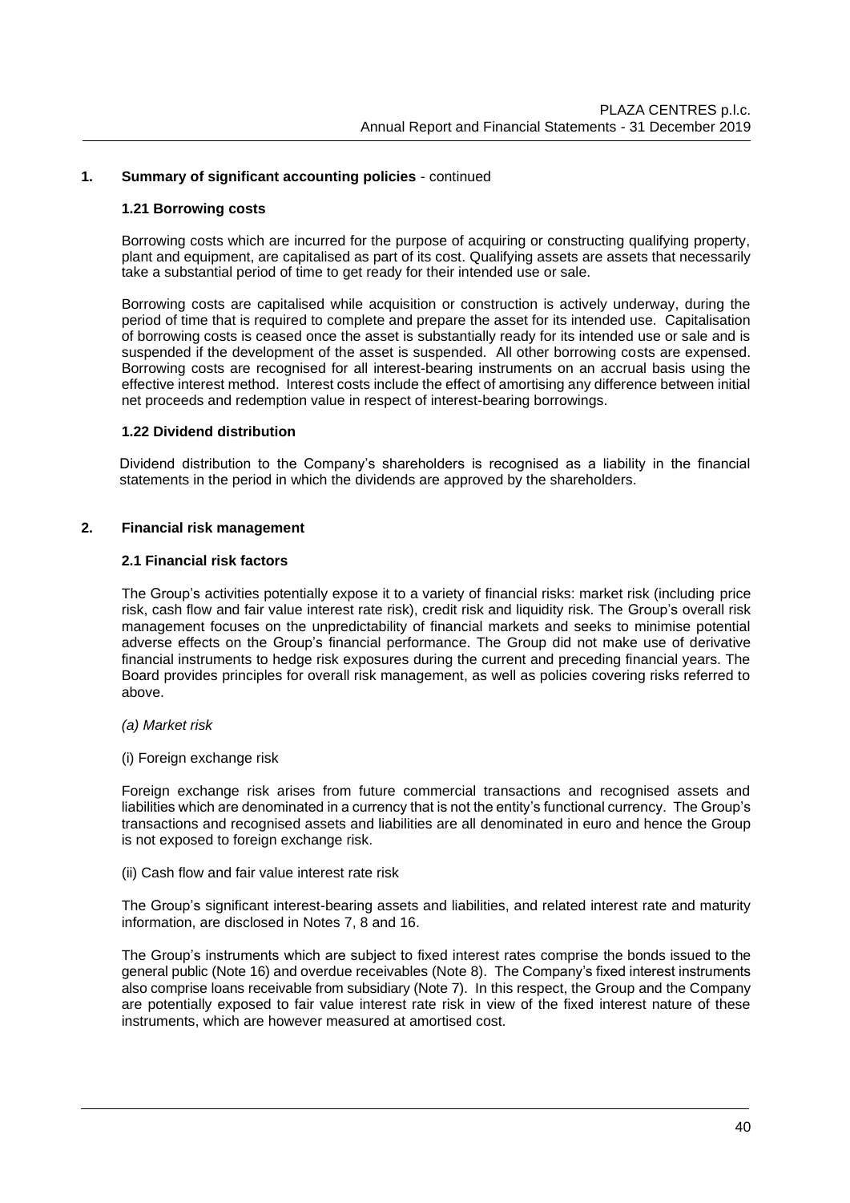## 1. Summary of significant accounting policies - continued

### 1.21 Borrowing costs

Borrowing costs which are incurred for the purpose of acquiring or constructing qualifying property, plant and equipment, are capitalised as part of its cost. Qualifying assets are assets that necessarily take a substantial period of time to get ready for their intended use or sale.

Borrowing costs are capitalised while acquisition or construction is actively underway, during the period of time that is required to complete and prepare the asset for its intended use. Capitalisation of borrowing costs is ceased once the asset is substantially ready for its intended use or sale and is suspended if the development of the asset is suspended. All other borrowing costs are expensed. Borrowing costs are recognised for all interest-bearing instruments on an accrual basis using the effective interest method. Interest costs include the effect of amortising any difference between initial net proceeds and redemption value in respect of interest-bearing borrowings.

### 1.22 Dividend distribution

Dividend distribution to the Company's shareholders is recognised as a liability in the financial statements in the period in which the dividends are approved by the shareholders.

## 2. Financial risk management

### 2.1 Financial risk factors

The Group's activities potentially expose it to a variety of financial risks: market risk (including price risk, cash flow and fair value interest rate risk), credit risk and liquidity risk. The Group's overall risk management focuses on the unpredictability of financial markets and seeks to minimise potential adverse effects on the Group's financial performance. The Group did not make use of derivative financial instruments to hedge risk exposures during the current and preceding financial years. The Board provides principles for overall risk management, as well as policies covering risks referred to above.

*(a) Market risk*

(i) Foreign exchange risk

Foreign exchange risk arises from future commercial transactions and recognised assets and liabilities which are denominated in a currency that is not the entity's functional currency. The Group's transactions and recognised assets and liabilities are all denominated in euro and hence the Group is not exposed to foreign exchange risk.

(ii) Cash flow and fair value interest rate risk

The Group's significant interest-bearing assets and liabilities, and related interest rate and maturity information, are disclosed in Notes 7, 8 and 16.

The Group's instruments which are subject to fixed interest rates comprise the bonds issued to the general public (Note 16) and overdue receivables (Note 8). The Company's fixed interest instruments also comprise loans receivable from subsidiary (Note 7). In this respect, the Group and the Company are potentially exposed to fair value interest rate risk in view of the fixed interest nature of these instruments, which are however measured at amortised cost.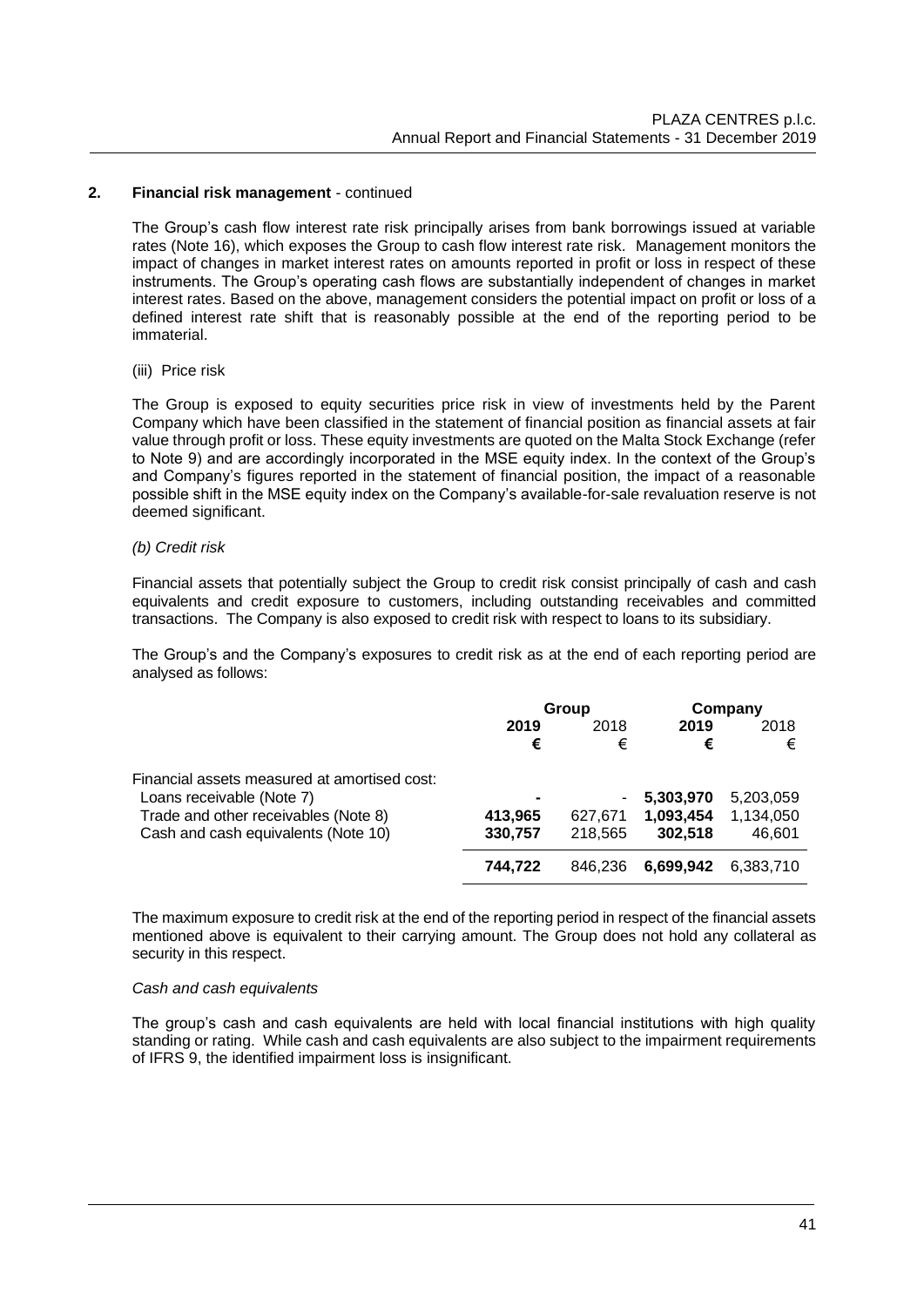## 2. Financial risk management - continued

The Group's cash flow interest rate risk principally arises from bank borrowings issued at variable rates (Note 16), which exposes the Group to cash flow interest rate risk. Management monitors the impact of changes in market interest rates on amounts reported in profit or loss in respect of these instruments. The Group's operating cash flows are substantially independent of changes in market interest rates. Based on the above, management considers the potential impact on profit or loss of a defined interest rate shift that is reasonably possible at the end of the reporting period to be immaterial.

(iii) Price risk

The Group is exposed to equity securities price risk in view of investments held by the Parent Company which have been classified in the statement of financial position as financial assets at fair value through profit or loss. These equity investments are quoted on the Malta Stock Exchange (refer to Note 9) and are accordingly incorporated in the MSE equity index. In the context of the Group's and Company's figures reported in the statement of financial position, the impact of a reasonable possible shift in the MSE equity index on the Company's available-for-sale revaluation reserve is not deemed significant.

*(b) Credit risk*

Financial assets that potentially subject the Group to credit risk consist principally of cash and cash equivalents and credit exposure to customers, including outstanding receivables and committed transactions. The Company is also exposed to credit risk with respect to loans to its subsidiary.

The Group's and the Company's exposures to credit risk as at the end of each reporting period are analysed as follows:

| | Group | | Company | |
|---|---|---|---|---|
| | **2019** | 2018 | **2019** | 2018 |
| | **€** | € | **€** | € |
| Financial assets measured at amortised cost: | | | | |
| Loans receivable (Note 7) | **-** | - | **5,303,970** | 5,203,059 |
| Trade and other receivables (Note 8) | **413,965** | 627,671 | **1,093,454** | 1,134,050 |
| Cash and cash equivalents (Note 10) | **330,757** | 218,565 | **302,518** | 46,601 |
| | **744,722** | 846,236 | **6,699,942** | 6,383,710 |

The maximum exposure to credit risk at the end of the reporting period in respect of the financial assets mentioned above is equivalent to their carrying amount. The Group does not hold any collateral as security in this respect.

*Cash and cash equivalents*

The group's cash and cash equivalents are held with local financial institutions with high quality standing or rating. While cash and cash equivalents are also subject to the impairment requirements of IFRS 9, the identified impairment loss is insignificant.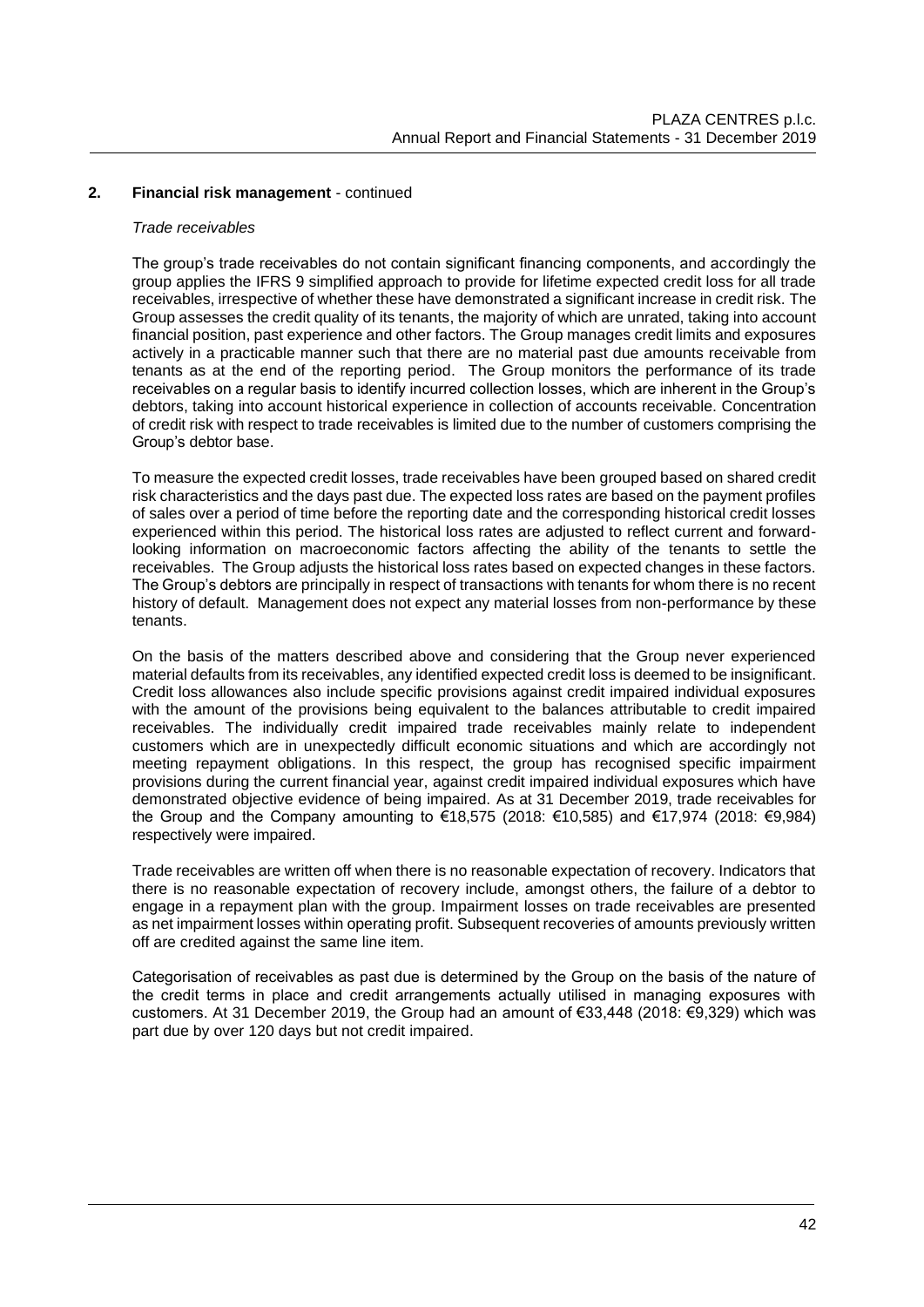## 2. Financial risk management - continued

*Trade receivables*

The group's trade receivables do not contain significant financing components, and accordingly the group applies the IFRS 9 simplified approach to provide for lifetime expected credit loss for all trade receivables, irrespective of whether these have demonstrated a significant increase in credit risk. The Group assesses the credit quality of its tenants, the majority of which are unrated, taking into account financial position, past experience and other factors. The Group manages credit limits and exposures actively in a practicable manner such that there are no material past due amounts receivable from tenants as at the end of the reporting period. The Group monitors the performance of its trade receivables on a regular basis to identify incurred collection losses, which are inherent in the Group's debtors, taking into account historical experience in collection of accounts receivable. Concentration of credit risk with respect to trade receivables is limited due to the number of customers comprising the Group's debtor base.

To measure the expected credit losses, trade receivables have been grouped based on shared credit risk characteristics and the days past due. The expected loss rates are based on the payment profiles of sales over a period of time before the reporting date and the corresponding historical credit losses experienced within this period. The historical loss rates are adjusted to reflect current and forward-looking information on macroeconomic factors affecting the ability of the tenants to settle the receivables. The Group adjusts the historical loss rates based on expected changes in these factors. The Group's debtors are principally in respect of transactions with tenants for whom there is no recent history of default. Management does not expect any material losses from non-performance by these tenants.

On the basis of the matters described above and considering that the Group never experienced material defaults from its receivables, any identified expected credit loss is deemed to be insignificant. Credit loss allowances also include specific provisions against credit impaired individual exposures with the amount of the provisions being equivalent to the balances attributable to credit impaired receivables. The individually credit impaired trade receivables mainly relate to independent customers which are in unexpectedly difficult economic situations and which are accordingly not meeting repayment obligations. In this respect, the group has recognised specific impairment provisions during the current financial year, against credit impaired individual exposures which have demonstrated objective evidence of being impaired. As at 31 December 2019, trade receivables for the Group and the Company amounting to €18,575 (2018: €10,585) and €17,974 (2018: €9,984) respectively were impaired.

Trade receivables are written off when there is no reasonable expectation of recovery. Indicators that there is no reasonable expectation of recovery include, amongst others, the failure of a debtor to engage in a repayment plan with the group. Impairment losses on trade receivables are presented as net impairment losses within operating profit. Subsequent recoveries of amounts previously written off are credited against the same line item.

Categorisation of receivables as past due is determined by the Group on the basis of the nature of the credit terms in place and credit arrangements actually utilised in managing exposures with customers. At 31 December 2019, the Group had an amount of €33,448 (2018: €9,329) which was part due by over 120 days but not credit impaired.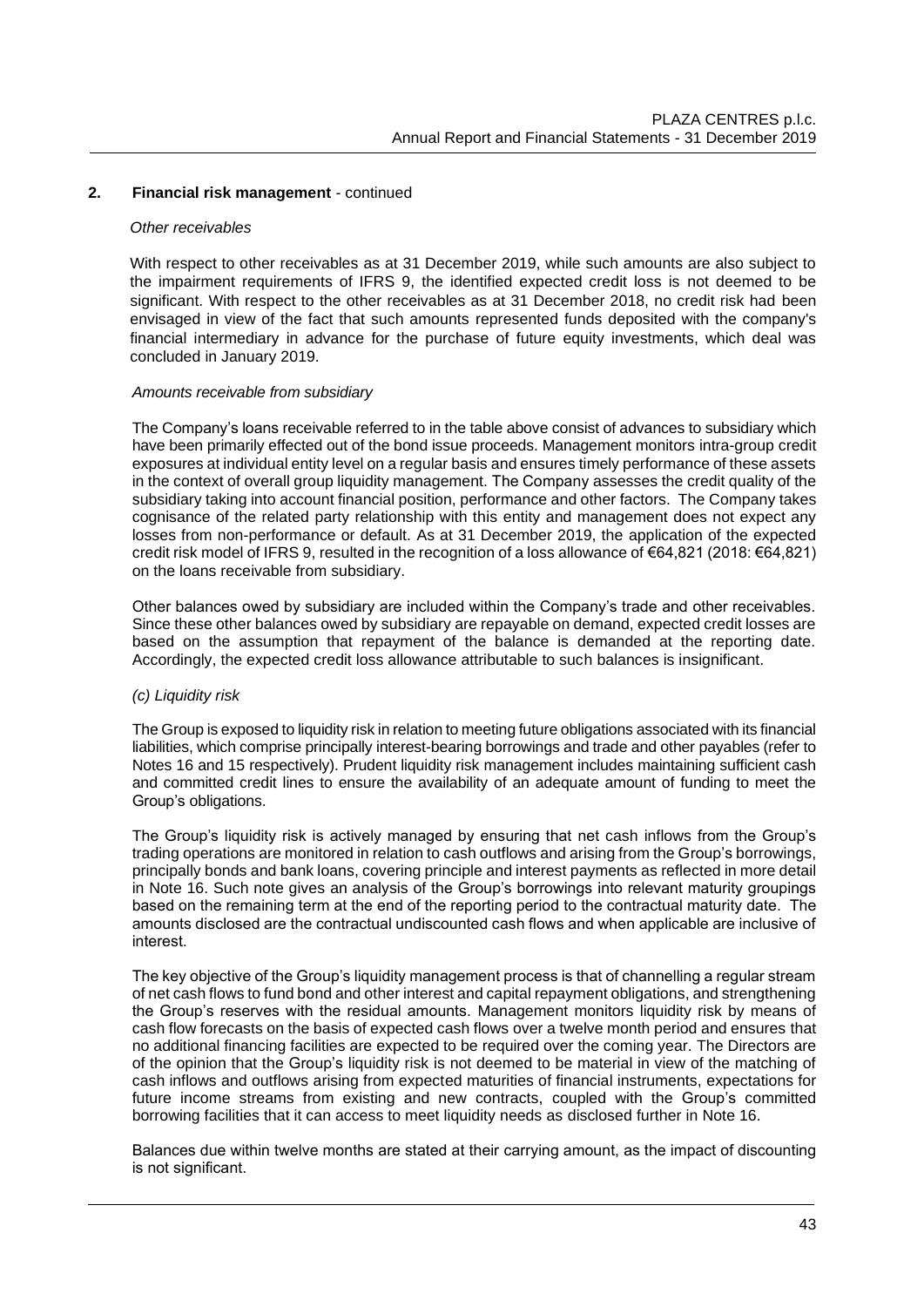## 2. Financial risk management - continued

*Other receivables*

With respect to other receivables as at 31 December 2019, while such amounts are also subject to the impairment requirements of IFRS 9, the identified expected credit loss is not deemed to be significant. With respect to the other receivables as at 31 December 2018, no credit risk had been envisaged in view of the fact that such amounts represented funds deposited with the company's financial intermediary in advance for the purchase of future equity investments, which deal was concluded in January 2019.

*Amounts receivable from subsidiary*

The Company's loans receivable referred to in the table above consist of advances to subsidiary which have been primarily effected out of the bond issue proceeds. Management monitors intra-group credit exposures at individual entity level on a regular basis and ensures timely performance of these assets in the context of overall group liquidity management. The Company assesses the credit quality of the subsidiary taking into account financial position, performance and other factors. The Company takes cognisance of the related party relationship with this entity and management does not expect any losses from non-performance or default. As at 31 December 2019, the application of the expected credit risk model of IFRS 9, resulted in the recognition of a loss allowance of €64,821 (2018: €64,821) on the loans receivable from subsidiary.

Other balances owed by subsidiary are included within the Company's trade and other receivables. Since these other balances owed by subsidiary are repayable on demand, expected credit losses are based on the assumption that repayment of the balance is demanded at the reporting date. Accordingly, the expected credit loss allowance attributable to such balances is insignificant.

*(c) Liquidity risk*

The Group is exposed to liquidity risk in relation to meeting future obligations associated with its financial liabilities, which comprise principally interest-bearing borrowings and trade and other payables (refer to Notes 16 and 15 respectively). Prudent liquidity risk management includes maintaining sufficient cash and committed credit lines to ensure the availability of an adequate amount of funding to meet the Group's obligations.

The Group's liquidity risk is actively managed by ensuring that net cash inflows from the Group's trading operations are monitored in relation to cash outflows and arising from the Group's borrowings, principally bonds and bank loans, covering principle and interest payments as reflected in more detail in Note 16. Such note gives an analysis of the Group's borrowings into relevant maturity groupings based on the remaining term at the end of the reporting period to the contractual maturity date. The amounts disclosed are the contractual undiscounted cash flows and when applicable are inclusive of interest.

The key objective of the Group's liquidity management process is that of channelling a regular stream of net cash flows to fund bond and other interest and capital repayment obligations, and strengthening the Group's reserves with the residual amounts. Management monitors liquidity risk by means of cash flow forecasts on the basis of expected cash flows over a twelve month period and ensures that no additional financing facilities are expected to be required over the coming year. The Directors are of the opinion that the Group's liquidity risk is not deemed to be material in view of the matching of cash inflows and outflows arising from expected maturities of financial instruments, expectations for future income streams from existing and new contracts, coupled with the Group's committed borrowing facilities that it can access to meet liquidity needs as disclosed further in Note 16.

Balances due within twelve months are stated at their carrying amount, as the impact of discounting is not significant.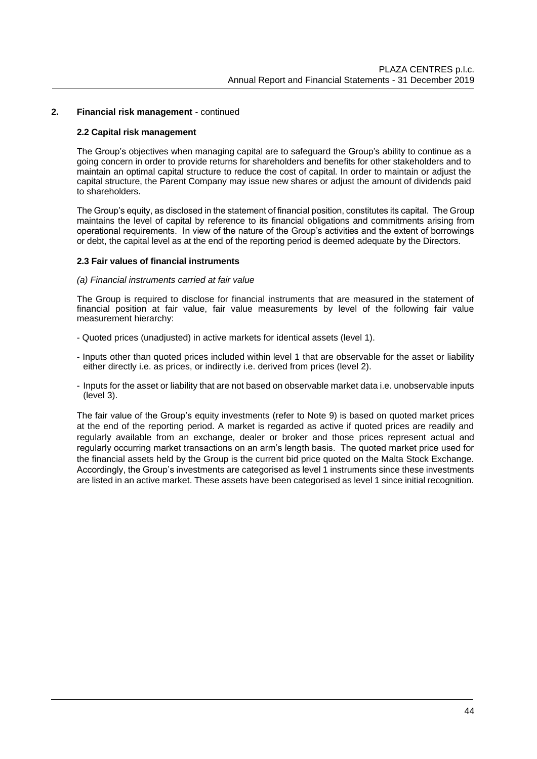## 2. Financial risk management - continued

### 2.2 Capital risk management

The Group's objectives when managing capital are to safeguard the Group's ability to continue as a going concern in order to provide returns for shareholders and benefits for other stakeholders and to maintain an optimal capital structure to reduce the cost of capital. In order to maintain or adjust the capital structure, the Parent Company may issue new shares or adjust the amount of dividends paid to shareholders.

The Group's equity, as disclosed in the statement of financial position, constitutes its capital. The Group maintains the level of capital by reference to its financial obligations and commitments arising from operational requirements. In view of the nature of the Group's activities and the extent of borrowings or debt, the capital level as at the end of the reporting period is deemed adequate by the Directors.

### 2.3 Fair values of financial instruments

*(a) Financial instruments carried at fair value*

The Group is required to disclose for financial instruments that are measured in the statement of financial position at fair value, fair value measurements by level of the following fair value measurement hierarchy:

- Quoted prices (unadjusted) in active markets for identical assets (level 1).
- Inputs other than quoted prices included within level 1 that are observable for the asset or liability either directly i.e. as prices, or indirectly i.e. derived from prices (level 2).
- Inputs for the asset or liability that are not based on observable market data i.e. unobservable inputs (level 3).

The fair value of the Group's equity investments (refer to Note 9) is based on quoted market prices at the end of the reporting period. A market is regarded as active if quoted prices are readily and regularly available from an exchange, dealer or broker and those prices represent actual and regularly occurring market transactions on an arm's length basis. The quoted market price used for the financial assets held by the Group is the current bid price quoted on the Malta Stock Exchange. Accordingly, the Group's investments are categorised as level 1 instruments since these investments are listed in an active market. These assets have been categorised as level 1 since initial recognition.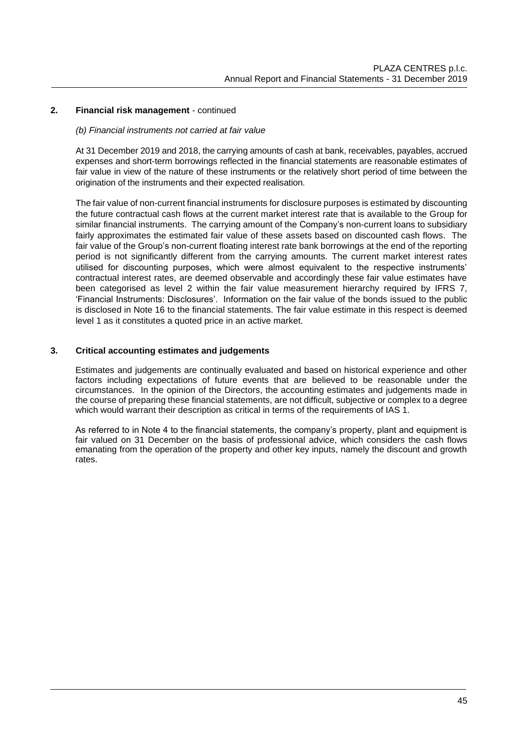## 2. Financial risk management - continued

*(b) Financial instruments not carried at fair value*

At 31 December 2019 and 2018, the carrying amounts of cash at bank, receivables, payables, accrued expenses and short-term borrowings reflected in the financial statements are reasonable estimates of fair value in view of the nature of these instruments or the relatively short period of time between the origination of the instruments and their expected realisation.

The fair value of non-current financial instruments for disclosure purposes is estimated by discounting the future contractual cash flows at the current market interest rate that is available to the Group for similar financial instruments. The carrying amount of the Company's non-current loans to subsidiary fairly approximates the estimated fair value of these assets based on discounted cash flows. The fair value of the Group's non-current floating interest rate bank borrowings at the end of the reporting period is not significantly different from the carrying amounts. The current market interest rates utilised for discounting purposes, which were almost equivalent to the respective instruments' contractual interest rates, are deemed observable and accordingly these fair value estimates have been categorised as level 2 within the fair value measurement hierarchy required by IFRS 7, 'Financial Instruments: Disclosures'. Information on the fair value of the bonds issued to the public is disclosed in Note 16 to the financial statements. The fair value estimate in this respect is deemed level 1 as it constitutes a quoted price in an active market.

## 3. Critical accounting estimates and judgements

Estimates and judgements are continually evaluated and based on historical experience and other factors including expectations of future events that are believed to be reasonable under the circumstances. In the opinion of the Directors, the accounting estimates and judgements made in the course of preparing these financial statements, are not difficult, subjective or complex to a degree which would warrant their description as critical in terms of the requirements of IAS 1.

As referred to in Note 4 to the financial statements, the company's property, plant and equipment is fair valued on 31 December on the basis of professional advice, which considers the cash flows emanating from the operation of the property and other key inputs, namely the discount and growth rates.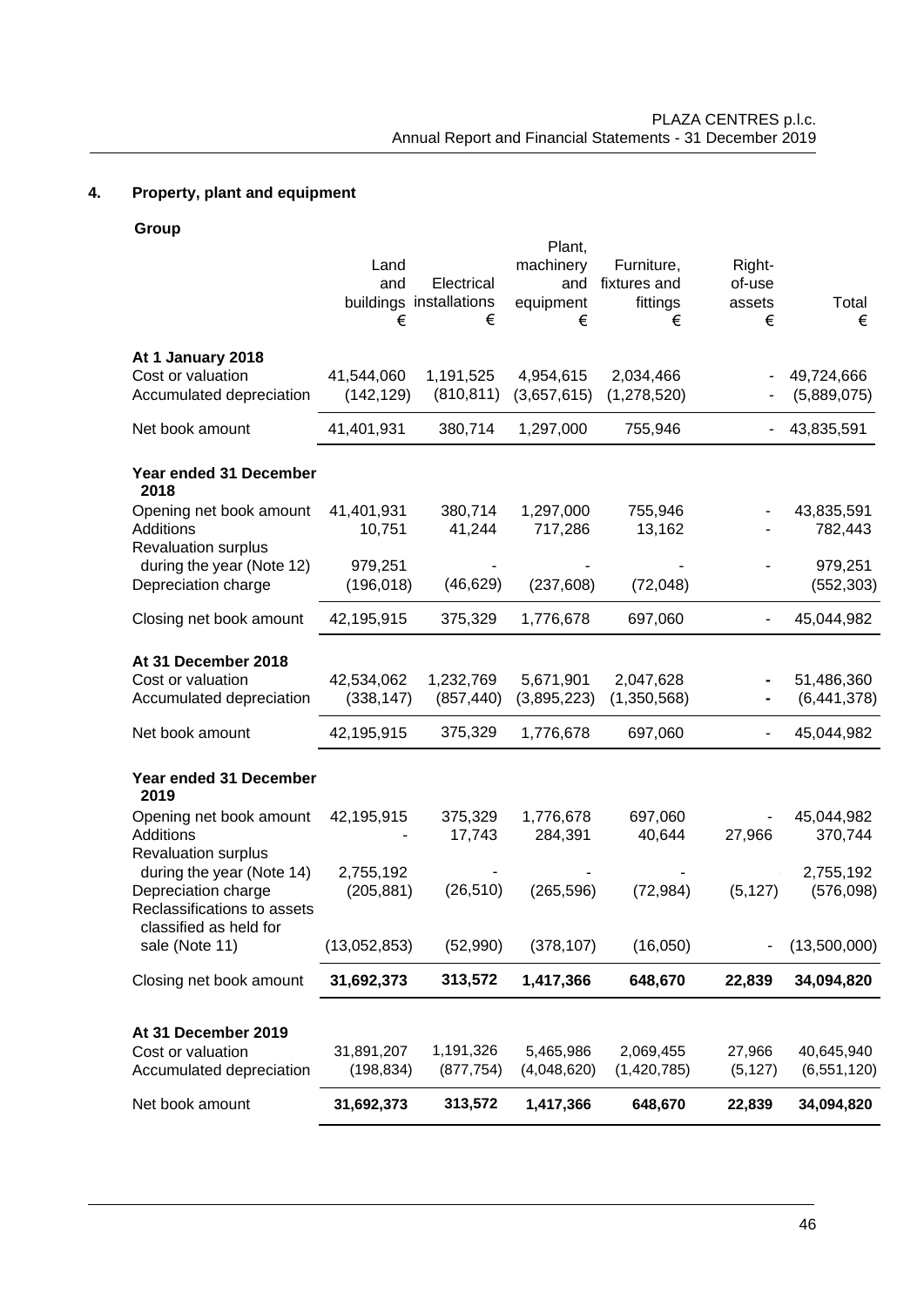## 4. Property, plant and equipment

**Group**

| | Land and buildings € | Electrical installations € | Plant, machinery and equipment € | Furniture, fixtures and fittings € | Right-of-use assets € | Total € |
|---|---|---|---|---|---|---|
| **At 1 January 2018** | | | | | | |
| Cost or valuation | 41,544,060 | 1,191,525 | 4,954,615 | 2,034,466 | - | 49,724,666 |
| Accumulated depreciation | (142,129) | (810,811) | (3,657,615) | (1,278,520) | - | (5,889,075) |
| Net book amount | 41,401,931 | 380,714 | 1,297,000 | 755,946 | - | 43,835,591 |
| **Year ended 31 December 2018** | | | | | | |
| Opening net book amount | 41,401,931 | 380,714 | 1,297,000 | 755,946 | - | 43,835,591 |
| Additions | 10,751 | 41,244 | 717,286 | 13,162 | - | 782,443 |
| Revaluation surplus during the year (Note 12) | 979,251 | - | - | - | - | 979,251 |
| Depreciation charge | (196,018) | (46,629) | (237,608) | (72,048) | | (552,303) |
| Closing net book amount | 42,195,915 | 375,329 | 1,776,678 | 697,060 | - | 45,044,982 |
| **At 31 December 2018** | | | | | | |
| Cost or valuation | 42,534,062 | 1,232,769 | 5,671,901 | 2,047,628 | - | 51,486,360 |
| Accumulated depreciation | (338,147) | (857,440) | (3,895,223) | (1,350,568) | - | (6,441,378) |
| Net book amount | 42,195,915 | 375,329 | 1,776,678 | 697,060 | - | 45,044,982 |
| **Year ended 31 December 2019** | | | | | | |
| Opening net book amount | 42,195,915 | 375,329 | 1,776,678 | 697,060 | - | 45,044,982 |
| Additions | - | 17,743 | 284,391 | 40,644 | 27,966 | 370,744 |
| Revaluation surplus during the year (Note 14) | 2,755,192 | - | - | - | | 2,755,192 |
| Depreciation charge | (205,881) | (26,510) | (265,596) | (72,984) | (5,127) | (576,098) |
| Reclassifications to assets classified as held for sale (Note 11) | (13,052,853) | (52,990) | (378,107) | (16,050) | - | (13,500,000) |
| Closing net book amount | **31,692,373** | **313,572** | **1,417,366** | **648,670** | **22,839** | **34,094,820** |
| **At 31 December 2019** | | | | | | |
| Cost or valuation | 31,891,207 | 1,191,326 | 5,465,986 | 2,069,455 | 27,966 | 40,645,940 |
| Accumulated depreciation | (198,834) | (877,754) | (4,048,620) | (1,420,785) | (5,127) | (6,551,120) |
| Net book amount | **31,692,373** | **313,572** | **1,417,366** | **648,670** | **22,839** | **34,094,820** |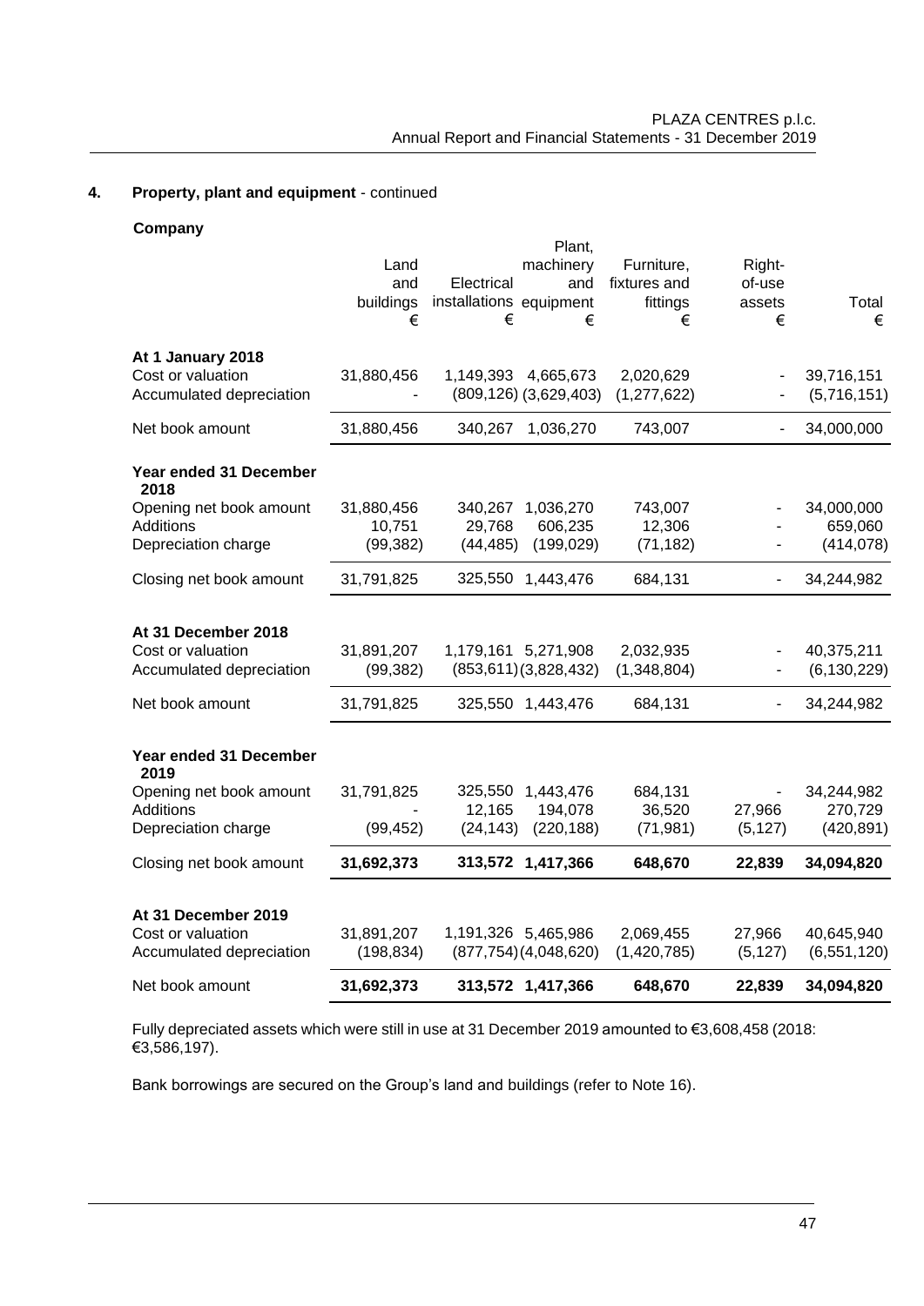## 4. Property, plant and equipment - continued

**Company**

| | Land and buildings € | Electrical installations € | Plant, machinery and equipment € | Furniture, fixtures and fittings € | Right-of-use assets € | Total € |
|---|---|---|---|---|---|---|
| **At 1 January 2018** | | | | | | |
| Cost or valuation | 31,880,456 | 1,149,393 | 4,665,673 | 2,020,629 | - | 39,716,151 |
| Accumulated depreciation | - | (809,126) | (3,629,403) | (1,277,622) | - | (5,716,151) |
| Net book amount | 31,880,456 | 340,267 | 1,036,270 | 743,007 | - | 34,000,000 |
| **Year ended 31 December 2018** | | | | | | |
| Opening net book amount | 31,880,456 | 340,267 | 1,036,270 | 743,007 | - | 34,000,000 |
| Additions | 10,751 | 29,768 | 606,235 | 12,306 | - | 659,060 |
| Depreciation charge | (99,382) | (44,485) | (199,029) | (71,182) | - | (414,078) |
| Closing net book amount | 31,791,825 | 325,550 | 1,443,476 | 684,131 | - | 34,244,982 |
| **At 31 December 2018** | | | | | | |
| Cost or valuation | 31,891,207 | 1,179,161 | 5,271,908 | 2,032,935 | - | 40,375,211 |
| Accumulated depreciation | (99,382) | (853,611) | (3,828,432) | (1,348,804) | - | (6,130,229) |
| Net book amount | 31,791,825 | 325,550 | 1,443,476 | 684,131 | - | 34,244,982 |
| **Year ended 31 December 2019** | | | | | | |
| Opening net book amount | 31,791,825 | 325,550 | 1,443,476 | 684,131 | - | 34,244,982 |
| Additions | - | 12,165 | 194,078 | 36,520 | 27,966 | 270,729 |
| Depreciation charge | (99,452) | (24,143) | (220,188) | (71,981) | (5,127) | (420,891) |
| Closing net book amount | **31,692,373** | **313,572** | **1,417,366** | **648,670** | **22,839** | **34,094,820** |
| **At 31 December 2019** | | | | | | |
| Cost or valuation | 31,891,207 | 1,191,326 | 5,465,986 | 2,069,455 | 27,966 | 40,645,940 |
| Accumulated depreciation | (198,834) | (877,754) | (4,048,620) | (1,420,785) | (5,127) | (6,551,120) |
| Net book amount | **31,692,373** | **313,572** | **1,417,366** | **648,670** | **22,839** | **34,094,820** |

Fully depreciated assets which were still in use at 31 December 2019 amounted to €3,608,458 (2018: €3,586,197).

Bank borrowings are secured on the Group's land and buildings (refer to Note 16).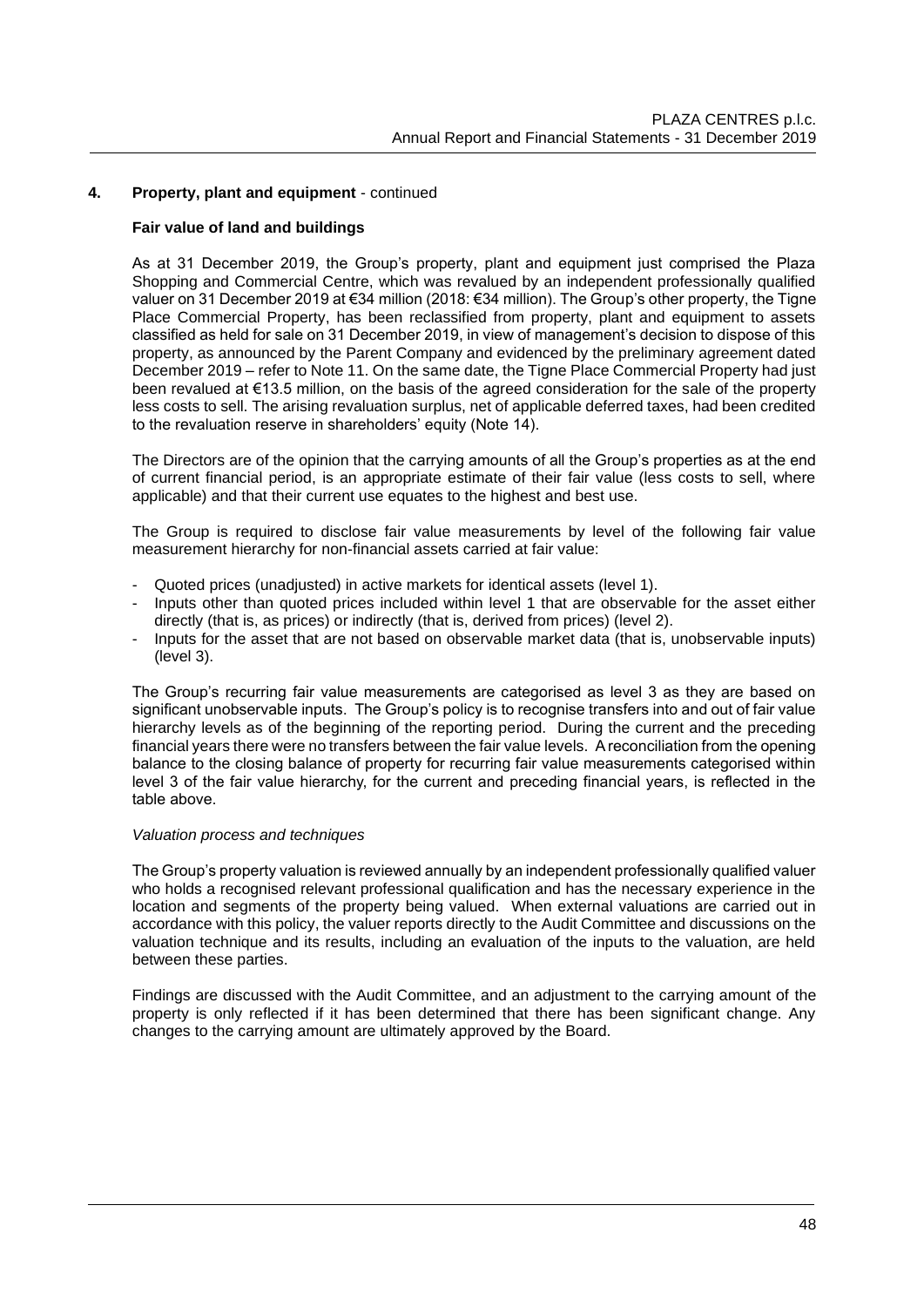## 4. Property, plant and equipment - continued

### Fair value of land and buildings

As at 31 December 2019, the Group's property, plant and equipment just comprised the Plaza Shopping and Commercial Centre, which was revalued by an independent professionally qualified valuer on 31 December 2019 at €34 million (2018: €34 million). The Group's other property, the Tigne Place Commercial Property, has been reclassified from property, plant and equipment to assets classified as held for sale on 31 December 2019, in view of management's decision to dispose of this property, as announced by the Parent Company and evidenced by the preliminary agreement dated December 2019 – refer to Note 11. On the same date, the Tigne Place Commercial Property had just been revalued at €13.5 million, on the basis of the agreed consideration for the sale of the property less costs to sell. The arising revaluation surplus, net of applicable deferred taxes, had been credited to the revaluation reserve in shareholders' equity (Note 14).

The Directors are of the opinion that the carrying amounts of all the Group's properties as at the end of current financial period, is an appropriate estimate of their fair value (less costs to sell, where applicable) and that their current use equates to the highest and best use.

The Group is required to disclose fair value measurements by level of the following fair value measurement hierarchy for non-financial assets carried at fair value:

- Quoted prices (unadjusted) in active markets for identical assets (level 1).
- Inputs other than quoted prices included within level 1 that are observable for the asset either directly (that is, as prices) or indirectly (that is, derived from prices) (level 2).
- Inputs for the asset that are not based on observable market data (that is, unobservable inputs) (level 3).

The Group's recurring fair value measurements are categorised as level 3 as they are based on significant unobservable inputs. The Group's policy is to recognise transfers into and out of fair value hierarchy levels as of the beginning of the reporting period. During the current and the preceding financial years there were no transfers between the fair value levels. A reconciliation from the opening balance to the closing balance of property for recurring fair value measurements categorised within level 3 of the fair value hierarchy, for the current and preceding financial years, is reflected in the table above.

*Valuation process and techniques*

The Group's property valuation is reviewed annually by an independent professionally qualified valuer who holds a recognised relevant professional qualification and has the necessary experience in the location and segments of the property being valued. When external valuations are carried out in accordance with this policy, the valuer reports directly to the Audit Committee and discussions on the valuation technique and its results, including an evaluation of the inputs to the valuation, are held between these parties.

Findings are discussed with the Audit Committee, and an adjustment to the carrying amount of the property is only reflected if it has been determined that there has been significant change. Any changes to the carrying amount are ultimately approved by the Board.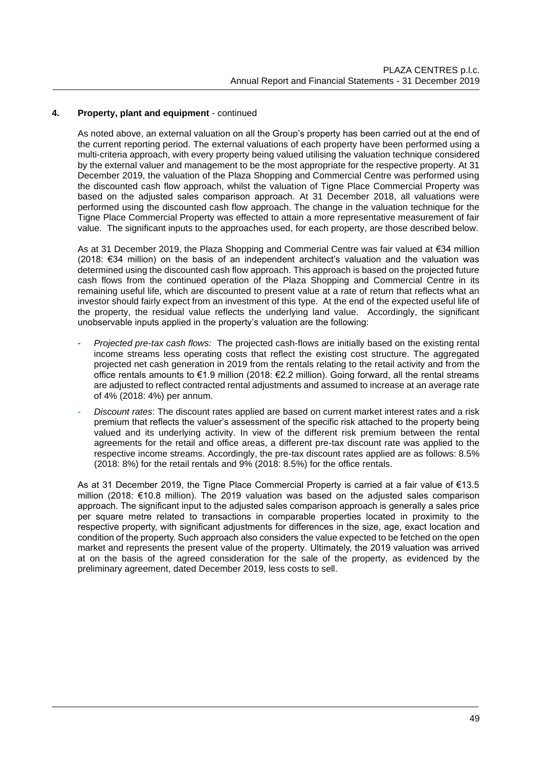**4. Property, plant and equipment** - continued

As noted above, an external valuation on all the Group's property has been carried out at the end of the current reporting period. The external valuations of each property have been performed using a multi-criteria approach, with every property being valued utilising the valuation technique considered by the external valuer and management to be the most appropriate for the respective property. At 31 December 2019, the valuation of the Plaza Shopping and Commercial Centre was performed using the discounted cash flow approach, whilst the valuation of Tigne Place Commercial Property was based on the adjusted sales comparison approach. At 31 December 2018, all valuations were performed using the discounted cash flow approach. The change in the valuation technique for the Tigne Place Commercial Property was effected to attain a more representative measurement of fair value. The significant inputs to the approaches used, for each property, are those described below.

As at 31 December 2019, the Plaza Shopping and Commerial Centre was fair valued at €34 million (2018: €34 million) on the basis of an independent architect's valuation and the valuation was determined using the discounted cash flow approach. This approach is based on the projected future cash flows from the continued operation of the Plaza Shopping and Commercial Centre in its remaining useful life, which are discounted to present value at a rate of return that reflects what an investor should fairly expect from an investment of this type. At the end of the expected useful life of the property, the residual value reflects the underlying land value. Accordingly, the significant unobservable inputs applied in the property's valuation are the following:

- *Projected pre-tax cash flows:* The projected cash-flows are initially based on the existing rental income streams less operating costs that reflect the existing cost structure. The aggregated projected net cash generation in 2019 from the rentals relating to the retail activity and from the office rentals amounts to €1.9 million (2018: €2.2 million). Going forward, all the rental streams are adjusted to reflect contracted rental adjustments and assumed to increase at an average rate of 4% (2018: 4%) per annum.
- *Discount rates*: The discount rates applied are based on current market interest rates and a risk premium that reflects the valuer's assessment of the specific risk attached to the property being valued and its underlying activity. In view of the different risk premium between the rental agreements for the retail and office areas, a different pre-tax discount rate was applied to the respective income streams. Accordingly, the pre-tax discount rates applied are as follows: 8.5% (2018: 8%) for the retail rentals and 9% (2018: 8.5%) for the office rentals.

As at 31 December 2019, the Tigne Place Commercial Property is carried at a fair value of €13.5 million (2018: €10.8 million). The 2019 valuation was based on the adjusted sales comparison approach. The significant input to the adjusted sales comparison approach is generally a sales price per square metre related to transactions in comparable properties located in proximity to the respective property, with significant adjustments for differences in the size, age, exact location and condition of the property. Such approach also considers the value expected to be fetched on the open market and represents the present value of the property. Ultimately, the 2019 valuation was arrived at on the basis of the agreed consideration for the sale of the property, as evidenced by the preliminary agreement, dated December 2019, less costs to sell.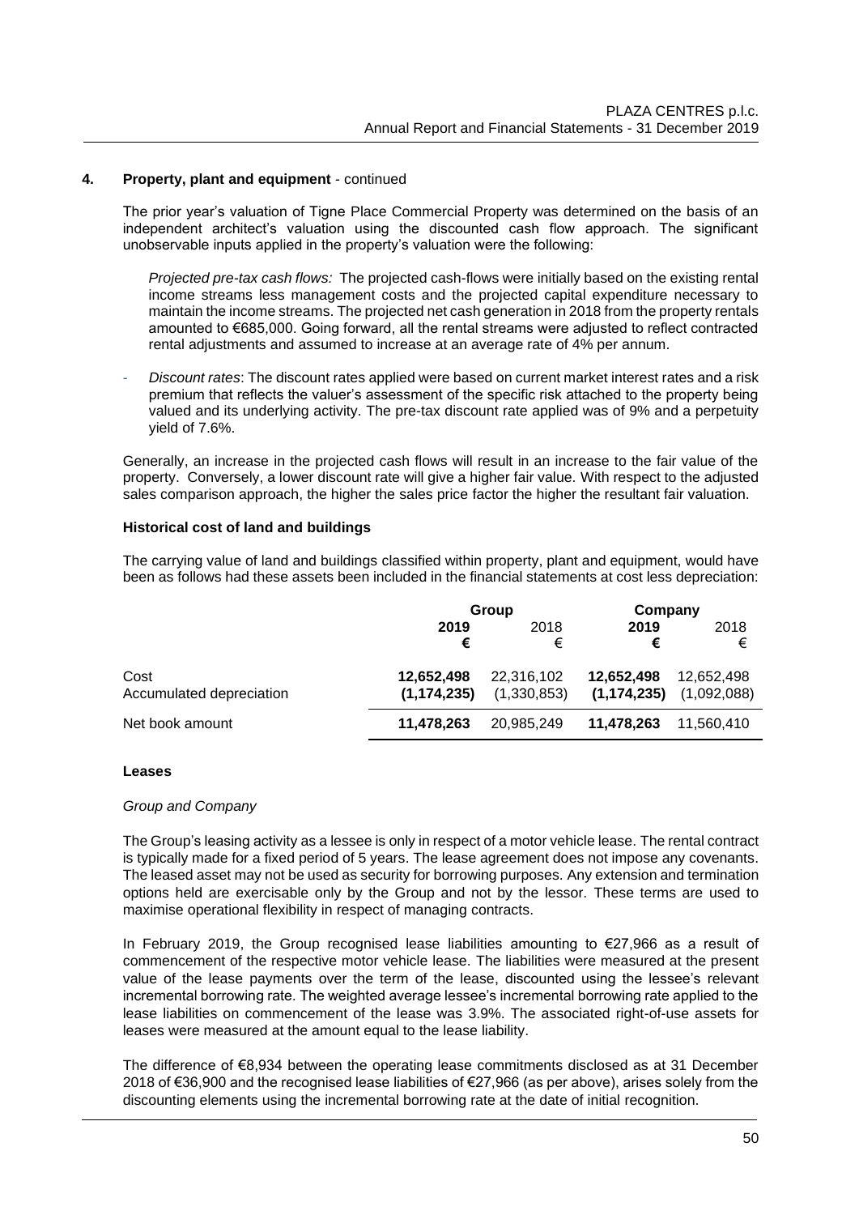## 4. Property, plant and equipment - continued

The prior year's valuation of Tigne Place Commercial Property was determined on the basis of an independent architect's valuation using the discounted cash flow approach. The significant unobservable inputs applied in the property's valuation were the following:

*Projected pre-tax cash flows:* The projected cash-flows were initially based on the existing rental income streams less management costs and the projected capital expenditure necessary to maintain the income streams. The projected net cash generation in 2018 from the property rentals amounted to €685,000. Going forward, all the rental streams were adjusted to reflect contracted rental adjustments and assumed to increase at an average rate of 4% per annum.

- *Discount rates*: The discount rates applied were based on current market interest rates and a risk premium that reflects the valuer's assessment of the specific risk attached to the property being valued and its underlying activity. The pre-tax discount rate applied was of 9% and a perpetuity yield of 7.6%.

Generally, an increase in the projected cash flows will result in an increase to the fair value of the property. Conversely, a lower discount rate will give a higher fair value. With respect to the adjusted sales comparison approach, the higher the sales price factor the higher the resultant fair valuation.

### Historical cost of land and buildings

The carrying value of land and buildings classified within property, plant and equipment, would have been as follows had these assets been included in the financial statements at cost less depreciation:

| | Group | | Company | |
|---|---|---|---|---|
| | **2019** | 2018 | **2019** | 2018 |
| | **€** | € | **€** | € |
| Cost | **12,652,498** | 22,316,102 | **12,652,498** | 12,652,498 |
| Accumulated depreciation | **(1,174,235)** | (1,330,853) | **(1,174,235)** | (1,092,088) |
| Net book amount | **11,478,263** | 20,985,249 | **11,478,263** | 11,560,410 |

### Leases

*Group and Company*

The Group's leasing activity as a lessee is only in respect of a motor vehicle lease. The rental contract is typically made for a fixed period of 5 years. The lease agreement does not impose any covenants. The leased asset may not be used as security for borrowing purposes. Any extension and termination options held are exercisable only by the Group and not by the lessor. These terms are used to maximise operational flexibility in respect of managing contracts.

In February 2019, the Group recognised lease liabilities amounting to €27,966 as a result of commencement of the respective motor vehicle lease. The liabilities were measured at the present value of the lease payments over the term of the lease, discounted using the lessee's relevant incremental borrowing rate. The weighted average lessee's incremental borrowing rate applied to the lease liabilities on commencement of the lease was 3.9%. The associated right-of-use assets for leases were measured at the amount equal to the lease liability.

The difference of €8,934 between the operating lease commitments disclosed as at 31 December 2018 of €36,900 and the recognised lease liabilities of €27,966 (as per above), arises solely from the discounting elements using the incremental borrowing rate at the date of initial recognition.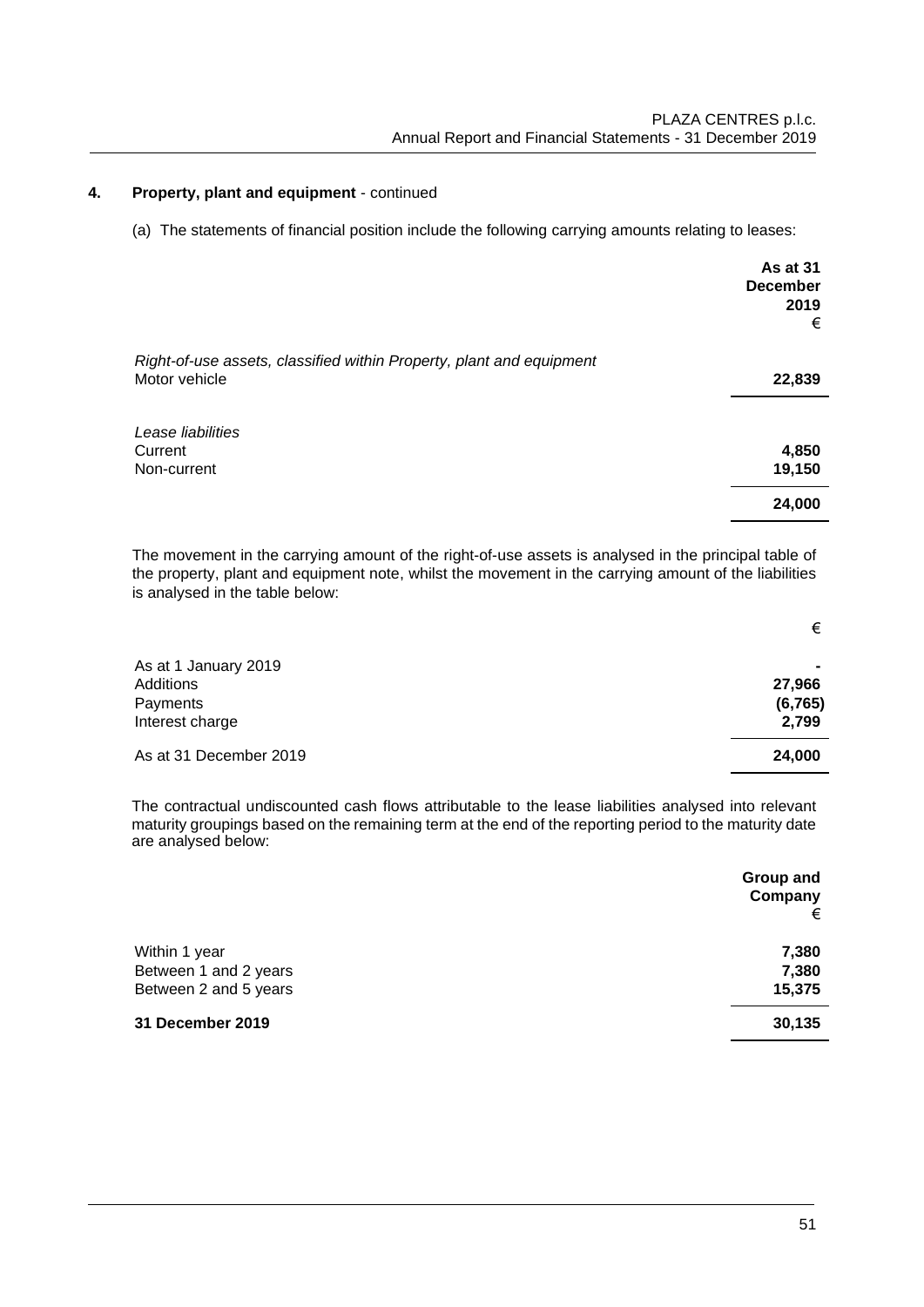## 4. Property, plant and equipment - continued

(a) The statements of financial position include the following carrying amounts relating to leases:

| | As at 31 December 2019 € |
|---|---|
| *Right-of-use assets, classified within Property, plant and equipment* | |
| Motor vehicle | **22,839** |
| *Lease liabilities* | |
| Current | **4,850** |
| Non-current | **19,150** |
| | **24,000** |

The movement in the carrying amount of the right-of-use assets is analysed in the principal table of the property, plant and equipment note, whilst the movement in the carrying amount of the liabilities is analysed in the table below:

| | € |
|---|---|
| As at 1 January 2019 | - |
| Additions | **27,966** |
| Payments | **(6,765)** |
| Interest charge | **2,799** |
| As at 31 December 2019 | **24,000** |

The contractual undiscounted cash flows attributable to the lease liabilities analysed into relevant maturity groupings based on the remaining term at the end of the reporting period to the maturity date are analysed below:

| | Group and Company € |
|---|---|
| Within 1 year | **7,380** |
| Between 1 and 2 years | **7,380** |
| Between 2 and 5 years | **15,375** |
| **31 December 2019** | **30,135** |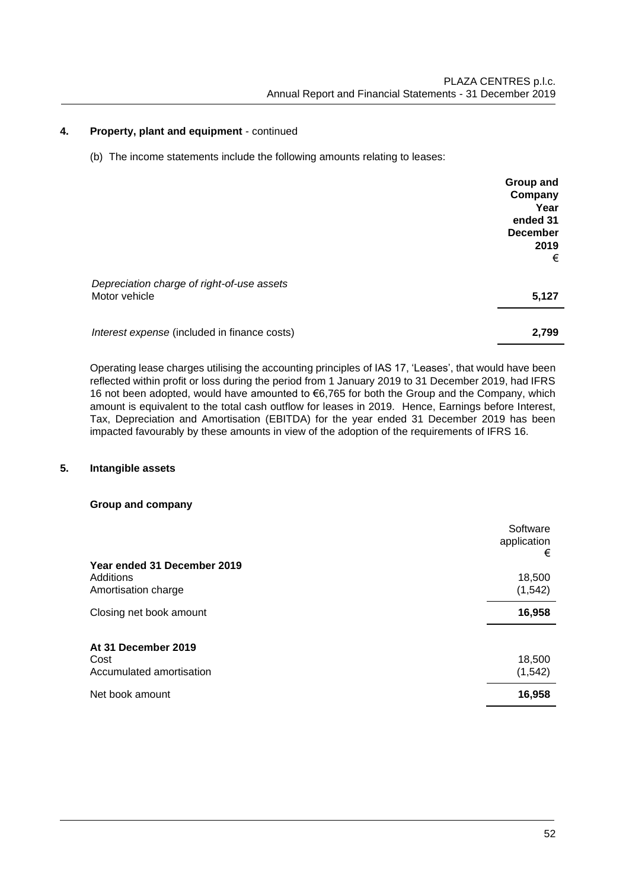## 4. Property, plant and equipment - continued

(b) The income statements include the following amounts relating to leases:

| | Group and Company Year ended 31 December 2019 € |
|---|---|
| *Depreciation charge of right-of-use assets* | |
| Motor vehicle | **5,127** |
| *Interest expense* (included in finance costs) | **2,799** |

Operating lease charges utilising the accounting principles of IAS 17, 'Leases', that would have been reflected within profit or loss during the period from 1 January 2019 to 31 December 2019, had IFRS 16 not been adopted, would have amounted to €6,765 for both the Group and the Company, which amount is equivalent to the total cash outflow for leases in 2019. Hence, Earnings before Interest, Tax, Depreciation and Amortisation (EBITDA) for the year ended 31 December 2019 has been impacted favourably by these amounts in view of the adoption of the requirements of IFRS 16.

## 5. Intangible assets

**Group and company**

| | Software application € |
|---|---|
| **Year ended 31 December 2019** | |
| Additions | 18,500 |
| Amortisation charge | (1,542) |
| Closing net book amount | **16,958** |
| | |
| **At 31 December 2019** | |
| Cost | 18,500 |
| Accumulated amortisation | (1,542) |
| Net book amount | **16,958** |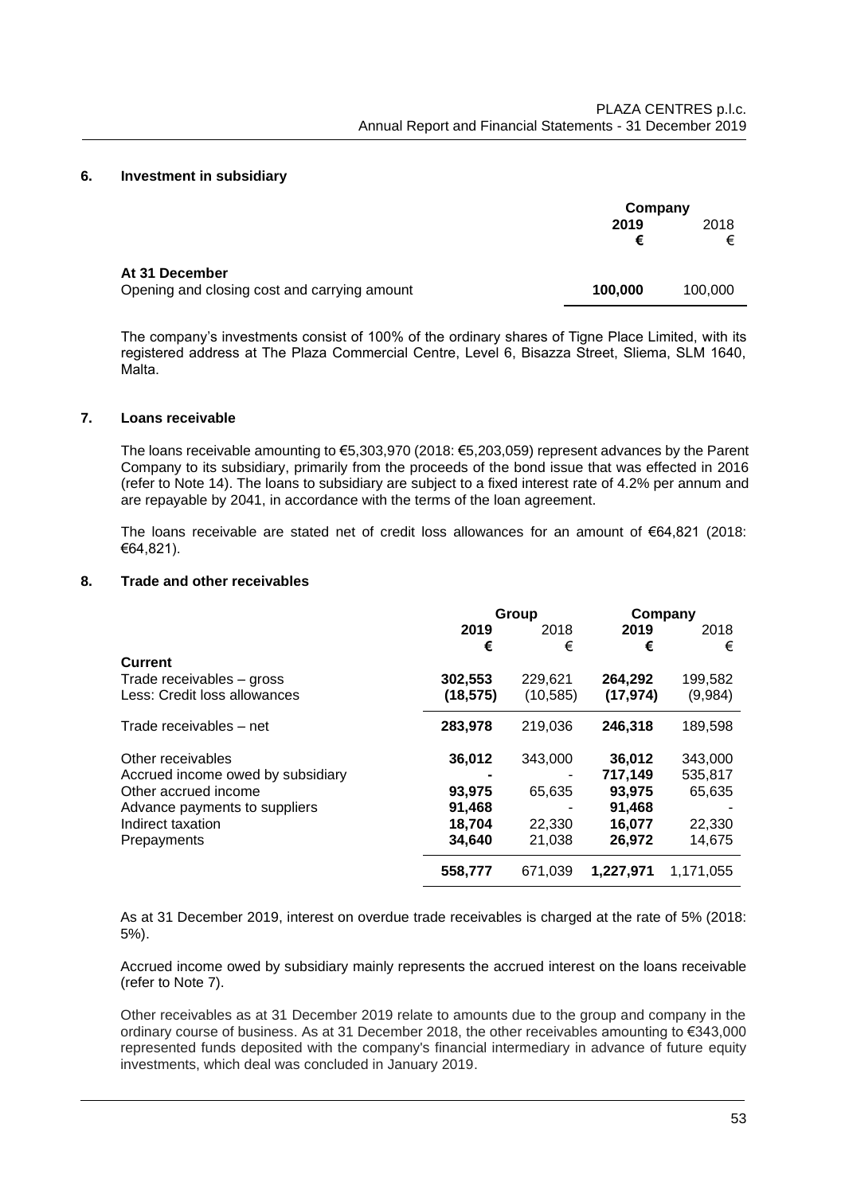## 6. Investment in subsidiary

| | Company | |
|---|---|---|
| | **2019** | 2018 |
| | **€** | € |
| **At 31 December** | | |
| Opening and closing cost and carrying amount | **100,000** | 100,000 |

The company's investments consist of 100% of the ordinary shares of Tigne Place Limited, with its registered address at The Plaza Commercial Centre, Level 6, Bisazza Street, Sliema, SLM 1640, Malta.

## 7. Loans receivable

The loans receivable amounting to €5,303,970 (2018: €5,203,059) represent advances by the Parent Company to its subsidiary, primarily from the proceeds of the bond issue that was effected in 2016 (refer to Note 14). The loans to subsidiary are subject to a fixed interest rate of 4.2% per annum and are repayable by 2041, in accordance with the terms of the loan agreement.

The loans receivable are stated net of credit loss allowances for an amount of €64,821 (2018: €64,821).

## 8. Trade and other receivables

| | Group | | Company | |
|---|---|---|---|---|
| | **2019** | 2018 | **2019** | 2018 |
| | **€** | € | **€** | € |
| **Current** | | | | |
| Trade receivables – gross | **302,553** | 229,621 | **264,292** | 199,582 |
| Less: Credit loss allowances | **(18,575)** | (10,585) | **(17,974)** | (9,984) |
| Trade receivables – net | **283,978** | 219,036 | **246,318** | 189,598 |
| Other receivables | **36,012** | 343,000 | **36,012** | 343,000 |
| Accrued income owed by subsidiary | **-** | - | **717,149** | 535,817 |
| Other accrued income | **93,975** | 65,635 | **93,975** | 65,635 |
| Advance payments to suppliers | **91,468** | - | **91,468** | - |
| Indirect taxation | **18,704** | 22,330 | **16,077** | 22,330 |
| Prepayments | **34,640** | 21,038 | **26,972** | 14,675 |
| | **558,777** | 671,039 | **1,227,971** | 1,171,055 |

As at 31 December 2019, interest on overdue trade receivables is charged at the rate of 5% (2018: 5%).

Accrued income owed by subsidiary mainly represents the accrued interest on the loans receivable (refer to Note 7).

Other receivables as at 31 December 2019 relate to amounts due to the group and company in the ordinary course of business. As at 31 December 2018, the other receivables amounting to €343,000 represented funds deposited with the company's financial intermediary in advance of future equity investments, which deal was concluded in January 2019.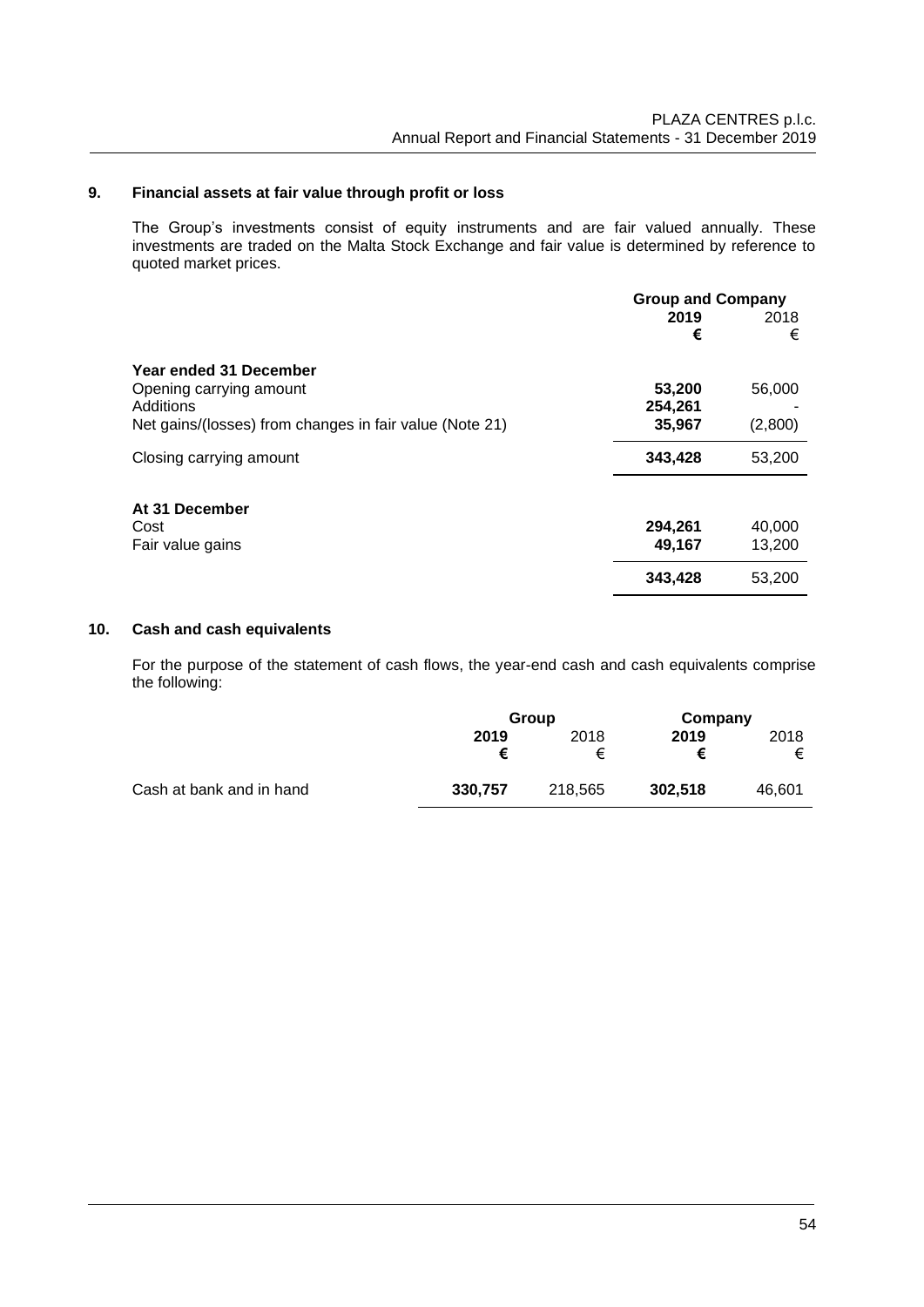## 9. Financial assets at fair value through profit or loss

The Group's investments consist of equity instruments and are fair valued annually. These investments are traded on the Malta Stock Exchange and fair value is determined by reference to quoted market prices.

| | Group and Company | |
|---|---|---|
| | **2019** | 2018 |
| | **€** | € |
| **Year ended 31 December** | | |
| Opening carrying amount | **53,200** | 56,000 |
| Additions | **254,261** | - |
| Net gains/(losses) from changes in fair value (Note 21) | **35,967** | (2,800) |
| Closing carrying amount | **343,428** | 53,200 |
| **At 31 December** | | |
| Cost | **294,261** | 40,000 |
| Fair value gains | **49,167** | 13,200 |
| | **343,428** | 53,200 |

## 10. Cash and cash equivalents

For the purpose of the statement of cash flows, the year-end cash and cash equivalents comprise the following:

| | Group | | Company | |
|---|---|---|---|---|
| | **2019** | 2018 | **2019** | 2018 |
| | **€** | € | **€** | € |
| Cash at bank and in hand | **330,757** | 218,565 | **302,518** | 46,601 |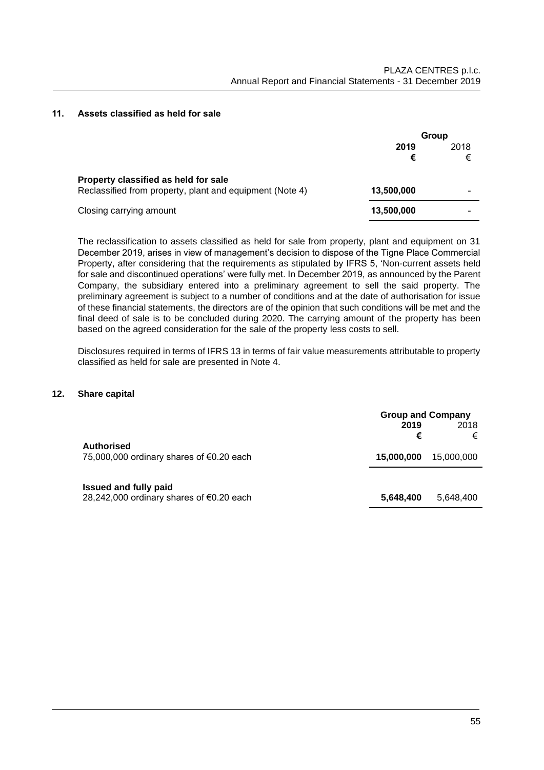## 11. Assets classified as held for sale

| | Group | |
|---|---|---|
| | **2019** | 2018 |
| | **€** | € |
| **Property classified as held for sale** | | |
| Reclassified from property, plant and equipment (Note 4) | **13,500,000** | - |
| Closing carrying amount | **13,500,000** | - |

The reclassification to assets classified as held for sale from property, plant and equipment on 31 December 2019, arises in view of management's decision to dispose of the Tigne Place Commercial Property, after considering that the requirements as stipulated by IFRS 5, 'Non-current assets held for sale and discontinued operations' were fully met. In December 2019, as announced by the Parent Company, the subsidiary entered into a preliminary agreement to sell the said property. The preliminary agreement is subject to a number of conditions and at the date of authorisation for issue of these financial statements, the directors are of the opinion that such conditions will be met and the final deed of sale is to be concluded during 2020. The carrying amount of the property has been based on the agreed consideration for the sale of the property less costs to sell.

Disclosures required in terms of IFRS 13 in terms of fair value measurements attributable to property classified as held for sale are presented in Note 4.

## 12. Share capital

| | Group and Company | |
|---|---|---|
| | **2019** | 2018 |
| | **€** | € |
| **Authorised** | | |
| 75,000,000 ordinary shares of €0.20 each | **15,000,000** | 15,000,000 |
| **Issued and fully paid** | | |
| 28,242,000 ordinary shares of €0.20 each | **5,648,400** | 5,648,400 |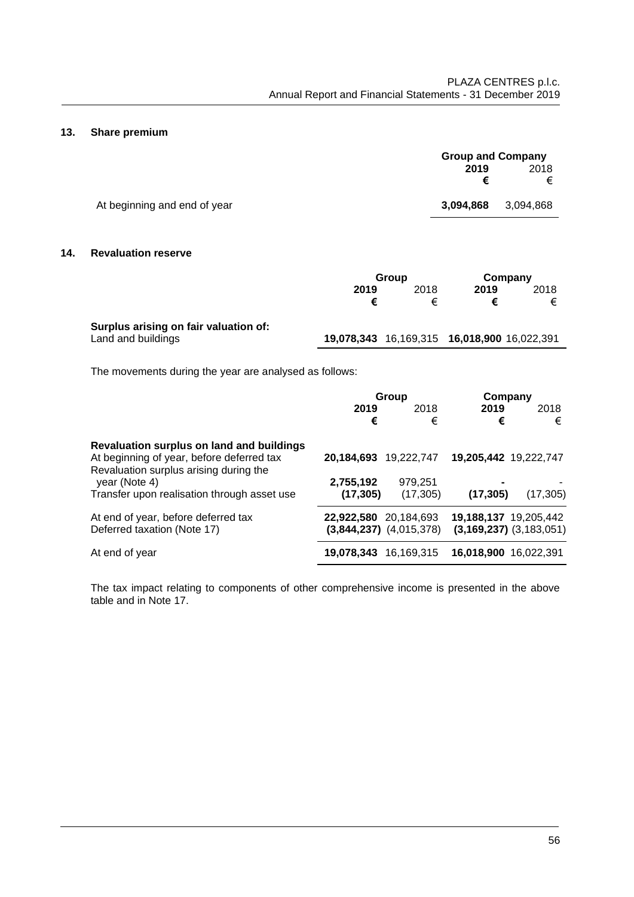## 13. Share premium

| | Group and Company | |
|---|---|---|
| | **2019** | 2018 |
| | **€** | € |
| At beginning and end of year | **3,094,868** | 3,094,868 |

## 14. Revaluation reserve

| | Group | | Company | |
|---|---|---|---|---|
| | **2019** | 2018 | **2019** | 2018 |
| | **€** | € | **€** | € |
| **Surplus arising on fair valuation of:** | | | | |
| Land and buildings | **19,078,343** | 16,169,315 | **16,018,900** | 16,022,391 |

The movements during the year are analysed as follows:

| | Group | | Company | |
|---|---|---|---|---|
| | **2019** | 2018 | **2019** | 2018 |
| | **€** | € | **€** | € |
| **Revaluation surplus on land and buildings** | | | | |
| At beginning of year, before deferred tax | **20,184,693** | 19,222,747 | **19,205,442** | 19,222,747 |
| Revaluation surplus arising during the year (Note 4) | **2,755,192** | 979,251 | **-** | - |
| Transfer upon realisation through asset use | **(17,305)** | (17,305) | **(17,305)** | (17,305) |
| At end of year, before deferred tax | **22,922,580** | 20,184,693 | **19,188,137** | 19,205,442 |
| Deferred taxation (Note 17) | **(3,844,237)** | (4,015,378) | **(3,169,237)** | (3,183,051) |
| At end of year | **19,078,343** | 16,169,315 | **16,018,900** | 16,022,391 |

The tax impact relating to components of other comprehensive income is presented in the above table and in Note 17.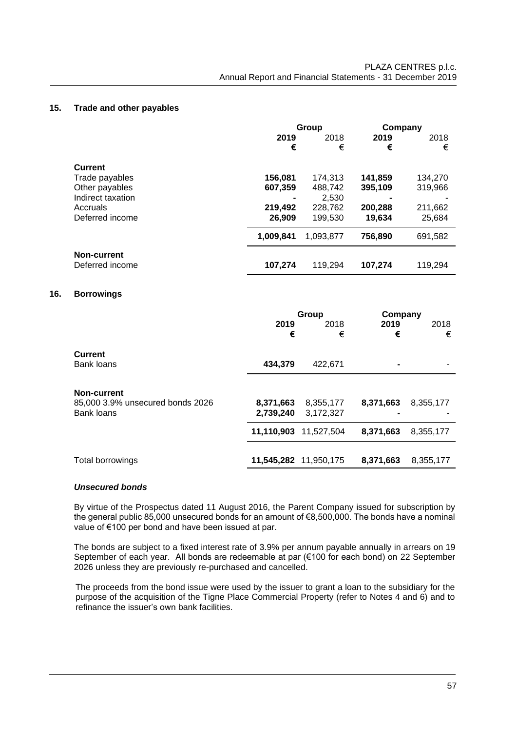## 15. Trade and other payables

| | Group | | Company | |
|---|---|---|---|---|
| | **2019** | 2018 | **2019** | 2018 |
| | **€** | € | **€** | € |
| **Current** | | | | |
| Trade payables | **156,081** | 174,313 | **141,859** | 134,270 |
| Other payables | **607,359** | 488,742 | **395,109** | 319,966 |
| Indirect taxation | **-** | 2,530 | **-** | - |
| Accruals | **219,492** | 228,762 | **200,288** | 211,662 |
| Deferred income | **26,909** | 199,530 | **19,634** | 25,684 |
| | **1,009,841** | 1,093,877 | **756,890** | 691,582 |
| **Non-current** | | | | |
| Deferred income | **107,274** | 119,294 | **107,274** | 119,294 |

## 16. Borrowings

| | Group | | Company | |
|---|---|---|---|---|
| | **2019** | 2018 | **2019** | 2018 |
| | **€** | € | **€** | € |
| **Current** | | | | |
| Bank loans | **434,379** | 422,671 | **-** | - |
| **Non-current** | | | | |
| 85,000 3.9% unsecured bonds 2026 | **8,371,663** | 8,355,177 | **8,371,663** | 8,355,177 |
| Bank loans | **2,739,240** | 3,172,327 | **-** | - |
| | **11,110,903** | 11,527,504 | **8,371,663** | 8,355,177 |
| Total borrowings | **11,545,282** | 11,950,175 | **8,371,663** | 8,355,177 |

### *Unsecured bonds*

By virtue of the Prospectus dated 11 August 2016, the Parent Company issued for subscription by the general public 85,000 unsecured bonds for an amount of €8,500,000. The bonds have a nominal value of €100 per bond and have been issued at par.

The bonds are subject to a fixed interest rate of 3.9% per annum payable annually in arrears on 19 September of each year. All bonds are redeemable at par (€100 for each bond) on 22 September 2026 unless they are previously re-purchased and cancelled.

The proceeds from the bond issue were used by the issuer to grant a loan to the subsidiary for the purpose of the acquisition of the Tigne Place Commercial Property (refer to Notes 4 and 6) and to refinance the issuer's own bank facilities.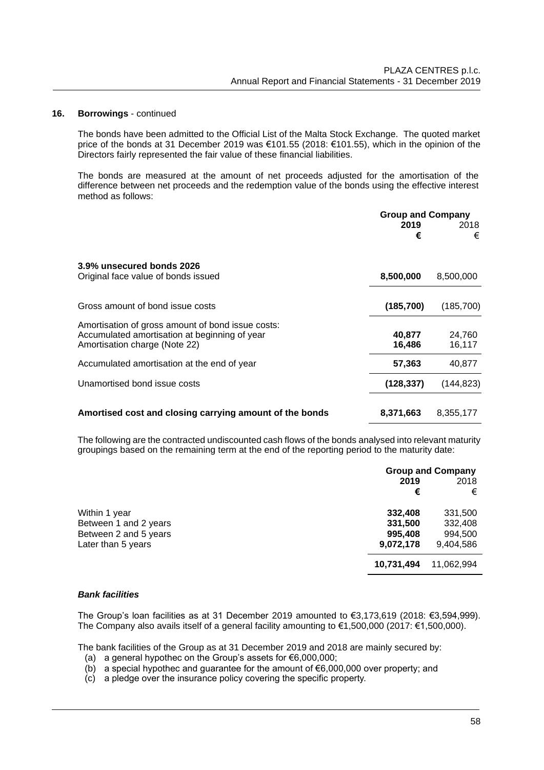## 16. Borrowings - continued

The bonds have been admitted to the Official List of the Malta Stock Exchange. The quoted market price of the bonds at 31 December 2019 was €101.55 (2018: €101.55), which in the opinion of the Directors fairly represented the fair value of these financial liabilities.

The bonds are measured at the amount of net proceeds adjusted for the amortisation of the difference between net proceeds and the redemption value of the bonds using the effective interest method as follows:

| | Group and Company | |
|---|---|---|
| | **2019** | 2018 |
| | **€** | € |
| **3.9% unsecured bonds 2026** | | |
| Original face value of bonds issued | **8,500,000** | 8,500,000 |
| Gross amount of bond issue costs | **(185,700)** | (185,700) |
| Amortisation of gross amount of bond issue costs: | | |
| Accumulated amortisation at beginning of year | **40,877** | 24,760 |
| Amortisation charge (Note 22) | **16,486** | 16,117 |
| Accumulated amortisation at the end of year | **57,363** | 40,877 |
| Unamortised bond issue costs | **(128,337)** | (144,823) |
| **Amortised cost and closing carrying amount of the bonds** | **8,371,663** | 8,355,177 |

The following are the contracted undiscounted cash flows of the bonds analysed into relevant maturity groupings based on the remaining term at the end of the reporting period to the maturity date:

| | Group and Company | |
|---|---|---|
| | **2019** | 2018 |
| | **€** | € |
| Within 1 year | **332,408** | 331,500 |
| Between 1 and 2 years | **331,500** | 332,408 |
| Between 2 and 5 years | **995,408** | 994,500 |
| Later than 5 years | **9,072,178** | 9,404,586 |
| | **10,731,494** | 11,062,994 |

### *Bank facilities*

The Group's loan facilities as at 31 December 2019 amounted to €3,173,619 (2018: €3,594,999). The Company also avails itself of a general facility amounting to €1,500,000 (2017: €1,500,000).

The bank facilities of the Group as at 31 December 2019 and 2018 are mainly secured by:

(a) a general hypothec on the Group's assets for €6,000,000;
(b) a special hypothec and guarantee for the amount of €6,000,000 over property; and
(c) a pledge over the insurance policy covering the specific property.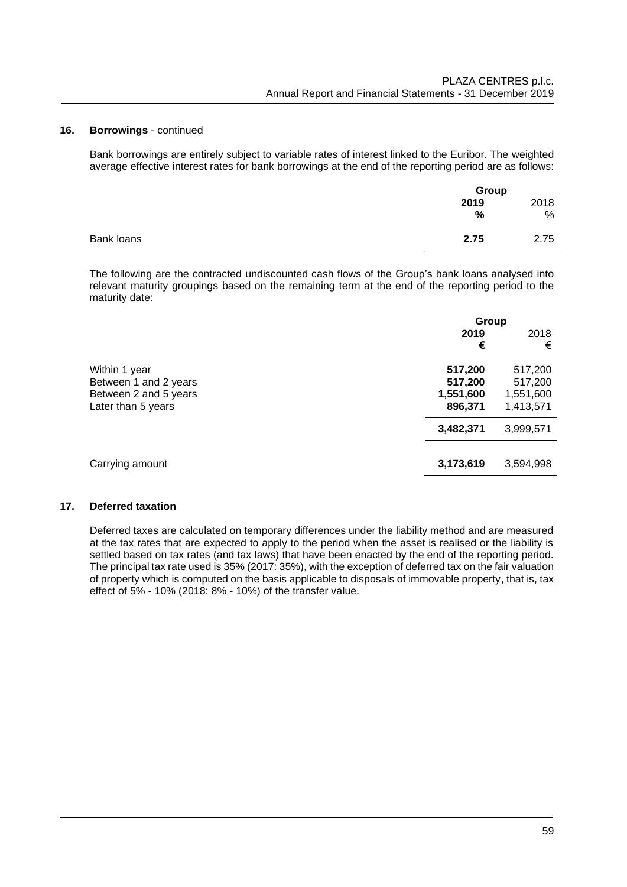## 16. Borrowings - continued

Bank borrowings are entirely subject to variable rates of interest linked to the Euribor. The weighted average effective interest rates for bank borrowings at the end of the reporting period are as follows:

| | Group | |
|---|---|---|
| | **2019** | 2018 |
| | **%** | % |
| Bank loans | **2.75** | 2.75 |

The following are the contracted undiscounted cash flows of the Group's bank loans analysed into relevant maturity groupings based on the remaining term at the end of the reporting period to the maturity date:

| | Group | |
|---|---|---|
| | **2019** | 2018 |
| | **€** | € |
| Within 1 year | **517,200** | 517,200 |
| Between 1 and 2 years | **517,200** | 517,200 |
| Between 2 and 5 years | **1,551,600** | 1,551,600 |
| Later than 5 years | **896,371** | 1,413,571 |
| | **3,482,371** | 3,999,571 |
| Carrying amount | **3,173,619** | 3,594,998 |

## 17. Deferred taxation

Deferred taxes are calculated on temporary differences under the liability method and are measured at the tax rates that are expected to apply to the period when the asset is realised or the liability is settled based on tax rates (and tax laws) that have been enacted by the end of the reporting period. The principal tax rate used is 35% (2017: 35%), with the exception of deferred tax on the fair valuation of property which is computed on the basis applicable to disposals of immovable property, that is, tax effect of 5% - 10% (2018: 8% - 10%) of the transfer value.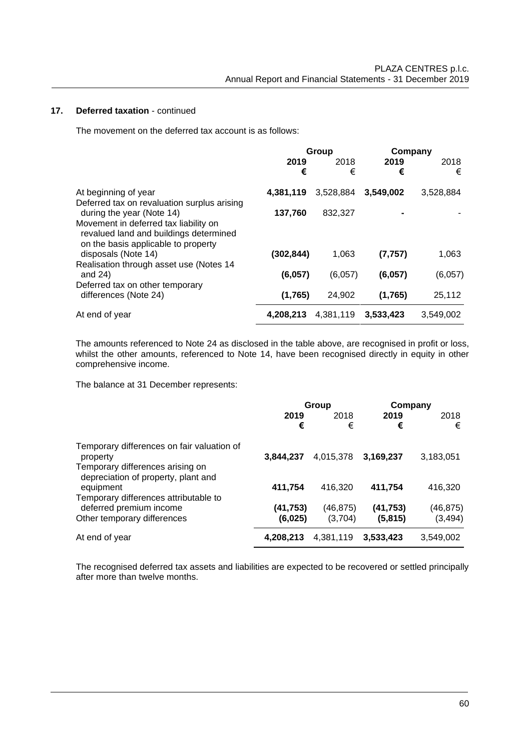## 17. Deferred taxation - continued

The movement on the deferred tax account is as follows:

| | Group | | Company | |
|---|---|---|---|---|
| | **2019** | 2018 | **2019** | 2018 |
| | **€** | € | **€** | € |
| At beginning of year | **4,381,119** | 3,528,884 | **3,549,002** | 3,528,884 |
| Deferred tax on revaluation surplus arising during the year (Note 14) | **137,760** | 832,327 | **-** | - |
| Movement in deferred tax liability on revalued land and buildings determined on the basis applicable to property disposals (Note 14) | **(302,844)** | 1,063 | **(7,757)** | 1,063 |
| Realisation through asset use (Notes 14 and 24) | **(6,057)** | (6,057) | **(6,057)** | (6,057) |
| Deferred tax on other temporary differences (Note 24) | **(1,765)** | 24,902 | **(1,765)** | 25,112 |
| At end of year | **4,208,213** | 4,381,119 | **3,533,423** | 3,549,002 |

The amounts referenced to Note 24 as disclosed in the table above, are recognised in profit or loss, whilst the other amounts, referenced to Note 14, have been recognised directly in equity in other comprehensive income.

The balance at 31 December represents:

| | Group | | Company | |
|---|---|---|---|---|
| | **2019** | 2018 | **2019** | 2018 |
| | **€** | € | **€** | € |
| Temporary differences on fair valuation of property | **3,844,237** | 4,015,378 | **3,169,237** | 3,183,051 |
| Temporary differences arising on depreciation of property, plant and equipment | **411,754** | 416,320 | **411,754** | 416,320 |
| Temporary differences attributable to deferred premium income | **(41,753)** | (46,875) | **(41,753)** | (46,875) |
| Other temporary differences | **(6,025)** | (3,704) | **(5,815)** | (3,494) |
| At end of year | **4,208,213** | 4,381,119 | **3,533,423** | 3,549,002 |

The recognised deferred tax assets and liabilities are expected to be recovered or settled principally after more than twelve months.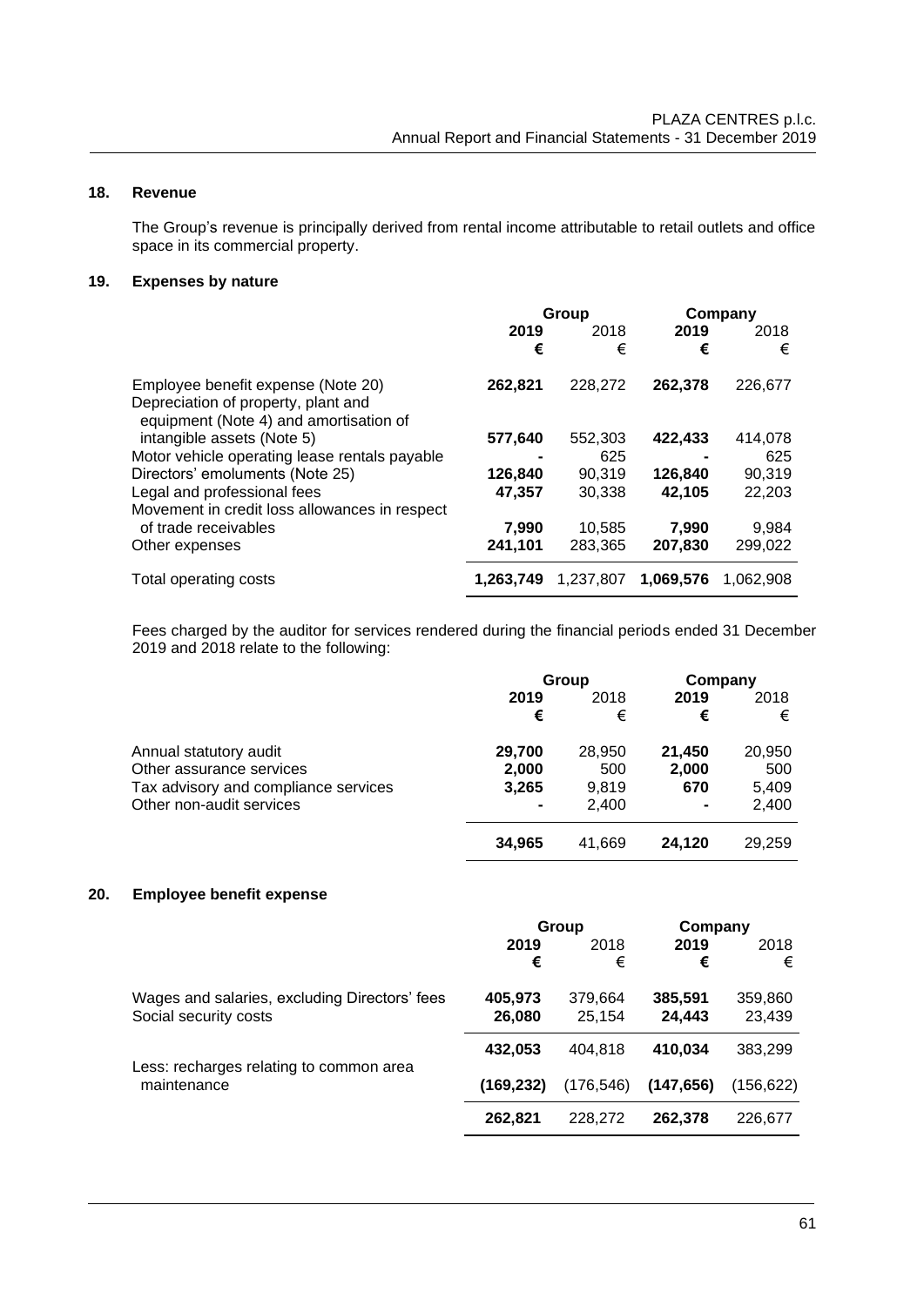## 18. Revenue

The Group's revenue is principally derived from rental income attributable to retail outlets and office space in its commercial property.

## 19. Expenses by nature

| | Group | | Company | |
|---|---|---|---|---|
| | **2019** | 2018 | **2019** | 2018 |
| | **€** | € | **€** | € |
| Employee benefit expense (Note 20) | **262,821** | 228,272 | **262,378** | 226,677 |
| Depreciation of property, plant and equipment (Note 4) and amortisation of intangible assets (Note 5) | **577,640** | 552,303 | **422,433** | 414,078 |
| Motor vehicle operating lease rentals payable | **-** | 625 | **-** | 625 |
| Directors' emoluments (Note 25) | **126,840** | 90,319 | **126,840** | 90,319 |
| Legal and professional fees | **47,357** | 30,338 | **42,105** | 22,203 |
| Movement in credit loss allowances in respect of trade receivables | **7,990** | 10,585 | **7,990** | 9,984 |
| Other expenses | **241,101** | 283,365 | **207,830** | 299,022 |
| Total operating costs | **1,263,749** | 1,237,807 | **1,069,576** | 1,062,908 |

Fees charged by the auditor for services rendered during the financial periods ended 31 December 2019 and 2018 relate to the following:

| | Group | | Company | |
|---|---|---|---|---|
| | **2019** | 2018 | **2019** | 2018 |
| | **€** | € | **€** | € |
| Annual statutory audit | **29,700** | 28,950 | **21,450** | 20,950 |
| Other assurance services | **2,000** | 500 | **2,000** | 500 |
| Tax advisory and compliance services | **3,265** | 9,819 | **670** | 5,409 |
| Other non-audit services | **-** | 2,400 | **-** | 2,400 |
| | **34,965** | 41,669 | **24,120** | 29,259 |

## 20. Employee benefit expense

| | Group | | Company | |
|---|---|---|---|---|
| | **2019** | 2018 | **2019** | 2018 |
| | **€** | € | **€** | € |
| Wages and salaries, excluding Directors' fees | **405,973** | 379,664 | **385,591** | 359,860 |
| Social security costs | **26,080** | 25,154 | **24,443** | 23,439 |
| | **432,053** | 404,818 | **410,034** | 383,299 |
| Less: recharges relating to common area maintenance | **(169,232)** | (176,546) | **(147,656)** | (156,622) |
| | **262,821** | 228,272 | **262,378** | 226,677 |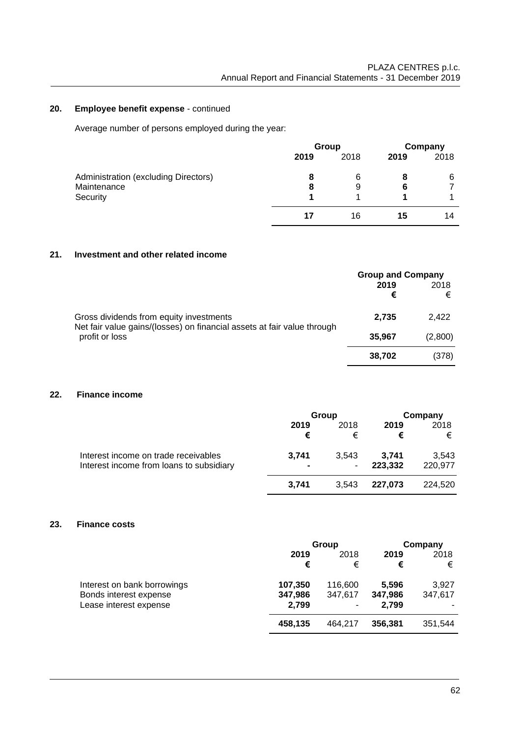## 20. Employee benefit expense - continued

Average number of persons employed during the year:

| | Group | | Company | |
|---|---|---|---|---|
| | **2019** | 2018 | **2019** | 2018 |
| Administration (excluding Directors) | **8** | 6 | **8** | 6 |
| Maintenance | **8** | 9 | **6** | 7 |
| Security | **1** | 1 | **1** | 1 |
| | **17** | 16 | **15** | 14 |

## 21. Investment and other related income

| | Group and Company | |
|---|---|---|
| | **2019** | 2018 |
| | **€** | € |
| Gross dividends from equity investments | **2,735** | 2,422 |
| Net fair value gains/(losses) on financial assets at fair value through profit or loss | **35,967** | (2,800) |
| | **38,702** | (378) |

## 22. Finance income

| | Group | | Company | |
|---|---|---|---|---|
| | **2019** | 2018 | **2019** | 2018 |
| | **€** | € | **€** | € |
| Interest income on trade receivables | **3,741** | 3,543 | **3,741** | 3,543 |
| Interest income from loans to subsidiary | **-** | - | **223,332** | 220,977 |
| | **3,741** | 3,543 | **227,073** | 224,520 |

## 23. Finance costs

| | Group | | Company | |
|---|---|---|---|---|
| | **2019** | 2018 | **2019** | 2018 |
| | **€** | € | **€** | € |
| Interest on bank borrowings | **107,350** | 116,600 | **5,596** | 3,927 |
| Bonds interest expense | **347,986** | 347,617 | **347,986** | 347,617 |
| Lease interest expense | **2,799** | - | **2,799** | - |
| | **458,135** | 464,217 | **356,381** | 351,544 |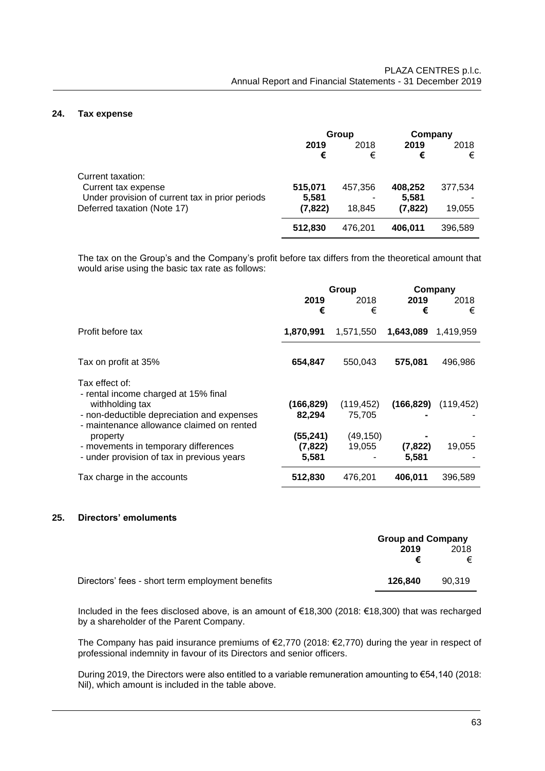## 24. Tax expense

| | Group | | Company | |
|---|---|---|---|---|
| | **2019** | 2018 | **2019** | 2018 |
| | **€** | € | **€** | € |
| Current taxation: | | | | |
| Current tax expense | **515,071** | 457,356 | **408,252** | 377,534 |
| Under provision of current tax in prior periods | **5,581** | - | **5,581** | - |
| Deferred taxation (Note 17) | **(7,822)** | 18,845 | **(7,822)** | 19,055 |
| | **512,830** | 476,201 | **406,011** | 396,589 |

The tax on the Group's and the Company's profit before tax differs from the theoretical amount that would arise using the basic tax rate as follows:

| | Group | | Company | |
|---|---|---|---|---|
| | **2019** | 2018 | **2019** | 2018 |
| | **€** | € | **€** | € |
| Profit before tax | **1,870,991** | 1,571,550 | **1,643,089** | 1,419,959 |
| Tax on profit at 35% | **654,847** | 550,043 | **575,081** | 496,986 |
| Tax effect of: | | | | |
| - rental income charged at 15% final withholding tax | **(166,829)** | (119,452) | **(166,829)** | (119,452) |
| - non-deductible depreciation and expenses | **82,294** | 75,705 | **-** | - |
| - maintenance allowance claimed on rented property | **(55,241)** | (49,150) | **-** | - |
| - movements in temporary differences | **(7,822)** | 19,055 | **(7,822)** | 19,055 |
| - under provision of tax in previous years | **5,581** | - | **5,581** | - |
| Tax charge in the accounts | **512,830** | 476,201 | **406,011** | 396,589 |

## 25. Directors' emoluments

| | Group and Company | |
|---|---|---|
| | **2019** | 2018 |
| | **€** | € |
| Directors' fees - short term employment benefits | **126,840** | 90,319 |

Included in the fees disclosed above, is an amount of €18,300 (2018: €18,300) that was recharged by a shareholder of the Parent Company.

The Company has paid insurance premiums of €2,770 (2018: €2,770) during the year in respect of professional indemnity in favour of its Directors and senior officers.

During 2019, the Directors were also entitled to a variable remuneration amounting to €54,140 (2018: Nil), which amount is included in the table above.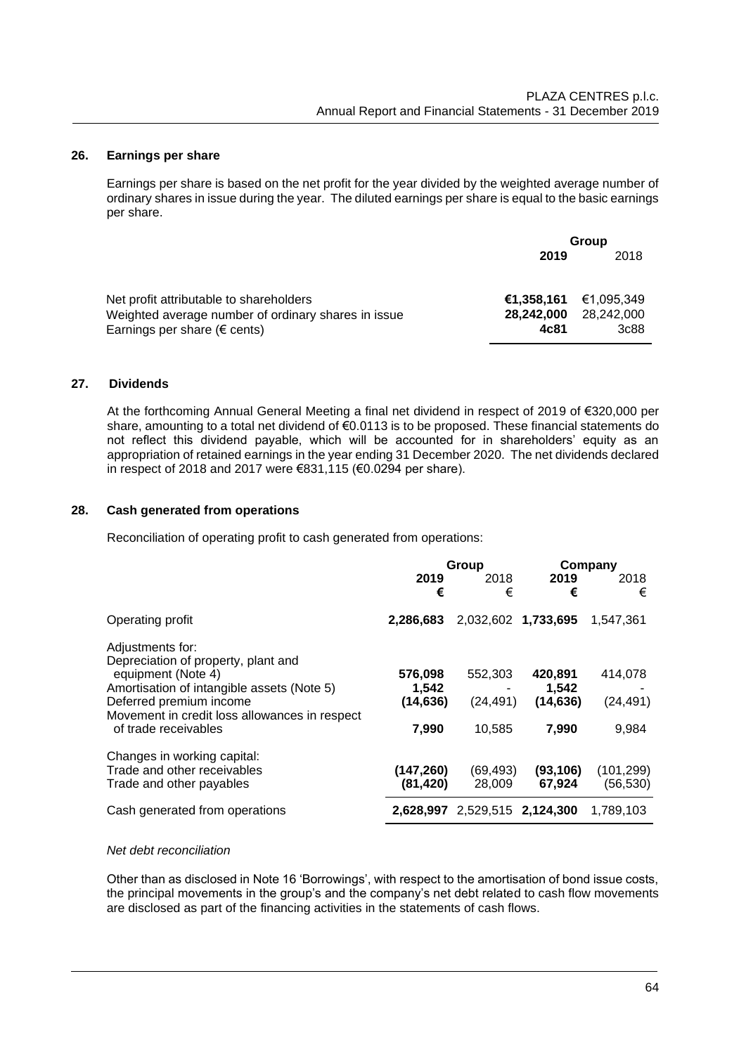## 26. Earnings per share

Earnings per share is based on the net profit for the year divided by the weighted average number of ordinary shares in issue during the year. The diluted earnings per share is equal to the basic earnings per share.

| | Group | |
|---|---|---|
| | **2019** | 2018 |
| Net profit attributable to shareholders | **€1,358,161** | €1,095,349 |
| Weighted average number of ordinary shares in issue | **28,242,000** | 28,242,000 |
| Earnings per share (€ cents) | **4c81** | 3c88 |

## 27. Dividends

At the forthcoming Annual General Meeting a final net dividend in respect of 2019 of €320,000 per share, amounting to a total net dividend of €0.0113 is to be proposed. These financial statements do not reflect this dividend payable, which will be accounted for in shareholders' equity as an appropriation of retained earnings in the year ending 31 December 2020. The net dividends declared in respect of 2018 and 2017 were €831,115 (€0.0294 per share).

## 28. Cash generated from operations

Reconciliation of operating profit to cash generated from operations:

| | Group | | Company | |
|---|---|---|---|---|
| | **2019** | 2018 | **2019** | 2018 |
| | **€** | € | **€** | € |
| Operating profit | **2,286,683** | 2,032,602 | **1,733,695** | 1,547,361 |
| Adjustments for: | | | | |
| Depreciation of property, plant and equipment (Note 4) | **576,098** | 552,303 | **420,891** | 414,078 |
| Amortisation of intangible assets (Note 5) | **1,542** | - | **1,542** | - |
| Deferred premium income | **(14,636)** | (24,491) | **(14,636)** | (24,491) |
| Movement in credit loss allowances in respect of trade receivables | **7,990** | 10,585 | **7,990** | 9,984 |
| Changes in working capital: | | | | |
| Trade and other receivables | **(147,260)** | (69,493) | **(93,106)** | (101,299) |
| Trade and other payables | **(81,420)** | 28,009 | **67,924** | (56,530) |
| Cash generated from operations | **2,628,997** | 2,529,515 | **2,124,300** | 1,789,103 |

*Net debt reconciliation*

Other than as disclosed in Note 16 'Borrowings', with respect to the amortisation of bond issue costs, the principal movements in the group's and the company's net debt related to cash flow movements are disclosed as part of the financing activities in the statements of cash flows.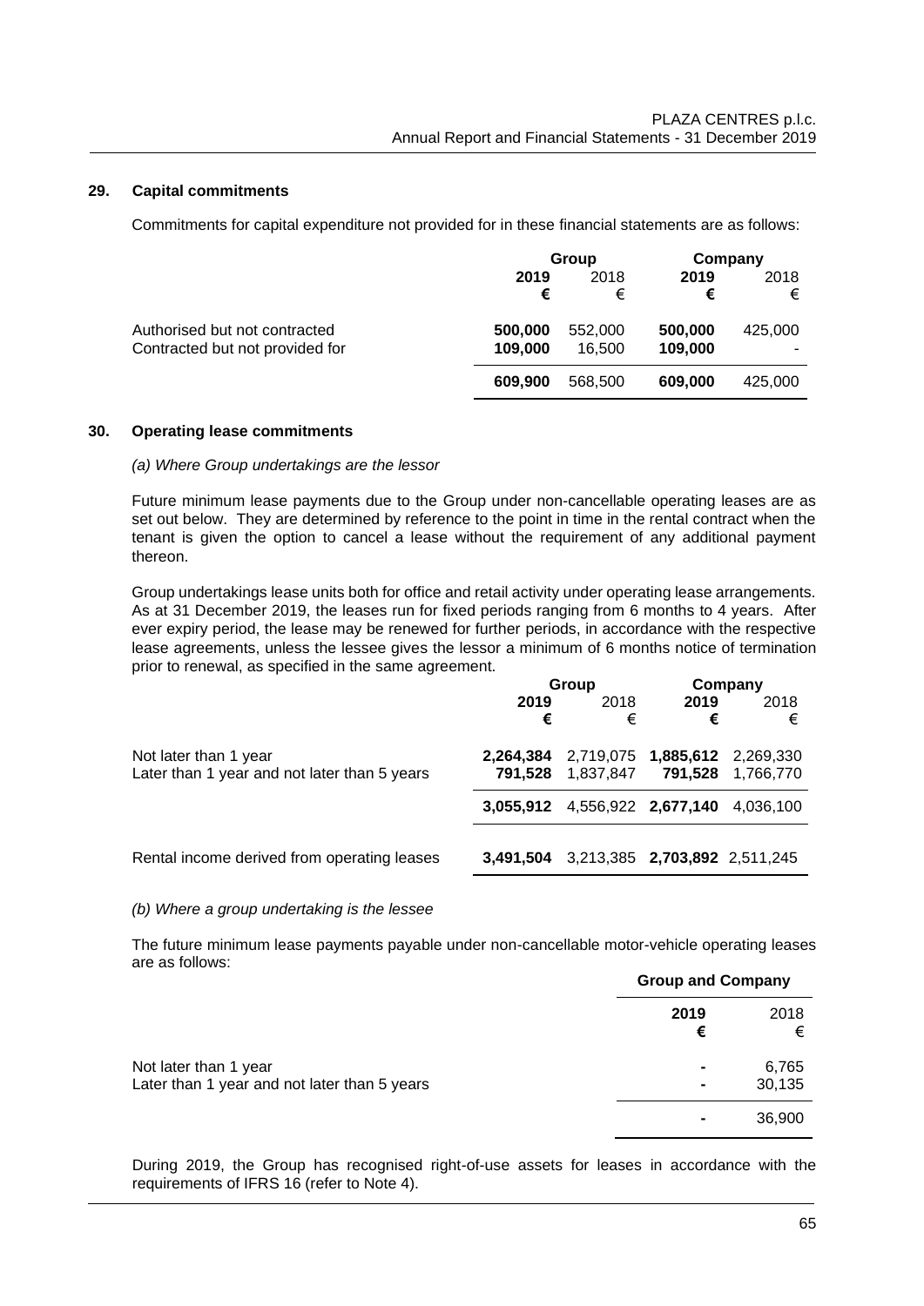## 29. Capital commitments

Commitments for capital expenditure not provided for in these financial statements are as follows:

| | Group | | Company | |
|---|---|---|---|---|
| | **2019** | 2018 | **2019** | 2018 |
| | **€** | € | **€** | € |
| Authorised but not contracted | **500,000** | 552,000 | **500,000** | 425,000 |
| Contracted but not provided for | **109,000** | 16,500 | **109,000** | - |
| | **609,900** | 568,500 | **609,000** | 425,000 |

## 30. Operating lease commitments

*(a) Where Group undertakings are the lessor*

Future minimum lease payments due to the Group under non-cancellable operating leases are as set out below. They are determined by reference to the point in time in the rental contract when the tenant is given the option to cancel a lease without the requirement of any additional payment thereon.

Group undertakings lease units both for office and retail activity under operating lease arrangements. As at 31 December 2019, the leases run for fixed periods ranging from 6 months to 4 years. After ever expiry period, the lease may be renewed for further periods, in accordance with the respective lease agreements, unless the lessee gives the lessor a minimum of 6 months notice of termination prior to renewal, as specified in the same agreement.

| | Group | | Company | |
|---|---|---|---|---|
| | **2019** | 2018 | **2019** | 2018 |
| | **€** | € | **€** | € |
| Not later than 1 year | **2,264,384** | 2,719,075 | **1,885,612** | 2,269,330 |
| Later than 1 year and not later than 5 years | **791,528** | 1,837,847 | **791,528** | 1,766,770 |
| | **3,055,912** | 4,556,922 | **2,677,140** | 4,036,100 |
| Rental income derived from operating leases | **3,491,504** | 3,213,385 | **2,703,892** | 2,511,245 |

*(b) Where a group undertaking is the lessee*

The future minimum lease payments payable under non-cancellable motor-vehicle operating leases are as follows:

| | Group and Company | |
|---|---|---|
| | **2019** | 2018 |
| | **€** | € |
| Not later than 1 year | **-** | 6,765 |
| Later than 1 year and not later than 5 years | **-** | 30,135 |
| | **-** | 36,900 |

During 2019, the Group has recognised right-of-use assets for leases in accordance with the requirements of IFRS 16 (refer to Note 4).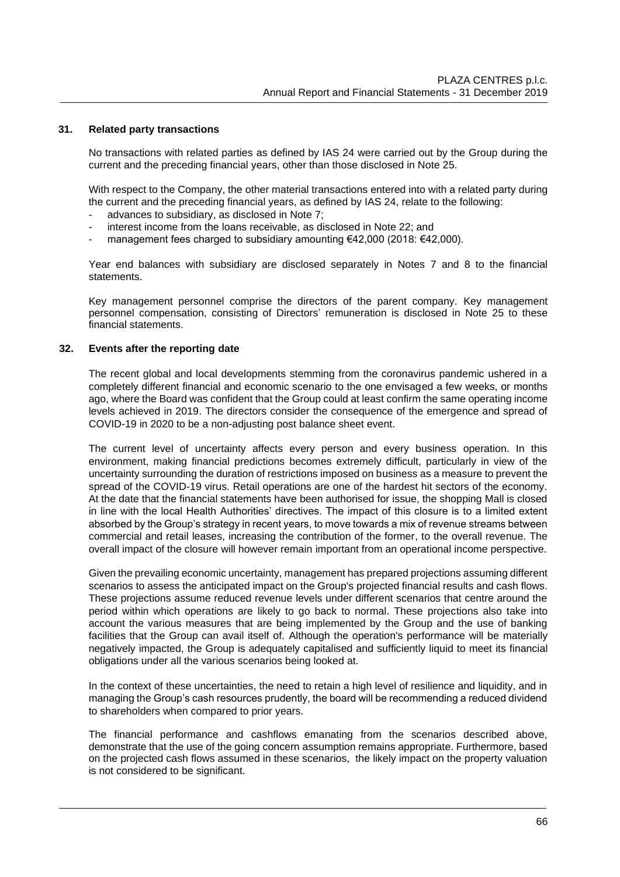## 31. Related party transactions

No transactions with related parties as defined by IAS 24 were carried out by the Group during the current and the preceding financial years, other than those disclosed in Note 25.

With respect to the Company, the other material transactions entered into with a related party during the current and the preceding financial years, as defined by IAS 24, relate to the following:

- advances to subsidiary, as disclosed in Note 7;
- interest income from the loans receivable, as disclosed in Note 22; and
- management fees charged to subsidiary amounting €42,000 (2018: €42,000).

Year end balances with subsidiary are disclosed separately in Notes 7 and 8 to the financial statements.

Key management personnel comprise the directors of the parent company. Key management personnel compensation, consisting of Directors' remuneration is disclosed in Note 25 to these financial statements.

## 32. Events after the reporting date

The recent global and local developments stemming from the coronavirus pandemic ushered in a completely different financial and economic scenario to the one envisaged a few weeks, or months ago, where the Board was confident that the Group could at least confirm the same operating income levels achieved in 2019. The directors consider the consequence of the emergence and spread of COVID-19 in 2020 to be a non-adjusting post balance sheet event.

The current level of uncertainty affects every person and every business operation. In this environment, making financial predictions becomes extremely difficult, particularly in view of the uncertainty surrounding the duration of restrictions imposed on business as a measure to prevent the spread of the COVID-19 virus. Retail operations are one of the hardest hit sectors of the economy. At the date that the financial statements have been authorised for issue, the shopping Mall is closed in line with the local Health Authorities' directives. The impact of this closure is to a limited extent absorbed by the Group's strategy in recent years, to move towards a mix of revenue streams between commercial and retail leases, increasing the contribution of the former, to the overall revenue. The overall impact of the closure will however remain important from an operational income perspective.

Given the prevailing economic uncertainty, management has prepared projections assuming different scenarios to assess the anticipated impact on the Group's projected financial results and cash flows. These projections assume reduced revenue levels under different scenarios that centre around the period within which operations are likely to go back to normal. These projections also take into account the various measures that are being implemented by the Group and the use of banking facilities that the Group can avail itself of. Although the operation's performance will be materially negatively impacted, the Group is adequately capitalised and sufficiently liquid to meet its financial obligations under all the various scenarios being looked at.

In the context of these uncertainties, the need to retain a high level of resilience and liquidity, and in managing the Group's cash resources prudently, the board will be recommending a reduced dividend to shareholders when compared to prior years.

The financial performance and cashflows emanating from the scenarios described above, demonstrate that the use of the going concern assumption remains appropriate. Furthermore, based on the projected cash flows assumed in these scenarios, the likely impact on the property valuation is not considered to be significant.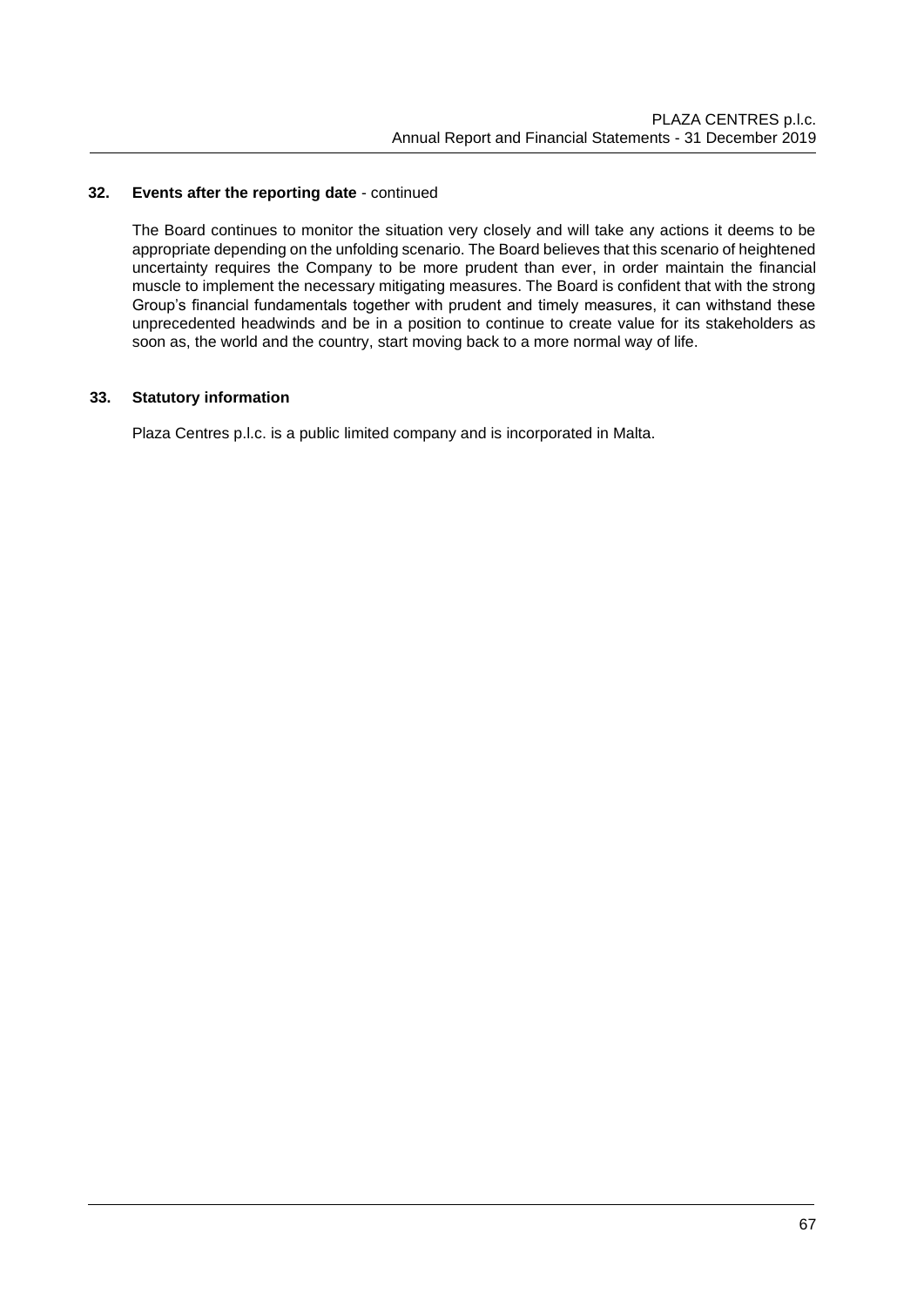## 32. Events after the reporting date - continued

The Board continues to monitor the situation very closely and will take any actions it deems to be appropriate depending on the unfolding scenario. The Board believes that this scenario of heightened uncertainty requires the Company to be more prudent than ever, in order maintain the financial muscle to implement the necessary mitigating measures. The Board is confident that with the strong Group's financial fundamentals together with prudent and timely measures, it can withstand these unprecedented headwinds and be in a position to continue to create value for its stakeholders as soon as, the world and the country, start moving back to a more normal way of life.

## 33. Statutory information

Plaza Centres p.l.c. is a public limited company and is incorporated in Malta.